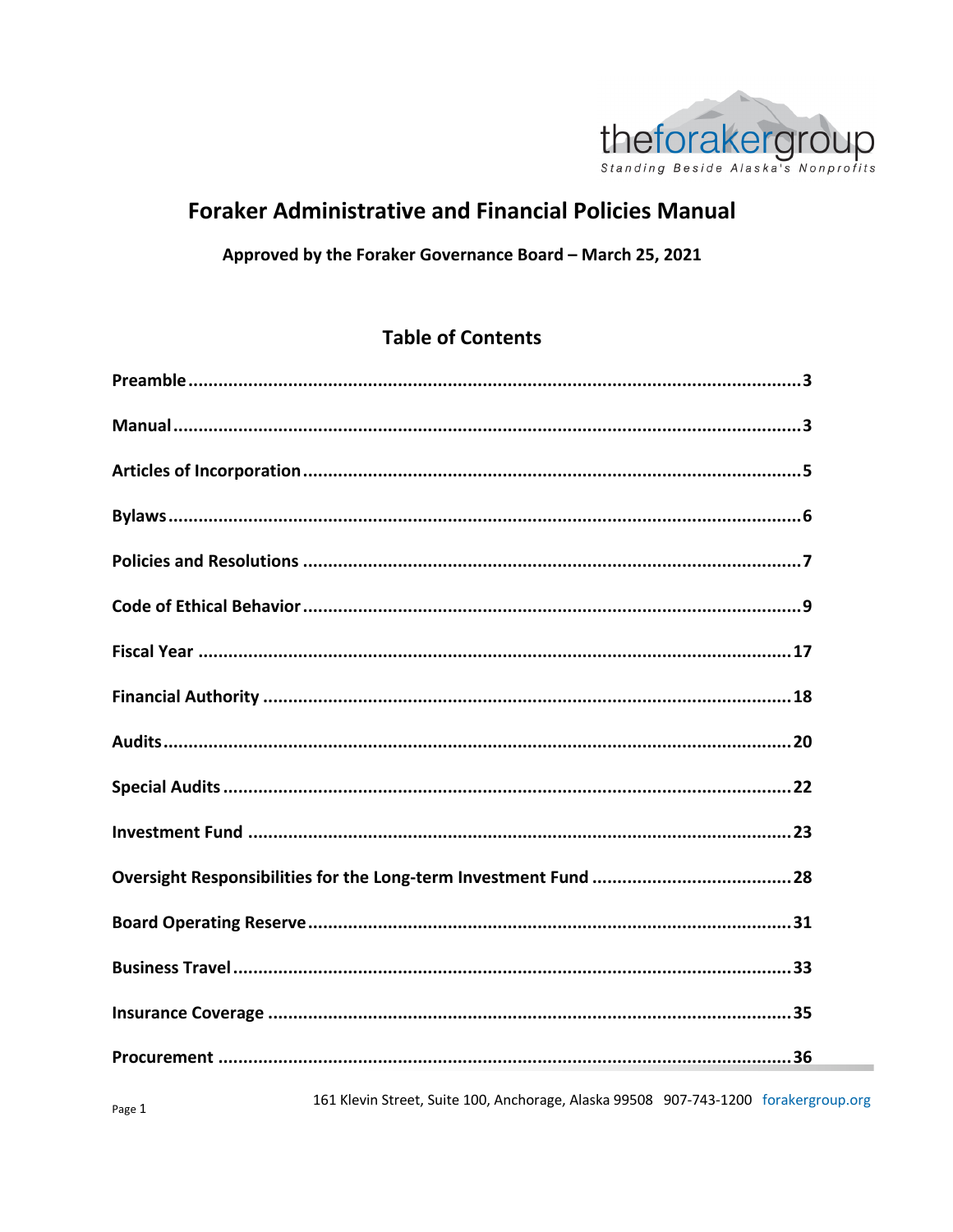# Foraker Administrative and Financial Policies Manual

**Approved by the Foraker Governance Board – March 25, 2021**

## Table of Contents

| Section | Page |
|---|---|
| **Preamble** | **3** |
| **Manual** | **3** |
| **Articles of Incorporation** | **5** |
| **Bylaws** | **6** |
| **Policies and Resolutions** | **7** |
| **Code of Ethical Behavior** | **9** |
| **Fiscal Year** | **17** |
| **Financial Authority** | **18** |
| **Audits** | **20** |
| **Special Audits** | **22** |
| **Investment Fund** | **23** |
| **Oversight Responsibilities for the Long-term Investment Fund** | **28** |
| **Board Operating Reserve** | **31** |
| **Business Travel** | **33** |
| **Insurance Coverage** | **35** |
| **Procurement** | **36** |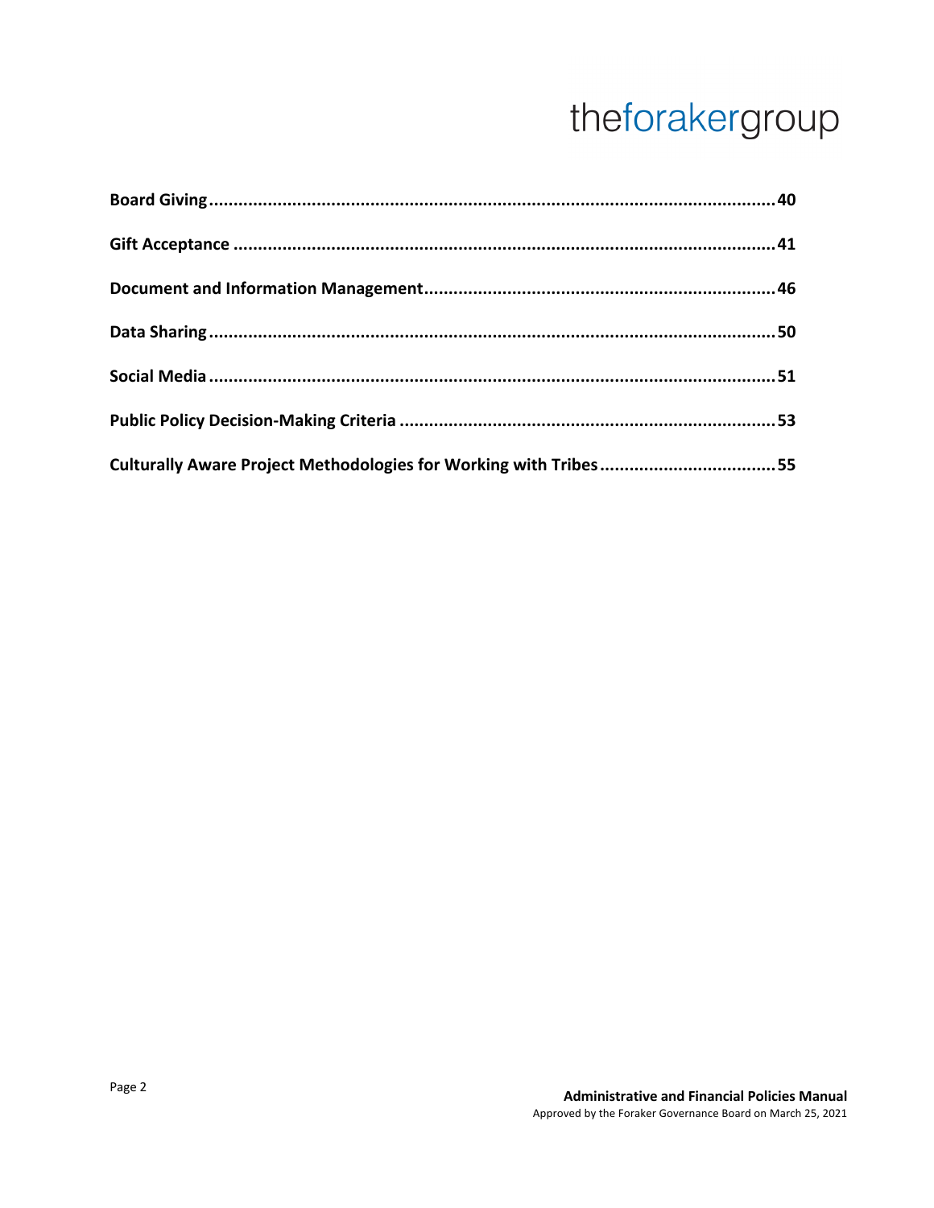**Board Giving** .......... 40

**Gift Acceptance** .......... 41

**Document and Information Management** .......... 46

**Data Sharing** .......... 50

**Social Media** .......... 51

**Public Policy Decision-Making Criteria** .......... 53

**Culturally Aware Project Methodologies for Working with Tribes** .......... 55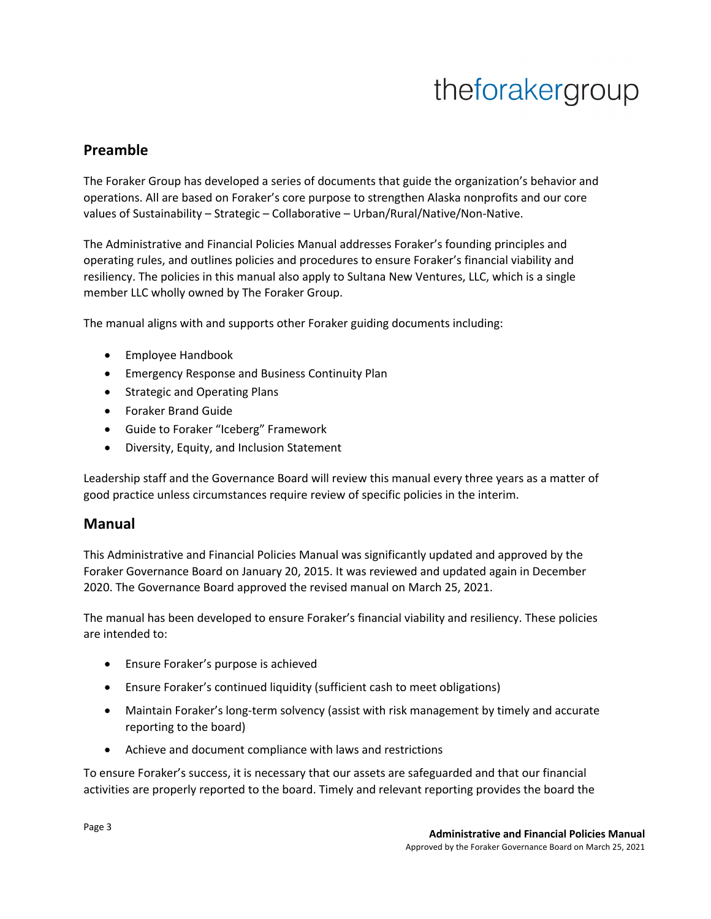## Preamble

The Foraker Group has developed a series of documents that guide the organization's behavior and operations. All are based on Foraker's core purpose to strengthen Alaska nonprofits and our core values of Sustainability – Strategic – Collaborative – Urban/Rural/Native/Non-Native.

The Administrative and Financial Policies Manual addresses Foraker's founding principles and operating rules, and outlines policies and procedures to ensure Foraker's financial viability and resiliency. The policies in this manual also apply to Sultana New Ventures, LLC, which is a single member LLC wholly owned by The Foraker Group.

The manual aligns with and supports other Foraker guiding documents including:

- Employee Handbook
- Emergency Response and Business Continuity Plan
- Strategic and Operating Plans
- Foraker Brand Guide
- Guide to Foraker "Iceberg" Framework
- Diversity, Equity, and Inclusion Statement

Leadership staff and the Governance Board will review this manual every three years as a matter of good practice unless circumstances require review of specific policies in the interim.

## Manual

This Administrative and Financial Policies Manual was significantly updated and approved by the Foraker Governance Board on January 20, 2015. It was reviewed and updated again in December 2020. The Governance Board approved the revised manual on March 25, 2021.

The manual has been developed to ensure Foraker's financial viability and resiliency. These policies are intended to:

- Ensure Foraker's purpose is achieved
- Ensure Foraker's continued liquidity (sufficient cash to meet obligations)
- Maintain Foraker's long-term solvency (assist with risk management by timely and accurate reporting to the board)
- Achieve and document compliance with laws and restrictions

To ensure Foraker's success, it is necessary that our assets are safeguarded and that our financial activities are properly reported to the board. Timely and relevant reporting provides the board the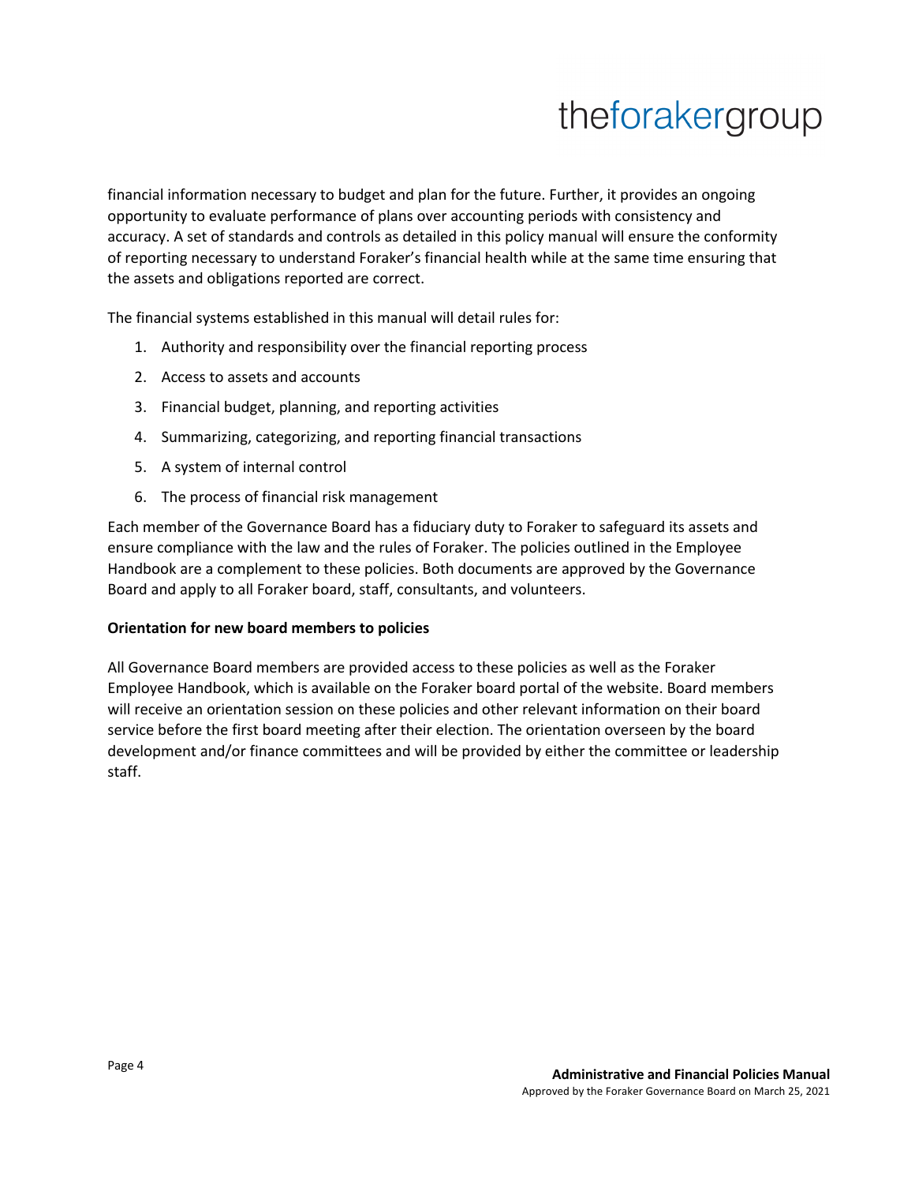financial information necessary to budget and plan for the future. Further, it provides an ongoing opportunity to evaluate performance of plans over accounting periods with consistency and accuracy. A set of standards and controls as detailed in this policy manual will ensure the conformity of reporting necessary to understand Foraker's financial health while at the same time ensuring that the assets and obligations reported are correct.

The financial systems established in this manual will detail rules for:

1. Authority and responsibility over the financial reporting process
2. Access to assets and accounts
3. Financial budget, planning, and reporting activities
4. Summarizing, categorizing, and reporting financial transactions
5. A system of internal control
6. The process of financial risk management

Each member of the Governance Board has a fiduciary duty to Foraker to safeguard its assets and ensure compliance with the law and the rules of Foraker. The policies outlined in the Employee Handbook are a complement to these policies. Both documents are approved by the Governance Board and apply to all Foraker board, staff, consultants, and volunteers.

**Orientation for new board members to policies**

All Governance Board members are provided access to these policies as well as the Foraker Employee Handbook, which is available on the Foraker board portal of the website. Board members will receive an orientation session on these policies and other relevant information on their board service before the first board meeting after their election. The orientation overseen by the board development and/or finance committees and will be provided by either the committee or leadership staff.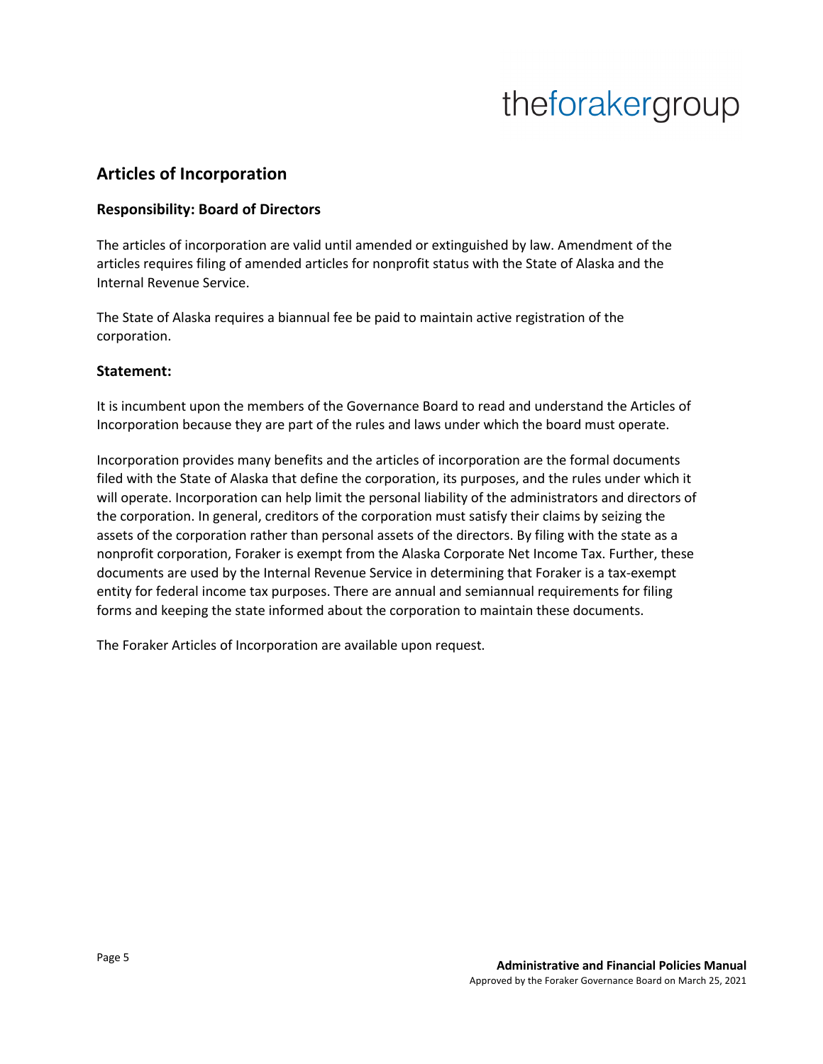## Articles of Incorporation

### Responsibility: Board of Directors

The articles of incorporation are valid until amended or extinguished by law. Amendment of the articles requires filing of amended articles for nonprofit status with the State of Alaska and the Internal Revenue Service.

The State of Alaska requires a biannual fee be paid to maintain active registration of the corporation.

### Statement:

It is incumbent upon the members of the Governance Board to read and understand the Articles of Incorporation because they are part of the rules and laws under which the board must operate.

Incorporation provides many benefits and the articles of incorporation are the formal documents filed with the State of Alaska that define the corporation, its purposes, and the rules under which it will operate. Incorporation can help limit the personal liability of the administrators and directors of the corporation. In general, creditors of the corporation must satisfy their claims by seizing the assets of the corporation rather than personal assets of the directors. By filing with the state as a nonprofit corporation, Foraker is exempt from the Alaska Corporate Net Income Tax. Further, these documents are used by the Internal Revenue Service in determining that Foraker is a tax-exempt entity for federal income tax purposes. There are annual and semiannual requirements for filing forms and keeping the state informed about the corporation to maintain these documents.

The Foraker Articles of Incorporation are available upon request.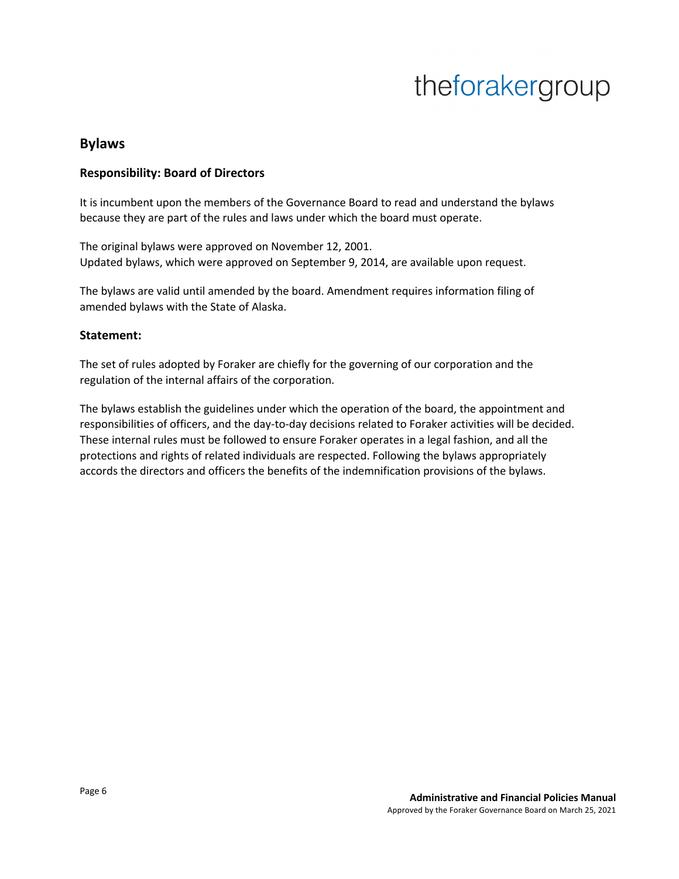## Bylaws

### Responsibility: Board of Directors

It is incumbent upon the members of the Governance Board to read and understand the bylaws because they are part of the rules and laws under which the board must operate.

The original bylaws were approved on November 12, 2001.
Updated bylaws, which were approved on September 9, 2014, are available upon request.

The bylaws are valid until amended by the board. Amendment requires information filing of amended bylaws with the State of Alaska.

### Statement:

The set of rules adopted by Foraker are chiefly for the governing of our corporation and the regulation of the internal affairs of the corporation.

The bylaws establish the guidelines under which the operation of the board, the appointment and responsibilities of officers, and the day-to-day decisions related to Foraker activities will be decided. These internal rules must be followed to ensure Foraker operates in a legal fashion, and all the protections and rights of related individuals are respected. Following the bylaws appropriately accords the directors and officers the benefits of the indemnification provisions of the bylaws.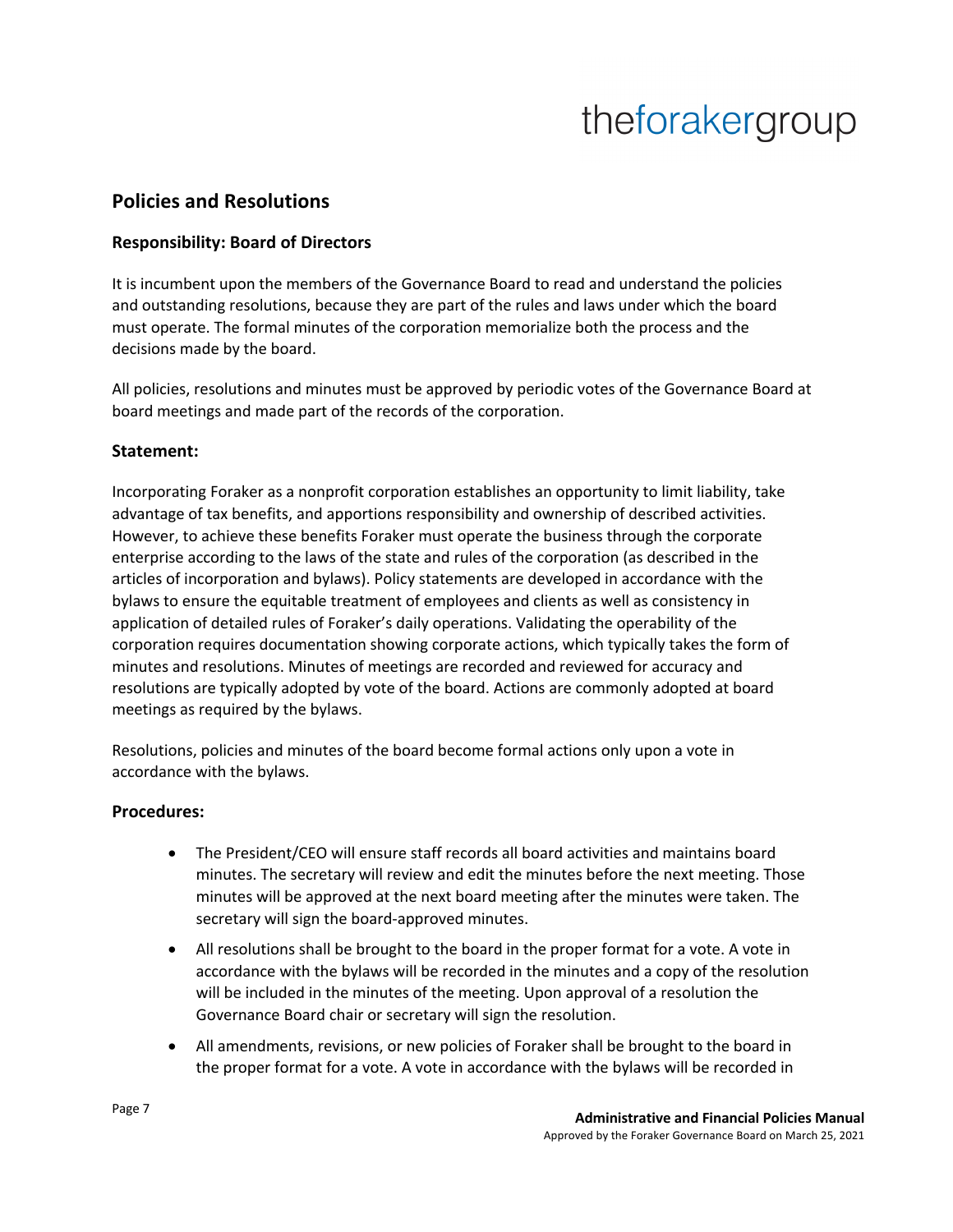## Policies and Resolutions

### Responsibility: Board of Directors

It is incumbent upon the members of the Governance Board to read and understand the policies and outstanding resolutions, because they are part of the rules and laws under which the board must operate. The formal minutes of the corporation memorialize both the process and the decisions made by the board.

All policies, resolutions and minutes must be approved by periodic votes of the Governance Board at board meetings and made part of the records of the corporation.

### Statement:

Incorporating Foraker as a nonprofit corporation establishes an opportunity to limit liability, take advantage of tax benefits, and apportions responsibility and ownership of described activities. However, to achieve these benefits Foraker must operate the business through the corporate enterprise according to the laws of the state and rules of the corporation (as described in the articles of incorporation and bylaws). Policy statements are developed in accordance with the bylaws to ensure the equitable treatment of employees and clients as well as consistency in application of detailed rules of Foraker's daily operations. Validating the operability of the corporation requires documentation showing corporate actions, which typically takes the form of minutes and resolutions. Minutes of meetings are recorded and reviewed for accuracy and resolutions are typically adopted by vote of the board. Actions are commonly adopted at board meetings as required by the bylaws.

Resolutions, policies and minutes of the board become formal actions only upon a vote in accordance with the bylaws.

### Procedures:

- The President/CEO will ensure staff records all board activities and maintains board minutes. The secretary will review and edit the minutes before the next meeting. Those minutes will be approved at the next board meeting after the minutes were taken. The secretary will sign the board-approved minutes.
- All resolutions shall be brought to the board in the proper format for a vote. A vote in accordance with the bylaws will be recorded in the minutes and a copy of the resolution will be included in the minutes of the meeting. Upon approval of a resolution the Governance Board chair or secretary will sign the resolution.
- All amendments, revisions, or new policies of Foraker shall be brought to the board in the proper format for a vote. A vote in accordance with the bylaws will be recorded in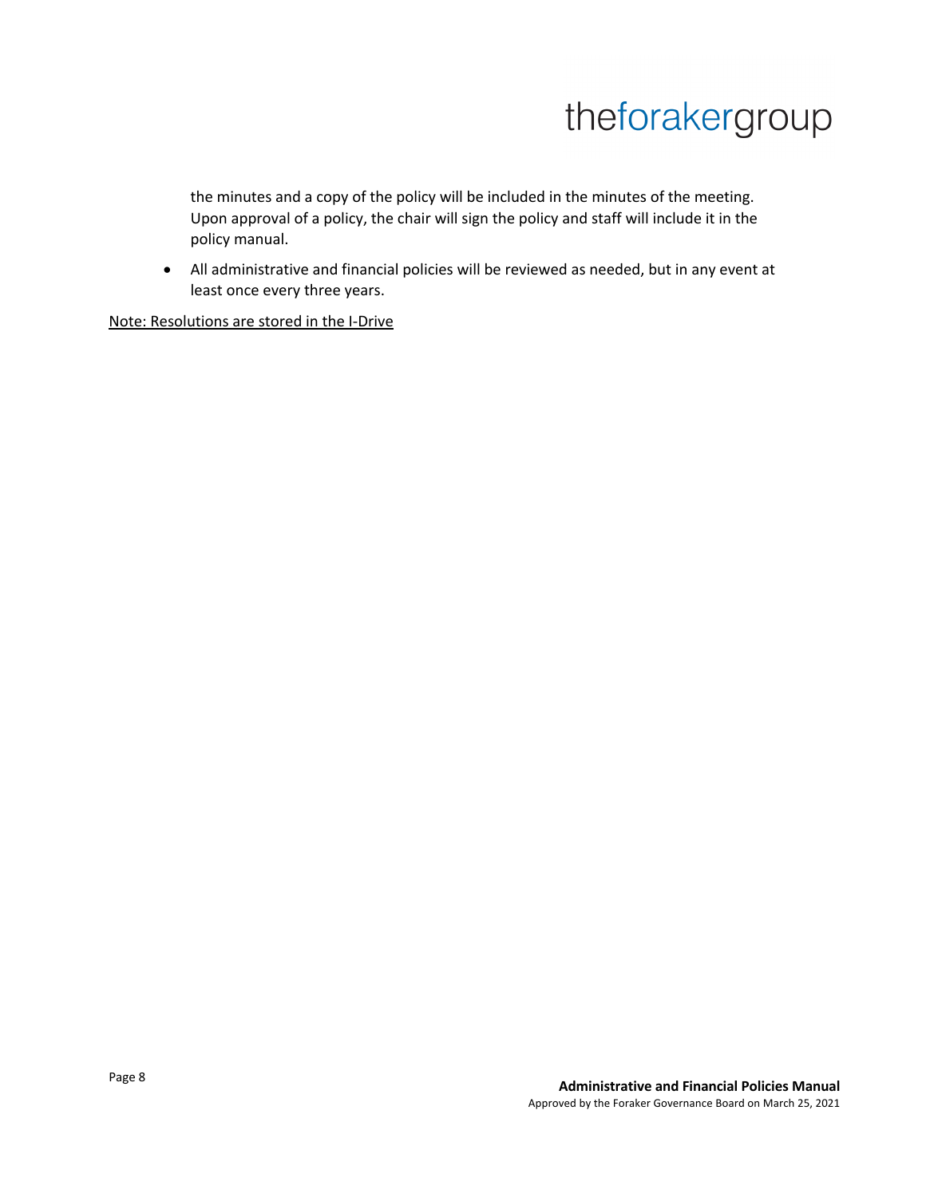the minutes and a copy of the policy will be included in the minutes of the meeting. Upon approval of a policy, the chair will sign the policy and staff will include it in the policy manual.

- All administrative and financial policies will be reviewed as needed, but in any event at least once every three years.

<u>Note: Resolutions are stored in the I-Drive</u>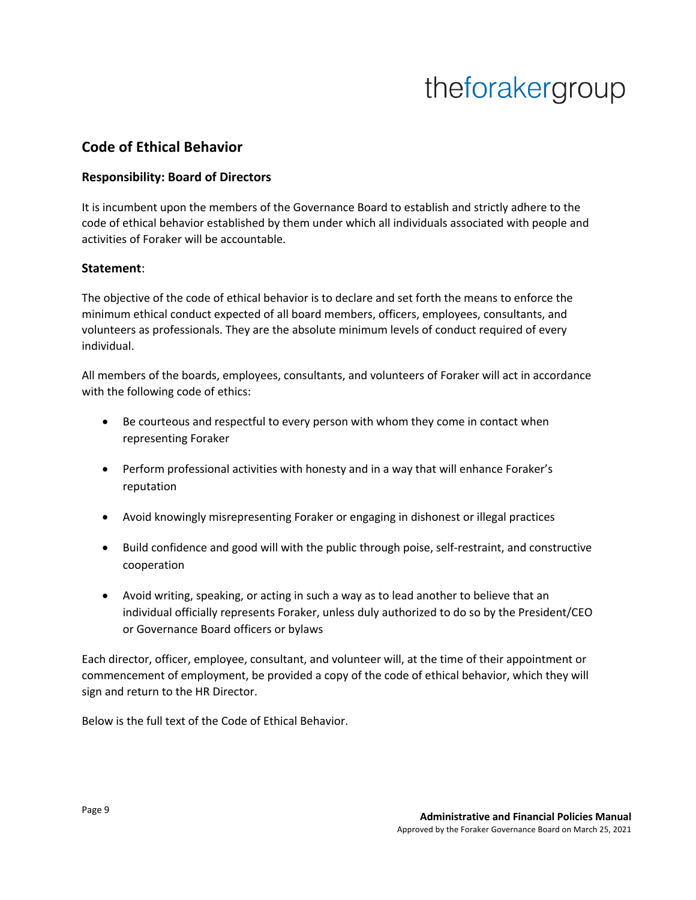## Code of Ethical Behavior

### Responsibility: Board of Directors

It is incumbent upon the members of the Governance Board to establish and strictly adhere to the code of ethical behavior established by them under which all individuals associated with people and activities of Foraker will be accountable.

### Statement:

The objective of the code of ethical behavior is to declare and set forth the means to enforce the minimum ethical conduct expected of all board members, officers, employees, consultants, and volunteers as professionals. They are the absolute minimum levels of conduct required of every individual.

All members of the boards, employees, consultants, and volunteers of Foraker will act in accordance with the following code of ethics:

- Be courteous and respectful to every person with whom they come in contact when representing Foraker
- Perform professional activities with honesty and in a way that will enhance Foraker's reputation
- Avoid knowingly misrepresenting Foraker or engaging in dishonest or illegal practices
- Build confidence and good will with the public through poise, self-restraint, and constructive cooperation
- Avoid writing, speaking, or acting in such a way as to lead another to believe that an individual officially represents Foraker, unless duly authorized to do so by the President/CEO or Governance Board officers or bylaws

Each director, officer, employee, consultant, and volunteer will, at the time of their appointment or commencement of employment, be provided a copy of the code of ethical behavior, which they will sign and return to the HR Director.

Below is the full text of the Code of Ethical Behavior.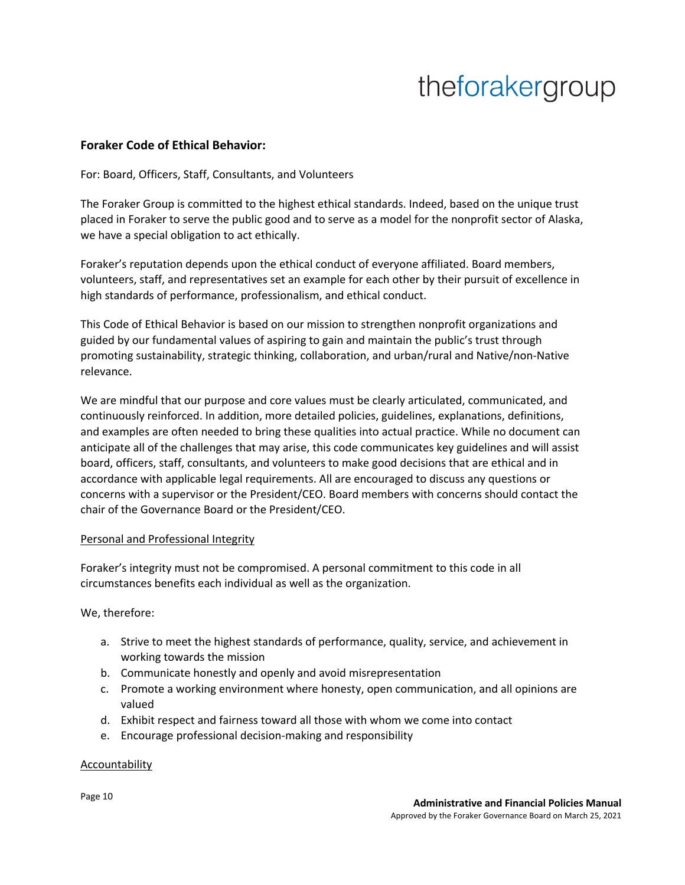## Foraker Code of Ethical Behavior:

For: Board, Officers, Staff, Consultants, and Volunteers

The Foraker Group is committed to the highest ethical standards. Indeed, based on the unique trust placed in Foraker to serve the public good and to serve as a model for the nonprofit sector of Alaska, we have a special obligation to act ethically.

Foraker's reputation depends upon the ethical conduct of everyone affiliated. Board members, volunteers, staff, and representatives set an example for each other by their pursuit of excellence in high standards of performance, professionalism, and ethical conduct.

This Code of Ethical Behavior is based on our mission to strengthen nonprofit organizations and guided by our fundamental values of aspiring to gain and maintain the public's trust through promoting sustainability, strategic thinking, collaboration, and urban/rural and Native/non-Native relevance.

We are mindful that our purpose and core values must be clearly articulated, communicated, and continuously reinforced. In addition, more detailed policies, guidelines, explanations, definitions, and examples are often needed to bring these qualities into actual practice. While no document can anticipate all of the challenges that may arise, this code communicates key guidelines and will assist board, officers, staff, consultants, and volunteers to make good decisions that are ethical and in accordance with applicable legal requirements. All are encouraged to discuss any questions or concerns with a supervisor or the President/CEO. Board members with concerns should contact the chair of the Governance Board or the President/CEO.

### Personal and Professional Integrity

Foraker's integrity must not be compromised. A personal commitment to this code in all circumstances benefits each individual as well as the organization.

We, therefore:

a. Strive to meet the highest standards of performance, quality, service, and achievement in working towards the mission
b. Communicate honestly and openly and avoid misrepresentation
c. Promote a working environment where honesty, open communication, and all opinions are valued
d. Exhibit respect and fairness toward all those with whom we come into contact
e. Encourage professional decision-making and responsibility

### Accountability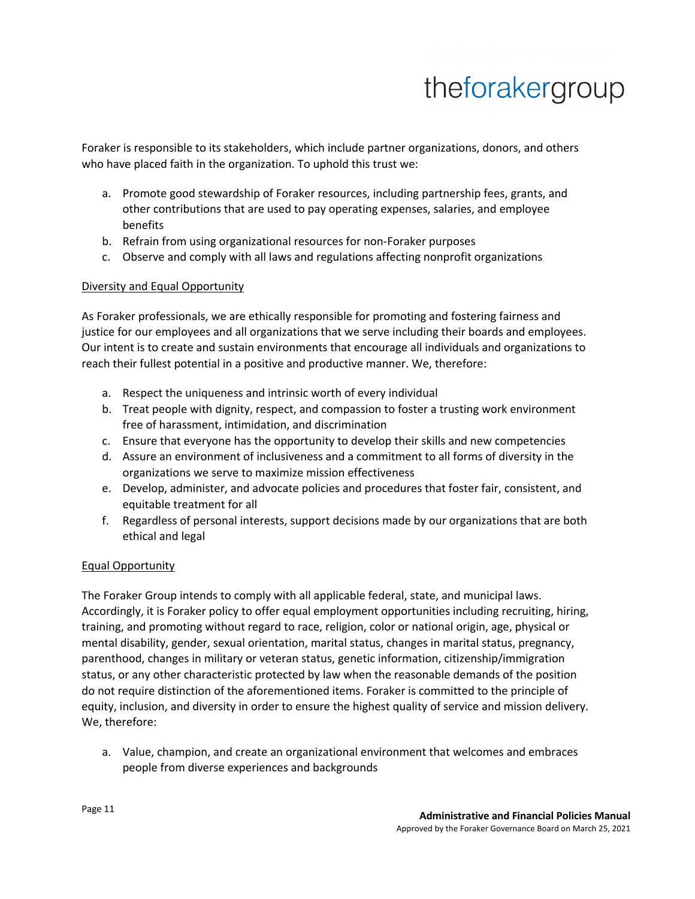Foraker is responsible to its stakeholders, which include partner organizations, donors, and others who have placed faith in the organization. To uphold this trust we:

a. Promote good stewardship of Foraker resources, including partnership fees, grants, and other contributions that are used to pay operating expenses, salaries, and employee benefits
b. Refrain from using organizational resources for non-Foraker purposes
c. Observe and comply with all laws and regulations affecting nonprofit organizations

<u>Diversity and Equal Opportunity</u>

As Foraker professionals, we are ethically responsible for promoting and fostering fairness and justice for our employees and all organizations that we serve including their boards and employees. Our intent is to create and sustain environments that encourage all individuals and organizations to reach their fullest potential in a positive and productive manner. We, therefore:

a. Respect the uniqueness and intrinsic worth of every individual
b. Treat people with dignity, respect, and compassion to foster a trusting work environment free of harassment, intimidation, and discrimination
c. Ensure that everyone has the opportunity to develop their skills and new competencies
d. Assure an environment of inclusiveness and a commitment to all forms of diversity in the organizations we serve to maximize mission effectiveness
e. Develop, administer, and advocate policies and procedures that foster fair, consistent, and equitable treatment for all
f. Regardless of personal interests, support decisions made by our organizations that are both ethical and legal

<u>Equal Opportunity</u>

The Foraker Group intends to comply with all applicable federal, state, and municipal laws. Accordingly, it is Foraker policy to offer equal employment opportunities including recruiting, hiring, training, and promoting without regard to race, religion, color or national origin, age, physical or mental disability, gender, sexual orientation, marital status, changes in marital status, pregnancy, parenthood, changes in military or veteran status, genetic information, citizenship/immigration status, or any other characteristic protected by law when the reasonable demands of the position do not require distinction of the aforementioned items. Foraker is committed to the principle of equity, inclusion, and diversity in order to ensure the highest quality of service and mission delivery. We, therefore:

a. Value, champion, and create an organizational environment that welcomes and embraces people from diverse experiences and backgrounds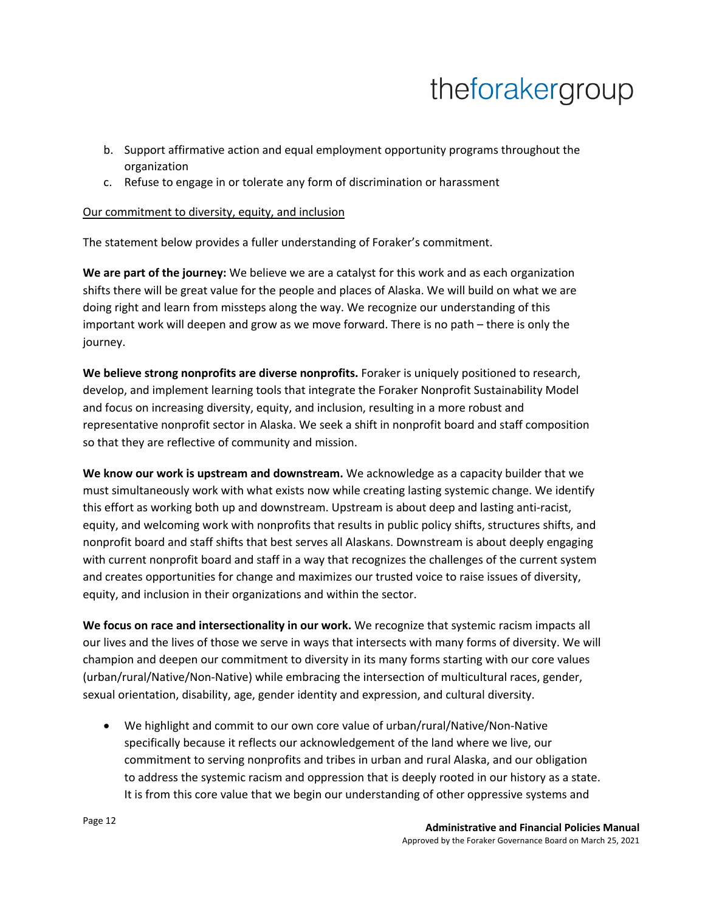b. Support affirmative action and equal employment opportunity programs throughout the organization
c. Refuse to engage in or tolerate any form of discrimination or harassment

<u>Our commitment to diversity, equity, and inclusion</u>

The statement below provides a fuller understanding of Foraker's commitment.

**We are part of the journey:** We believe we are a catalyst for this work and as each organization shifts there will be great value for the people and places of Alaska. We will build on what we are doing right and learn from missteps along the way. We recognize our understanding of this important work will deepen and grow as we move forward. There is no path – there is only the journey.

**We believe strong nonprofits are diverse nonprofits.** Foraker is uniquely positioned to research, develop, and implement learning tools that integrate the Foraker Nonprofit Sustainability Model and focus on increasing diversity, equity, and inclusion, resulting in a more robust and representative nonprofit sector in Alaska. We seek a shift in nonprofit board and staff composition so that they are reflective of community and mission.

**We know our work is upstream and downstream.** We acknowledge as a capacity builder that we must simultaneously work with what exists now while creating lasting systemic change. We identify this effort as working both up and downstream. Upstream is about deep and lasting anti-racist, equity, and welcoming work with nonprofits that results in public policy shifts, structures shifts, and nonprofit board and staff shifts that best serves all Alaskans. Downstream is about deeply engaging with current nonprofit board and staff in a way that recognizes the challenges of the current system and creates opportunities for change and maximizes our trusted voice to raise issues of diversity, equity, and inclusion in their organizations and within the sector.

**We focus on race and intersectionality in our work.** We recognize that systemic racism impacts all our lives and the lives of those we serve in ways that intersects with many forms of diversity. We will champion and deepen our commitment to diversity in its many forms starting with our core values (urban/rural/Native/Non-Native) while embracing the intersection of multicultural races, gender, sexual orientation, disability, age, gender identity and expression, and cultural diversity.

- We highlight and commit to our own core value of urban/rural/Native/Non-Native specifically because it reflects our acknowledgement of the land where we live, our commitment to serving nonprofits and tribes in urban and rural Alaska, and our obligation to address the systemic racism and oppression that is deeply rooted in our history as a state. It is from this core value that we begin our understanding of other oppressive systems and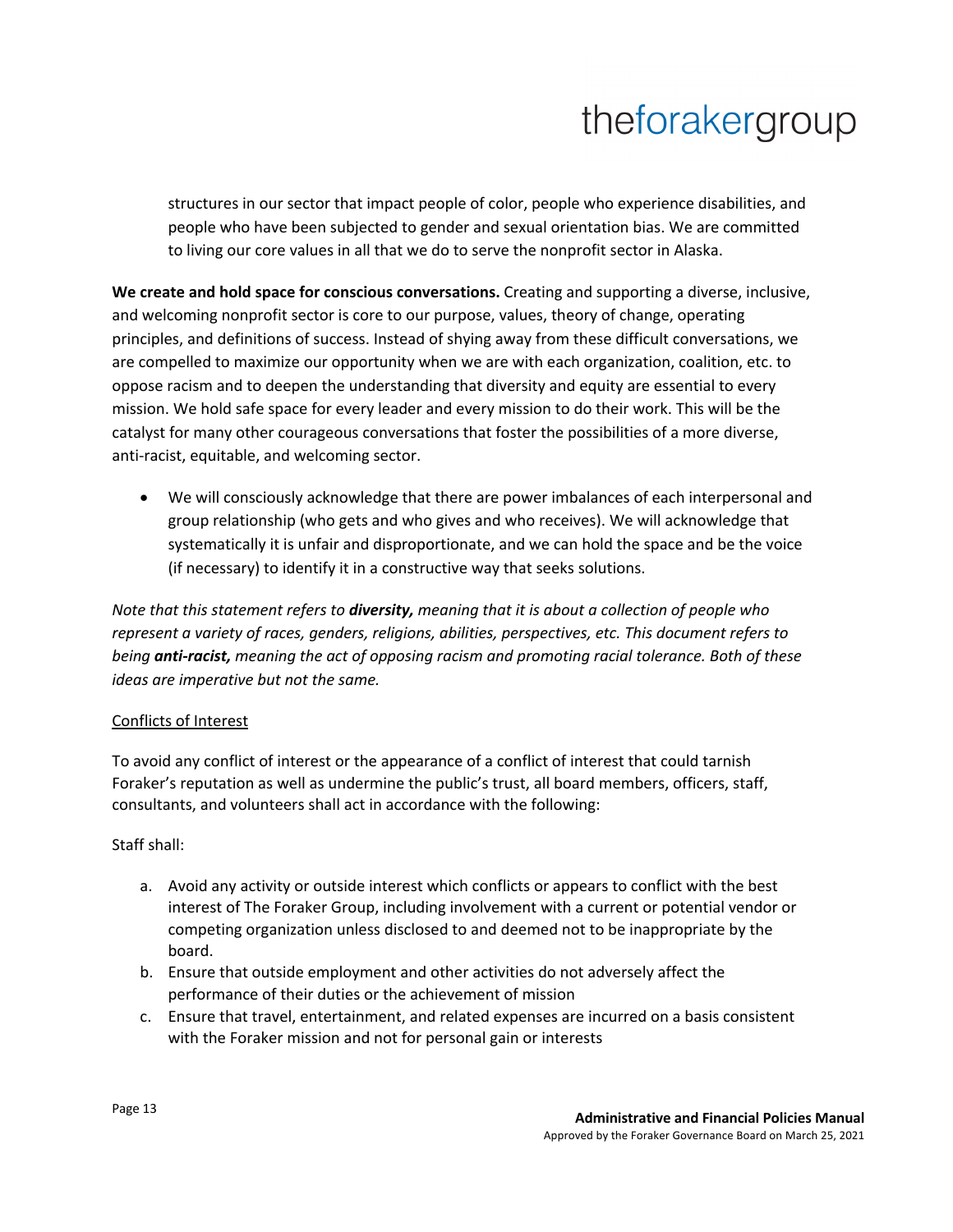structures in our sector that impact people of color, people who experience disabilities, and people who have been subjected to gender and sexual orientation bias. We are committed to living our core values in all that we do to serve the nonprofit sector in Alaska.

**We create and hold space for conscious conversations.** Creating and supporting a diverse, inclusive, and welcoming nonprofit sector is core to our purpose, values, theory of change, operating principles, and definitions of success. Instead of shying away from these difficult conversations, we are compelled to maximize our opportunity when we are with each organization, coalition, etc. to oppose racism and to deepen the understanding that diversity and equity are essential to every mission. We hold safe space for every leader and every mission to do their work. This will be the catalyst for many other courageous conversations that foster the possibilities of a more diverse, anti-racist, equitable, and welcoming sector.

- We will consciously acknowledge that there are power imbalances of each interpersonal and group relationship (who gets and who gives and who receives). We will acknowledge that systematically it is unfair and disproportionate, and we can hold the space and be the voice (if necessary) to identify it in a constructive way that seeks solutions.

*Note that this statement refers to* ***diversity,*** *meaning that it is about a collection of people who represent a variety of races, genders, religions, abilities, perspectives, etc. This document refers to being* ***anti-racist,*** *meaning the act of opposing racism and promoting racial tolerance. Both of these ideas are imperative but not the same.*

<u>Conflicts of Interest</u>

To avoid any conflict of interest or the appearance of a conflict of interest that could tarnish Foraker's reputation as well as undermine the public's trust, all board members, officers, staff, consultants, and volunteers shall act in accordance with the following:

Staff shall:

a. Avoid any activity or outside interest which conflicts or appears to conflict with the best interest of The Foraker Group, including involvement with a current or potential vendor or competing organization unless disclosed to and deemed not to be inappropriate by the board.
b. Ensure that outside employment and other activities do not adversely affect the performance of their duties or the achievement of mission
c. Ensure that travel, entertainment, and related expenses are incurred on a basis consistent with the Foraker mission and not for personal gain or interests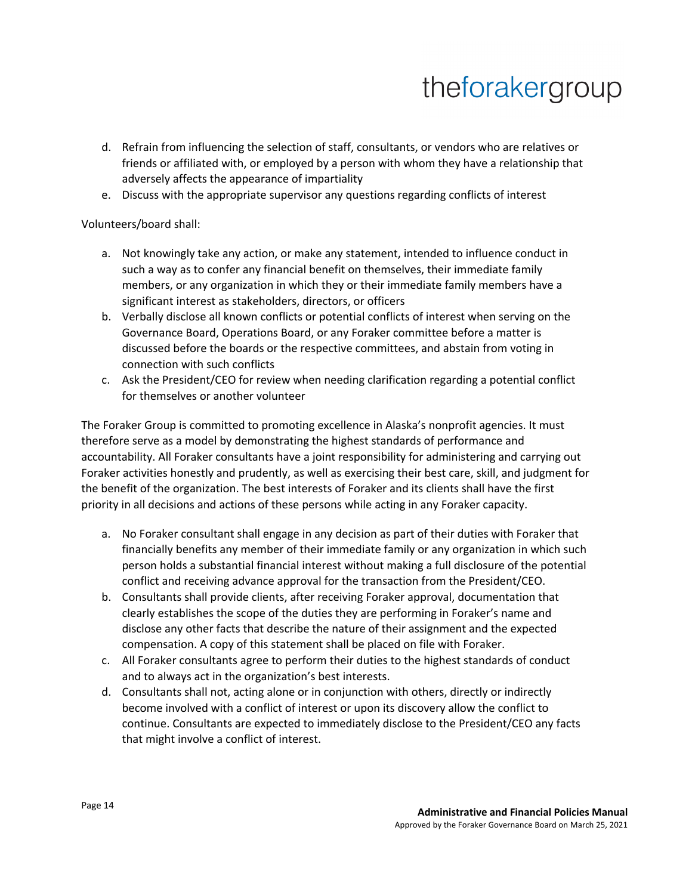d. Refrain from influencing the selection of staff, consultants, or vendors who are relatives or friends or affiliated with, or employed by a person with whom they have a relationship that adversely affects the appearance of impartiality
e. Discuss with the appropriate supervisor any questions regarding conflicts of interest

Volunteers/board shall:

a. Not knowingly take any action, or make any statement, intended to influence conduct in such a way as to confer any financial benefit on themselves, their immediate family members, or any organization in which they or their immediate family members have a significant interest as stakeholders, directors, or officers
b. Verbally disclose all known conflicts or potential conflicts of interest when serving on the Governance Board, Operations Board, or any Foraker committee before a matter is discussed before the boards or the respective committees, and abstain from voting in connection with such conflicts
c. Ask the President/CEO for review when needing clarification regarding a potential conflict for themselves or another volunteer

The Foraker Group is committed to promoting excellence in Alaska's nonprofit agencies. It must therefore serve as a model by demonstrating the highest standards of performance and accountability. All Foraker consultants have a joint responsibility for administering and carrying out Foraker activities honestly and prudently, as well as exercising their best care, skill, and judgment for the benefit of the organization. The best interests of Foraker and its clients shall have the first priority in all decisions and actions of these persons while acting in any Foraker capacity.

a. No Foraker consultant shall engage in any decision as part of their duties with Foraker that financially benefits any member of their immediate family or any organization in which such person holds a substantial financial interest without making a full disclosure of the potential conflict and receiving advance approval for the transaction from the President/CEO.
b. Consultants shall provide clients, after receiving Foraker approval, documentation that clearly establishes the scope of the duties they are performing in Foraker's name and disclose any other facts that describe the nature of their assignment and the expected compensation. A copy of this statement shall be placed on file with Foraker.
c. All Foraker consultants agree to perform their duties to the highest standards of conduct and to always act in the organization's best interests.
d. Consultants shall not, acting alone or in conjunction with others, directly or indirectly become involved with a conflict of interest or upon its discovery allow the conflict to continue. Consultants are expected to immediately disclose to the President/CEO any facts that might involve a conflict of interest.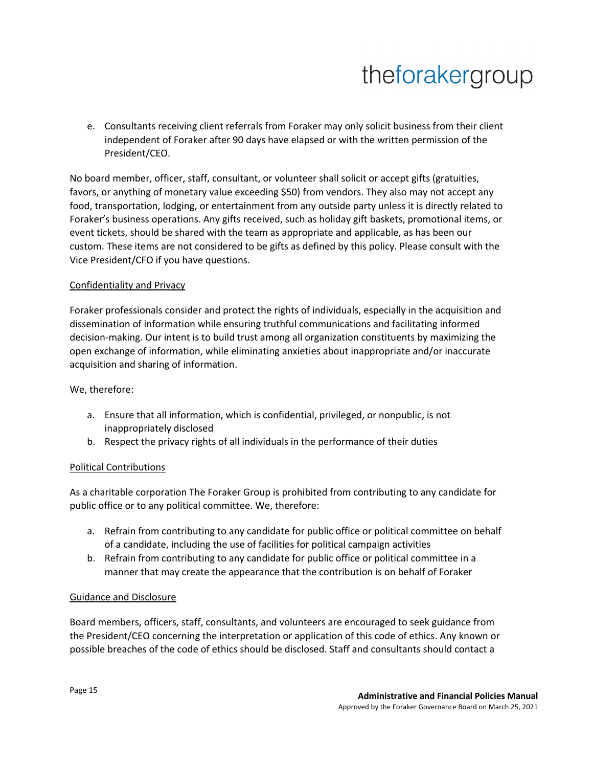e. Consultants receiving client referrals from Foraker may only solicit business from their client independent of Foraker after 90 days have elapsed or with the written permission of the President/CEO.

No board member, officer, staff, consultant, or volunteer shall solicit or accept gifts (gratuities, favors, or anything of monetary value exceeding $50) from vendors. They also may not accept any food, transportation, lodging, or entertainment from any outside party unless it is directly related to Foraker's business operations. Any gifts received, such as holiday gift baskets, promotional items, or event tickets, should be shared with the team as appropriate and applicable, as has been our custom. These items are not considered to be gifts as defined by this policy. Please consult with the Vice President/CFO if you have questions.

<u>Confidentiality and Privacy</u>

Foraker professionals consider and protect the rights of individuals, especially in the acquisition and dissemination of information while ensuring truthful communications and facilitating informed decision-making. Our intent is to build trust among all organization constituents by maximizing the open exchange of information, while eliminating anxieties about inappropriate and/or inaccurate acquisition and sharing of information.

We, therefore:

a. Ensure that all information, which is confidential, privileged, or nonpublic, is not inappropriately disclosed
b. Respect the privacy rights of all individuals in the performance of their duties

<u>Political Contributions</u>

As a charitable corporation The Foraker Group is prohibited from contributing to any candidate for public office or to any political committee. We, therefore:

a. Refrain from contributing to any candidate for public office or political committee on behalf of a candidate, including the use of facilities for political campaign activities
b. Refrain from contributing to any candidate for public office or political committee in a manner that may create the appearance that the contribution is on behalf of Foraker

<u>Guidance and Disclosure</u>

Board members, officers, staff, consultants, and volunteers are encouraged to seek guidance from the President/CEO concerning the interpretation or application of this code of ethics. Any known or possible breaches of the code of ethics should be disclosed. Staff and consultants should contact a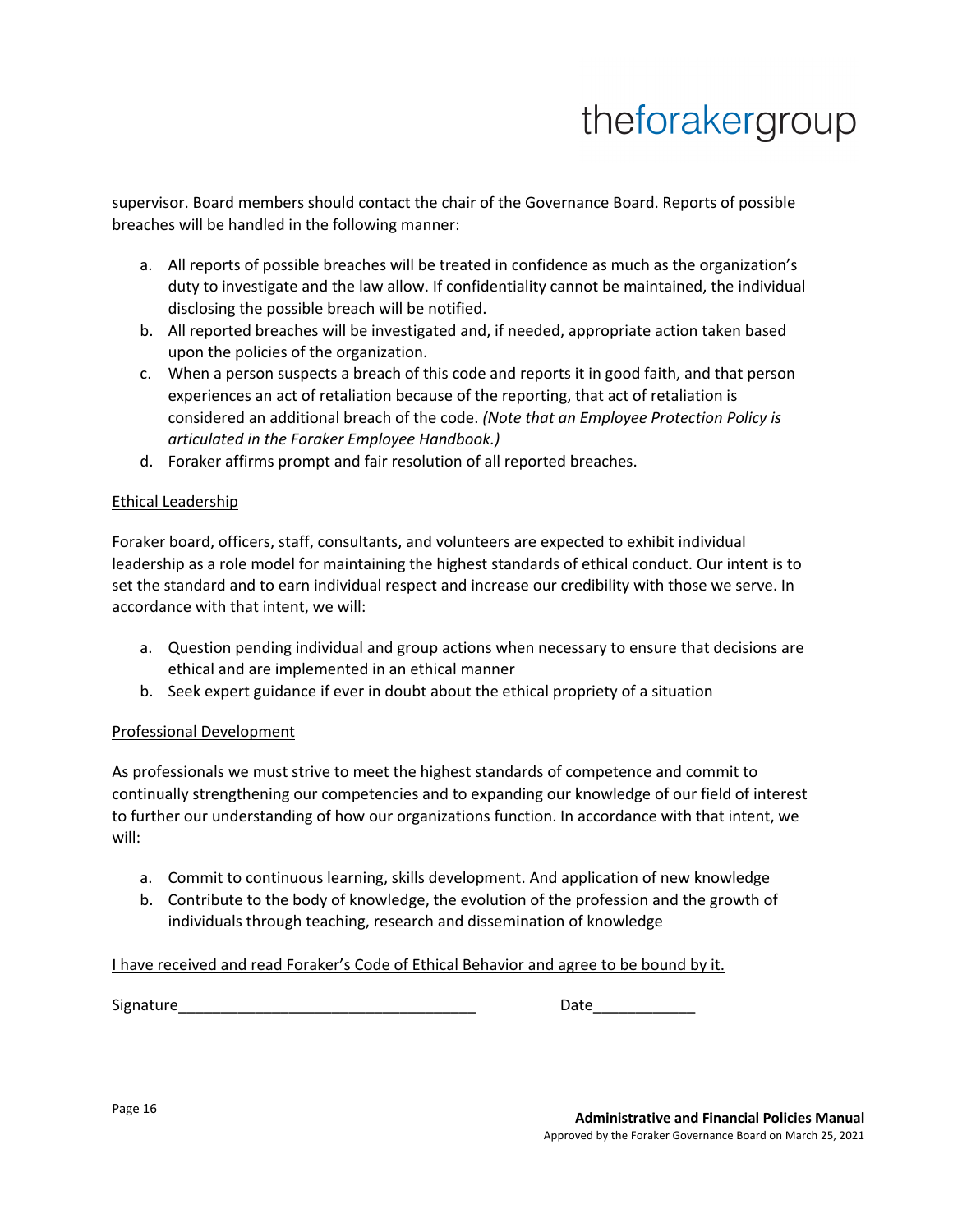supervisor. Board members should contact the chair of the Governance Board. Reports of possible breaches will be handled in the following manner:

a. All reports of possible breaches will be treated in confidence as much as the organization's duty to investigate and the law allow. If confidentiality cannot be maintained, the individual disclosing the possible breach will be notified.
b. All reported breaches will be investigated and, if needed, appropriate action taken based upon the policies of the organization.
c. When a person suspects a breach of this code and reports it in good faith, and that person experiences an act of retaliation because of the reporting, that act of retaliation is considered an additional breach of the code. *(Note that an Employee Protection Policy is articulated in the Foraker Employee Handbook.)*
d. Foraker affirms prompt and fair resolution of all reported breaches.

<u>Ethical Leadership</u>

Foraker board, officers, staff, consultants, and volunteers are expected to exhibit individual leadership as a role model for maintaining the highest standards of ethical conduct. Our intent is to set the standard and to earn individual respect and increase our credibility with those we serve. In accordance with that intent, we will:

a. Question pending individual and group actions when necessary to ensure that decisions are ethical and are implemented in an ethical manner
b. Seek expert guidance if ever in doubt about the ethical propriety of a situation

<u>Professional Development</u>

As professionals we must strive to meet the highest standards of competence and commit to continually strengthening our competencies and to expanding our knowledge of our field of interest to further our understanding of how our organizations function. In accordance with that intent, we will:

a. Commit to continuous learning, skills development. And application of new knowledge
b. Contribute to the body of knowledge, the evolution of the profession and the growth of individuals through teaching, research and dissemination of knowledge

<u>I have received and read Foraker's Code of Ethical Behavior and agree to be bound by it.</u>

Signature___________________________________ Date____________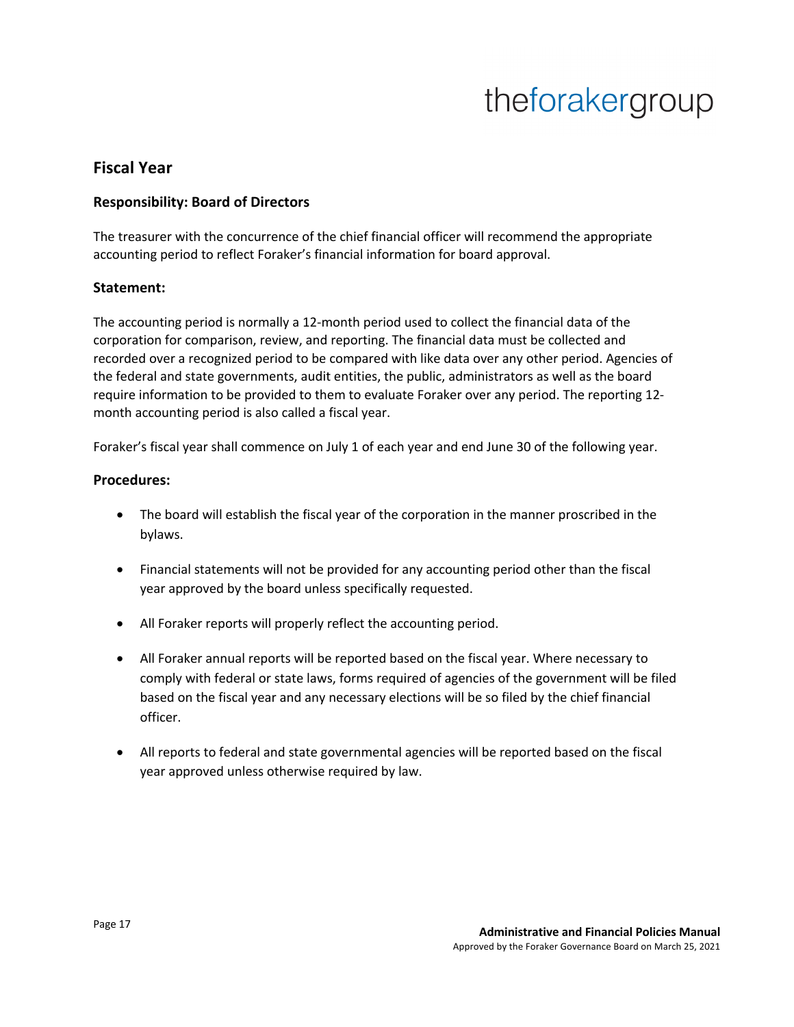## Fiscal Year

### Responsibility: Board of Directors

The treasurer with the concurrence of the chief financial officer will recommend the appropriate accounting period to reflect Foraker's financial information for board approval.

### Statement:

The accounting period is normally a 12-month period used to collect the financial data of the corporation for comparison, review, and reporting. The financial data must be collected and recorded over a recognized period to be compared with like data over any other period. Agencies of the federal and state governments, audit entities, the public, administrators as well as the board require information to be provided to them to evaluate Foraker over any period. The reporting 12-month accounting period is also called a fiscal year.

Foraker's fiscal year shall commence on July 1 of each year and end June 30 of the following year.

### Procedures:

- The board will establish the fiscal year of the corporation in the manner proscribed in the bylaws.
- Financial statements will not be provided for any accounting period other than the fiscal year approved by the board unless specifically requested.
- All Foraker reports will properly reflect the accounting period.
- All Foraker annual reports will be reported based on the fiscal year. Where necessary to comply with federal or state laws, forms required of agencies of the government will be filed based on the fiscal year and any necessary elections will be so filed by the chief financial officer.
- All reports to federal and state governmental agencies will be reported based on the fiscal year approved unless otherwise required by law.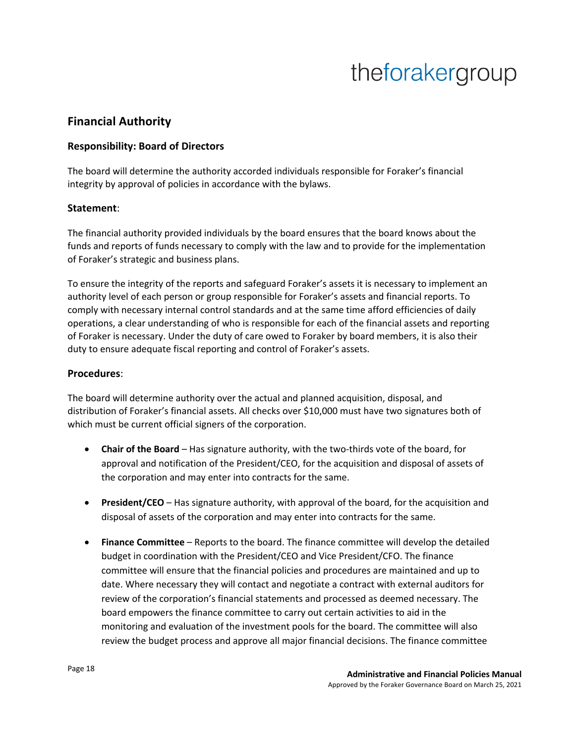## Financial Authority

### Responsibility: Board of Directors

The board will determine the authority accorded individuals responsible for Foraker's financial integrity by approval of policies in accordance with the bylaws.

### Statement:

The financial authority provided individuals by the board ensures that the board knows about the funds and reports of funds necessary to comply with the law and to provide for the implementation of Foraker's strategic and business plans.

To ensure the integrity of the reports and safeguard Foraker's assets it is necessary to implement an authority level of each person or group responsible for Foraker's assets and financial reports. To comply with necessary internal control standards and at the same time afford efficiencies of daily operations, a clear understanding of who is responsible for each of the financial assets and reporting of Foraker is necessary. Under the duty of care owed to Foraker by board members, it is also their duty to ensure adequate fiscal reporting and control of Foraker's assets.

### Procedures:

The board will determine authority over the actual and planned acquisition, disposal, and distribution of Foraker's financial assets. All checks over $10,000 must have two signatures both of which must be current official signers of the corporation.

- **Chair of the Board** – Has signature authority, with the two-thirds vote of the board, for approval and notification of the President/CEO, for the acquisition and disposal of assets of the corporation and may enter into contracts for the same.

- **President/CEO** – Has signature authority, with approval of the board, for the acquisition and disposal of assets of the corporation and may enter into contracts for the same.

- **Finance Committee** – Reports to the board. The finance committee will develop the detailed budget in coordination with the President/CEO and Vice President/CFO. The finance committee will ensure that the financial policies and procedures are maintained and up to date. Where necessary they will contact and negotiate a contract with external auditors for review of the corporation's financial statements and processed as deemed necessary. The board empowers the finance committee to carry out certain activities to aid in the monitoring and evaluation of the investment pools for the board. The committee will also review the budget process and approve all major financial decisions. The finance committee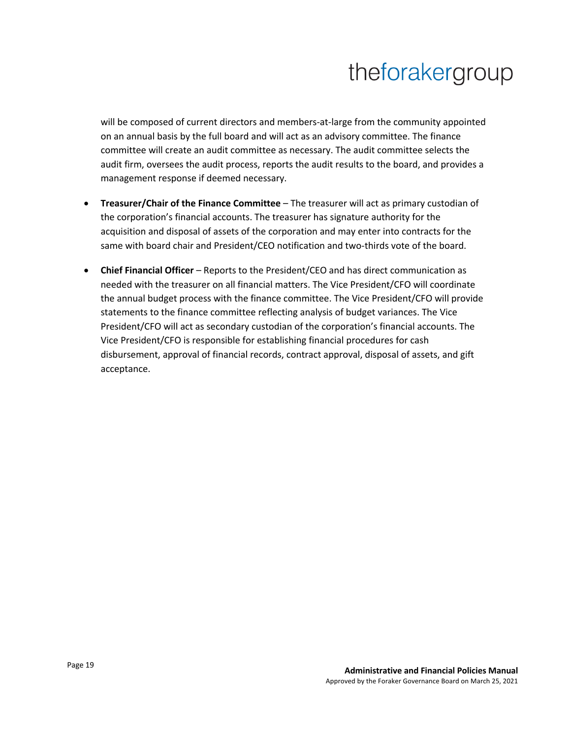will be composed of current directors and members-at-large from the community appointed on an annual basis by the full board and will act as an advisory committee. The finance committee will create an audit committee as necessary. The audit committee selects the audit firm, oversees the audit process, reports the audit results to the board, and provides a management response if deemed necessary.

- **Treasurer/Chair of the Finance Committee** – The treasurer will act as primary custodian of the corporation's financial accounts. The treasurer has signature authority for the acquisition and disposal of assets of the corporation and may enter into contracts for the same with board chair and President/CEO notification and two-thirds vote of the board.

- **Chief Financial Officer** – Reports to the President/CEO and has direct communication as needed with the treasurer on all financial matters. The Vice President/CFO will coordinate the annual budget process with the finance committee. The Vice President/CFO will provide statements to the finance committee reflecting analysis of budget variances. The Vice President/CFO will act as secondary custodian of the corporation's financial accounts. The Vice President/CFO is responsible for establishing financial procedures for cash disbursement, approval of financial records, contract approval, disposal of assets, and gift acceptance.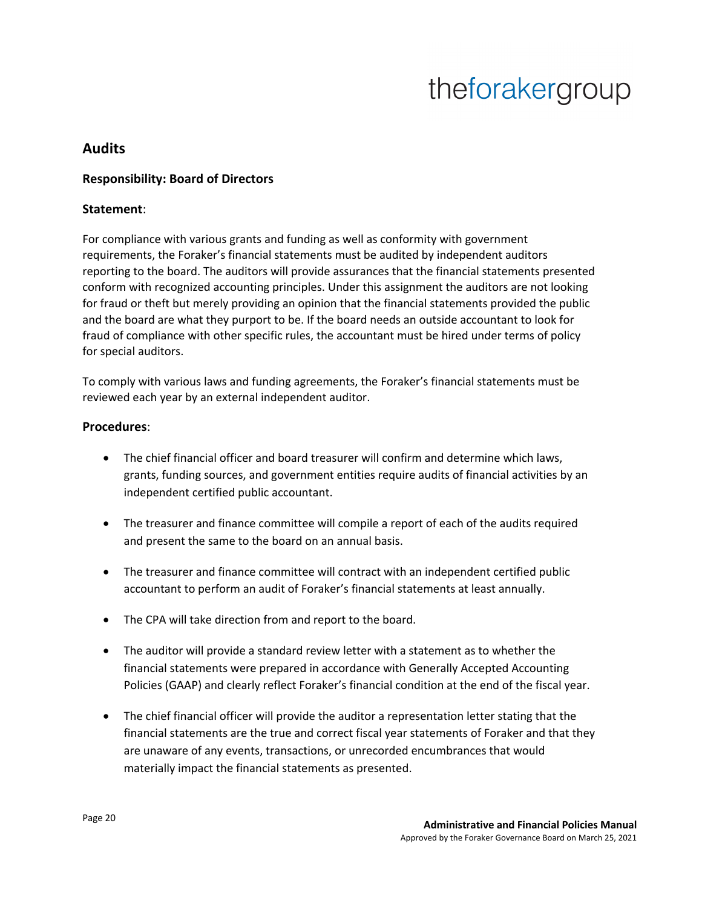## Audits

**Responsibility: Board of Directors**

**Statement**:

For compliance with various grants and funding as well as conformity with government requirements, the Foraker's financial statements must be audited by independent auditors reporting to the board. The auditors will provide assurances that the financial statements presented conform with recognized accounting principles. Under this assignment the auditors are not looking for fraud or theft but merely providing an opinion that the financial statements provided the public and the board are what they purport to be. If the board needs an outside accountant to look for fraud of compliance with other specific rules, the accountant must be hired under terms of policy for special auditors.

To comply with various laws and funding agreements, the Foraker's financial statements must be reviewed each year by an external independent auditor.

**Procedures**:

- The chief financial officer and board treasurer will confirm and determine which laws, grants, funding sources, and government entities require audits of financial activities by an independent certified public accountant.
- The treasurer and finance committee will compile a report of each of the audits required and present the same to the board on an annual basis.
- The treasurer and finance committee will contract with an independent certified public accountant to perform an audit of Foraker's financial statements at least annually.
- The CPA will take direction from and report to the board.
- The auditor will provide a standard review letter with a statement as to whether the financial statements were prepared in accordance with Generally Accepted Accounting Policies (GAAP) and clearly reflect Foraker's financial condition at the end of the fiscal year.
- The chief financial officer will provide the auditor a representation letter stating that the financial statements are the true and correct fiscal year statements of Foraker and that they are unaware of any events, transactions, or unrecorded encumbrances that would materially impact the financial statements as presented.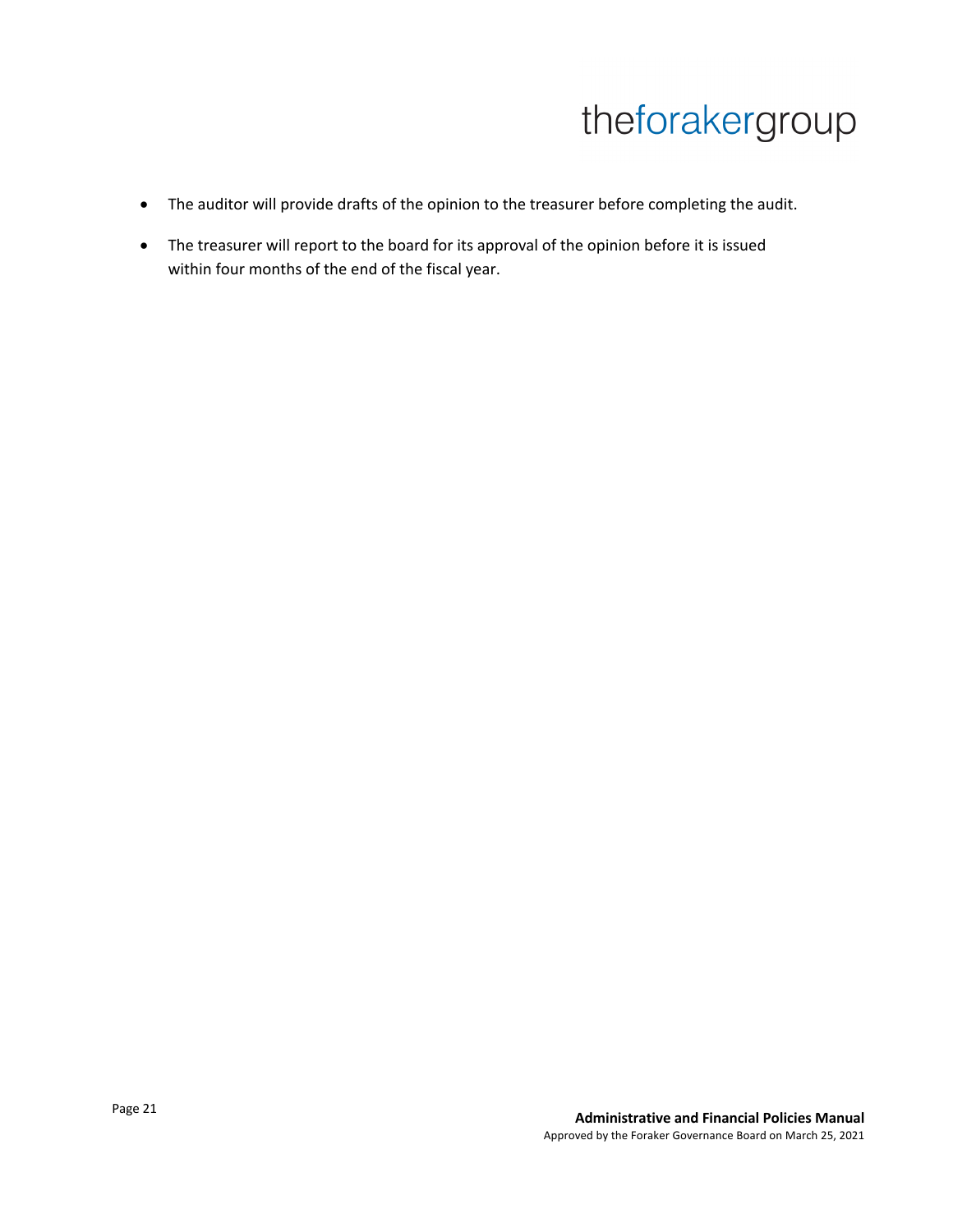- The auditor will provide drafts of the opinion to the treasurer before completing the audit.
- The treasurer will report to the board for its approval of the opinion before it is issued within four months of the end of the fiscal year.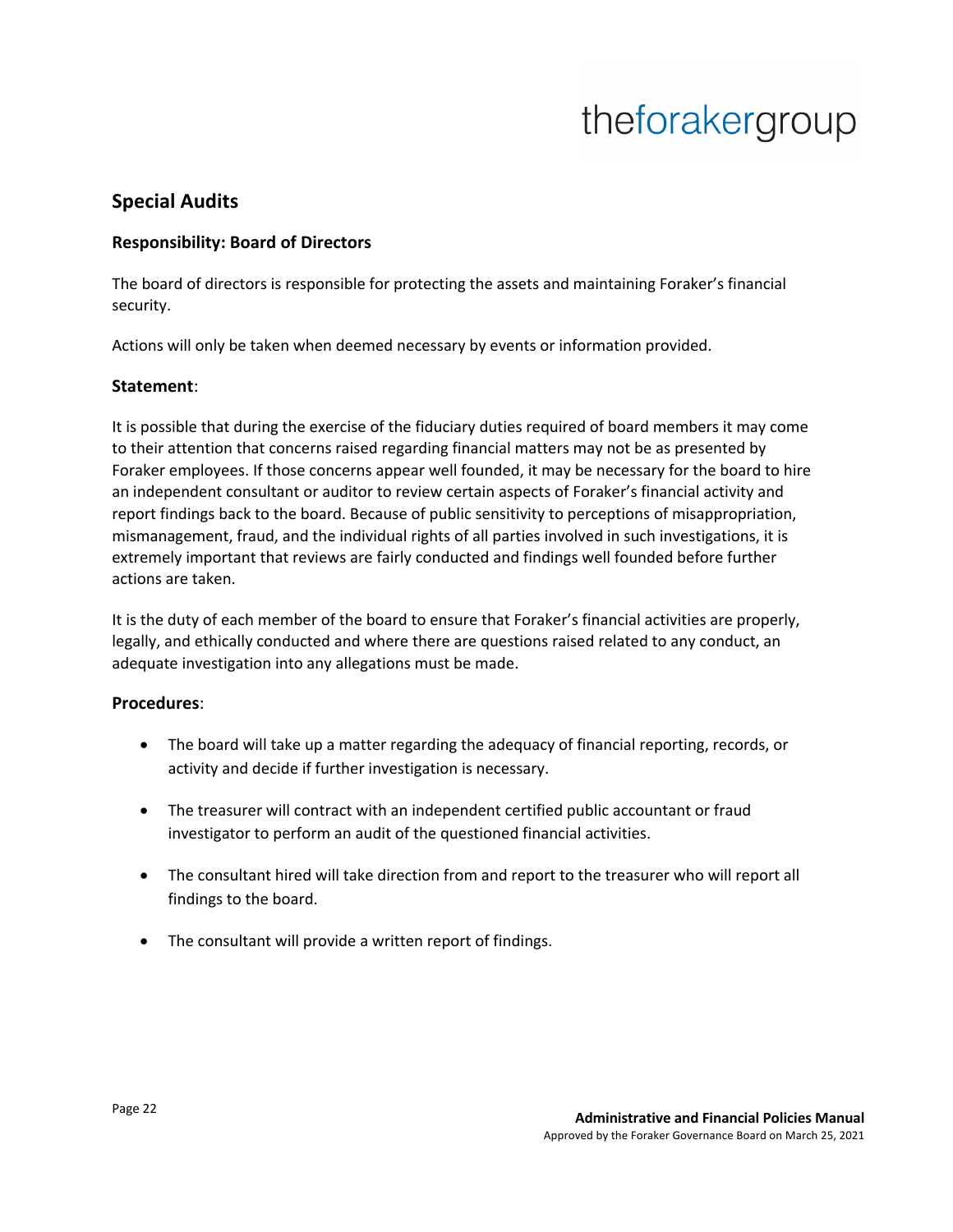## Special Audits

### Responsibility: Board of Directors

The board of directors is responsible for protecting the assets and maintaining Foraker's financial security.

Actions will only be taken when deemed necessary by events or information provided.

### Statement:

It is possible that during the exercise of the fiduciary duties required of board members it may come to their attention that concerns raised regarding financial matters may not be as presented by Foraker employees. If those concerns appear well founded, it may be necessary for the board to hire an independent consultant or auditor to review certain aspects of Foraker's financial activity and report findings back to the board. Because of public sensitivity to perceptions of misappropriation, mismanagement, fraud, and the individual rights of all parties involved in such investigations, it is extremely important that reviews are fairly conducted and findings well founded before further actions are taken.

It is the duty of each member of the board to ensure that Foraker's financial activities are properly, legally, and ethically conducted and where there are questions raised related to any conduct, an adequate investigation into any allegations must be made.

### Procedures:

- The board will take up a matter regarding the adequacy of financial reporting, records, or activity and decide if further investigation is necessary.
- The treasurer will contract with an independent certified public accountant or fraud investigator to perform an audit of the questioned financial activities.
- The consultant hired will take direction from and report to the treasurer who will report all findings to the board.
- The consultant will provide a written report of findings.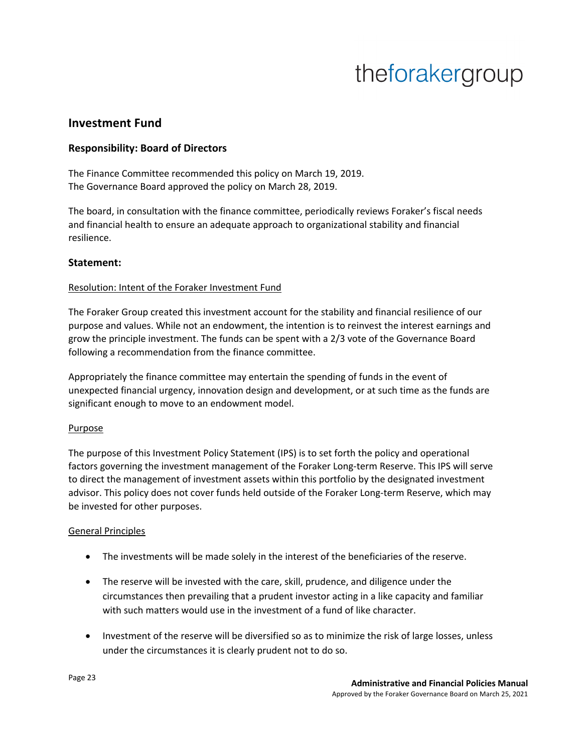## Investment Fund

### Responsibility: Board of Directors

The Finance Committee recommended this policy on March 19, 2019.
The Governance Board approved the policy on March 28, 2019.

The board, in consultation with the finance committee, periodically reviews Foraker's fiscal needs and financial health to ensure an adequate approach to organizational stability and financial resilience.

### Statement:

<u>Resolution: Intent of the Foraker Investment Fund</u>

The Foraker Group created this investment account for the stability and financial resilience of our purpose and values. While not an endowment, the intention is to reinvest the interest earnings and grow the principle investment. The funds can be spent with a 2/3 vote of the Governance Board following a recommendation from the finance committee.

Appropriately the finance committee may entertain the spending of funds in the event of unexpected financial urgency, innovation design and development, or at such time as the funds are significant enough to move to an endowment model.

<u>Purpose</u>

The purpose of this Investment Policy Statement (IPS) is to set forth the policy and operational factors governing the investment management of the Foraker Long-term Reserve. This IPS will serve to direct the management of investment assets within this portfolio by the designated investment advisor. This policy does not cover funds held outside of the Foraker Long-term Reserve, which may be invested for other purposes.

<u>General Principles</u>

- The investments will be made solely in the interest of the beneficiaries of the reserve.
- The reserve will be invested with the care, skill, prudence, and diligence under the circumstances then prevailing that a prudent investor acting in a like capacity and familiar with such matters would use in the investment of a fund of like character.
- Investment of the reserve will be diversified so as to minimize the risk of large losses, unless under the circumstances it is clearly prudent not to do so.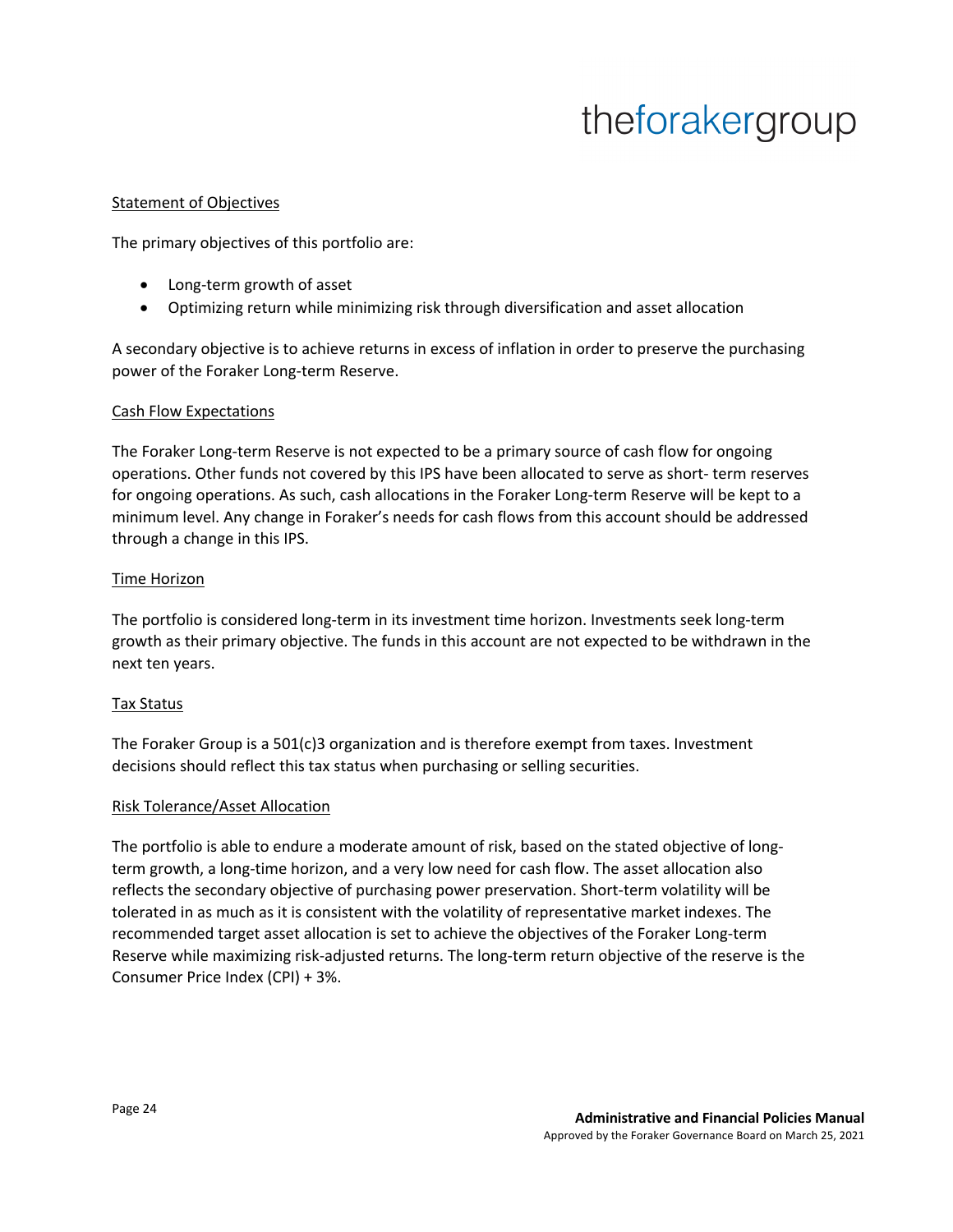Statement of Objectives

The primary objectives of this portfolio are:

- Long-term growth of asset
- Optimizing return while minimizing risk through diversification and asset allocation

A secondary objective is to achieve returns in excess of inflation in order to preserve the purchasing power of the Foraker Long-term Reserve.

Cash Flow Expectations

The Foraker Long-term Reserve is not expected to be a primary source of cash flow for ongoing operations. Other funds not covered by this IPS have been allocated to serve as short- term reserves for ongoing operations. As such, cash allocations in the Foraker Long-term Reserve will be kept to a minimum level. Any change in Foraker's needs for cash flows from this account should be addressed through a change in this IPS.

Time Horizon

The portfolio is considered long-term in its investment time horizon. Investments seek long-term growth as their primary objective. The funds in this account are not expected to be withdrawn in the next ten years.

Tax Status

The Foraker Group is a 501(c)3 organization and is therefore exempt from taxes. Investment decisions should reflect this tax status when purchasing or selling securities.

Risk Tolerance/Asset Allocation

The portfolio is able to endure a moderate amount of risk, based on the stated objective of long-term growth, a long-time horizon, and a very low need for cash flow. The asset allocation also reflects the secondary objective of purchasing power preservation. Short-term volatility will be tolerated in as much as it is consistent with the volatility of representative market indexes. The recommended target asset allocation is set to achieve the objectives of the Foraker Long-term Reserve while maximizing risk-adjusted returns. The long-term return objective of the reserve is the Consumer Price Index (CPI) + 3%.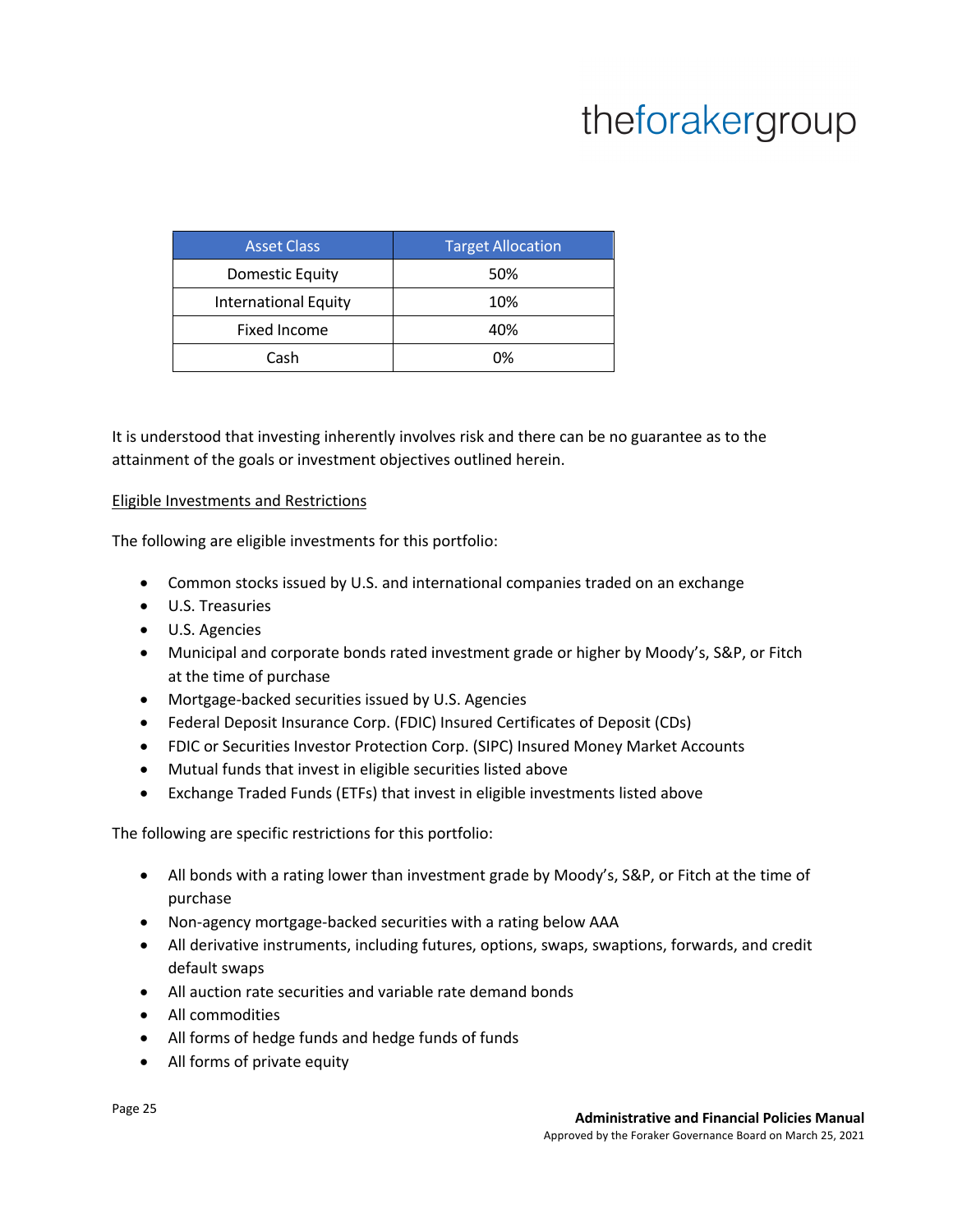| Asset Class | Target Allocation |
| --- | --- |
| Domestic Equity | 50% |
| International Equity | 10% |
| Fixed Income | 40% |
| Cash | 0% |

It is understood that investing inherently involves risk and there can be no guarantee as to the attainment of the goals or investment objectives outlined herein.

Eligible Investments and Restrictions

The following are eligible investments for this portfolio:

- Common stocks issued by U.S. and international companies traded on an exchange
- U.S. Treasuries
- U.S. Agencies
- Municipal and corporate bonds rated investment grade or higher by Moody's, S&P, or Fitch at the time of purchase
- Mortgage-backed securities issued by U.S. Agencies
- Federal Deposit Insurance Corp. (FDIC) Insured Certificates of Deposit (CDs)
- FDIC or Securities Investor Protection Corp. (SIPC) Insured Money Market Accounts
- Mutual funds that invest in eligible securities listed above
- Exchange Traded Funds (ETFs) that invest in eligible investments listed above

The following are specific restrictions for this portfolio:

- All bonds with a rating lower than investment grade by Moody's, S&P, or Fitch at the time of purchase
- Non-agency mortgage-backed securities with a rating below AAA
- All derivative instruments, including futures, options, swaps, swaptions, forwards, and credit default swaps
- All auction rate securities and variable rate demand bonds
- All commodities
- All forms of hedge funds and hedge funds of funds
- All forms of private equity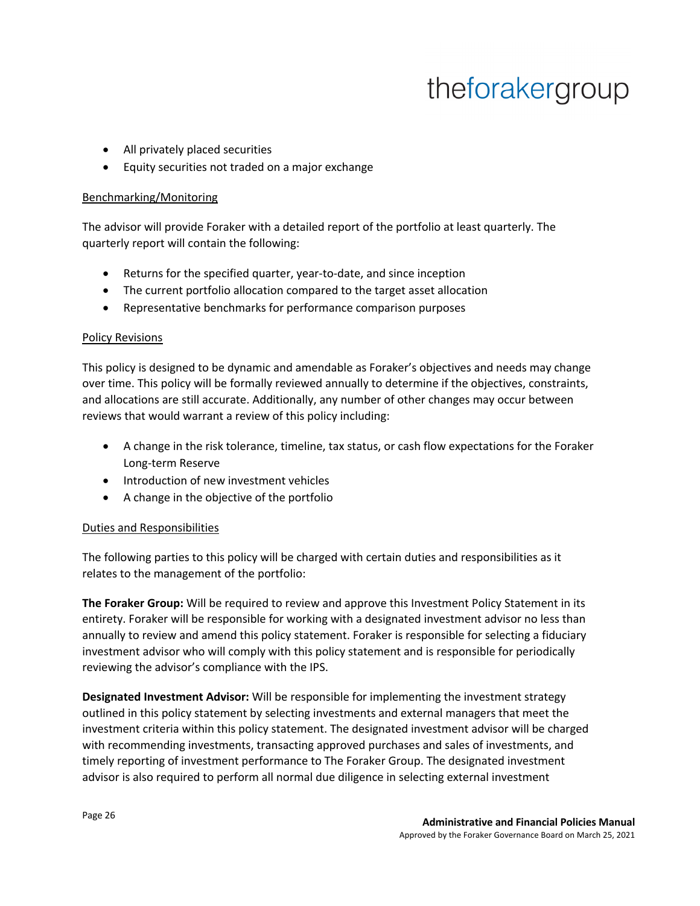- All privately placed securities
- Equity securities not traded on a major exchange

<u>Benchmarking/Monitoring</u>

The advisor will provide Foraker with a detailed report of the portfolio at least quarterly. The quarterly report will contain the following:

- Returns for the specified quarter, year-to-date, and since inception
- The current portfolio allocation compared to the target asset allocation
- Representative benchmarks for performance comparison purposes

<u>Policy Revisions</u>

This policy is designed to be dynamic and amendable as Foraker's objectives and needs may change over time. This policy will be formally reviewed annually to determine if the objectives, constraints, and allocations are still accurate. Additionally, any number of other changes may occur between reviews that would warrant a review of this policy including:

- A change in the risk tolerance, timeline, tax status, or cash flow expectations for the Foraker Long-term Reserve
- Introduction of new investment vehicles
- A change in the objective of the portfolio

<u>Duties and Responsibilities</u>

The following parties to this policy will be charged with certain duties and responsibilities as it relates to the management of the portfolio:

**The Foraker Group:** Will be required to review and approve this Investment Policy Statement in its entirety. Foraker will be responsible for working with a designated investment advisor no less than annually to review and amend this policy statement. Foraker is responsible for selecting a fiduciary investment advisor who will comply with this policy statement and is responsible for periodically reviewing the advisor's compliance with the IPS.

**Designated Investment Advisor:** Will be responsible for implementing the investment strategy outlined in this policy statement by selecting investments and external managers that meet the investment criteria within this policy statement. The designated investment advisor will be charged with recommending investments, transacting approved purchases and sales of investments, and timely reporting of investment performance to The Foraker Group. The designated investment advisor is also required to perform all normal due diligence in selecting external investment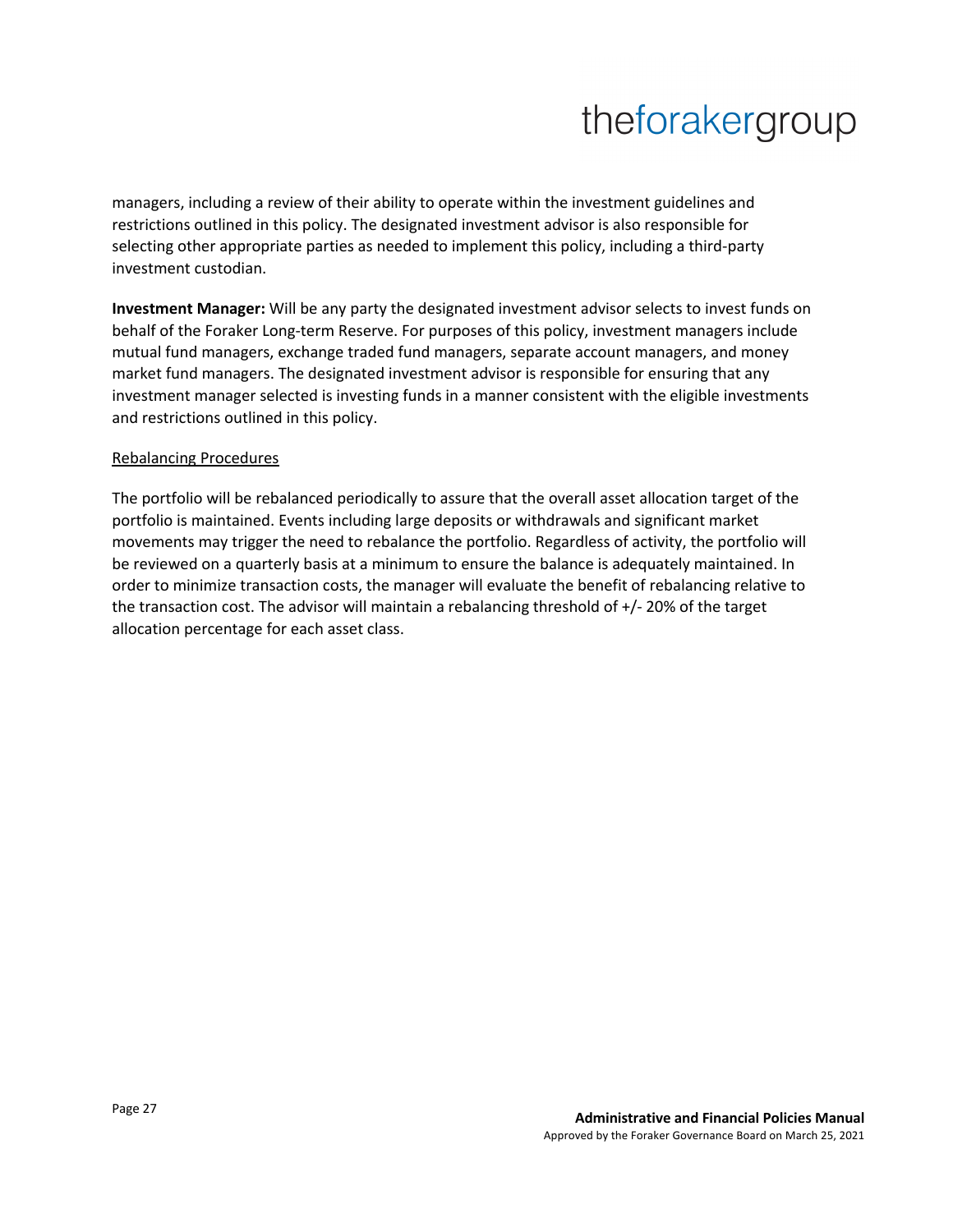managers, including a review of their ability to operate within the investment guidelines and restrictions outlined in this policy. The designated investment advisor is also responsible for selecting other appropriate parties as needed to implement this policy, including a third-party investment custodian.

**Investment Manager:** Will be any party the designated investment advisor selects to invest funds on behalf of the Foraker Long-term Reserve. For purposes of this policy, investment managers include mutual fund managers, exchange traded fund managers, separate account managers, and money market fund managers. The designated investment advisor is responsible for ensuring that any investment manager selected is investing funds in a manner consistent with the eligible investments and restrictions outlined in this policy.

<u>Rebalancing Procedures</u>

The portfolio will be rebalanced periodically to assure that the overall asset allocation target of the portfolio is maintained. Events including large deposits or withdrawals and significant market movements may trigger the need to rebalance the portfolio. Regardless of activity, the portfolio will be reviewed on a quarterly basis at a minimum to ensure the balance is adequately maintained. In order to minimize transaction costs, the manager will evaluate the benefit of rebalancing relative to the transaction cost. The advisor will maintain a rebalancing threshold of +/- 20% of the target allocation percentage for each asset class.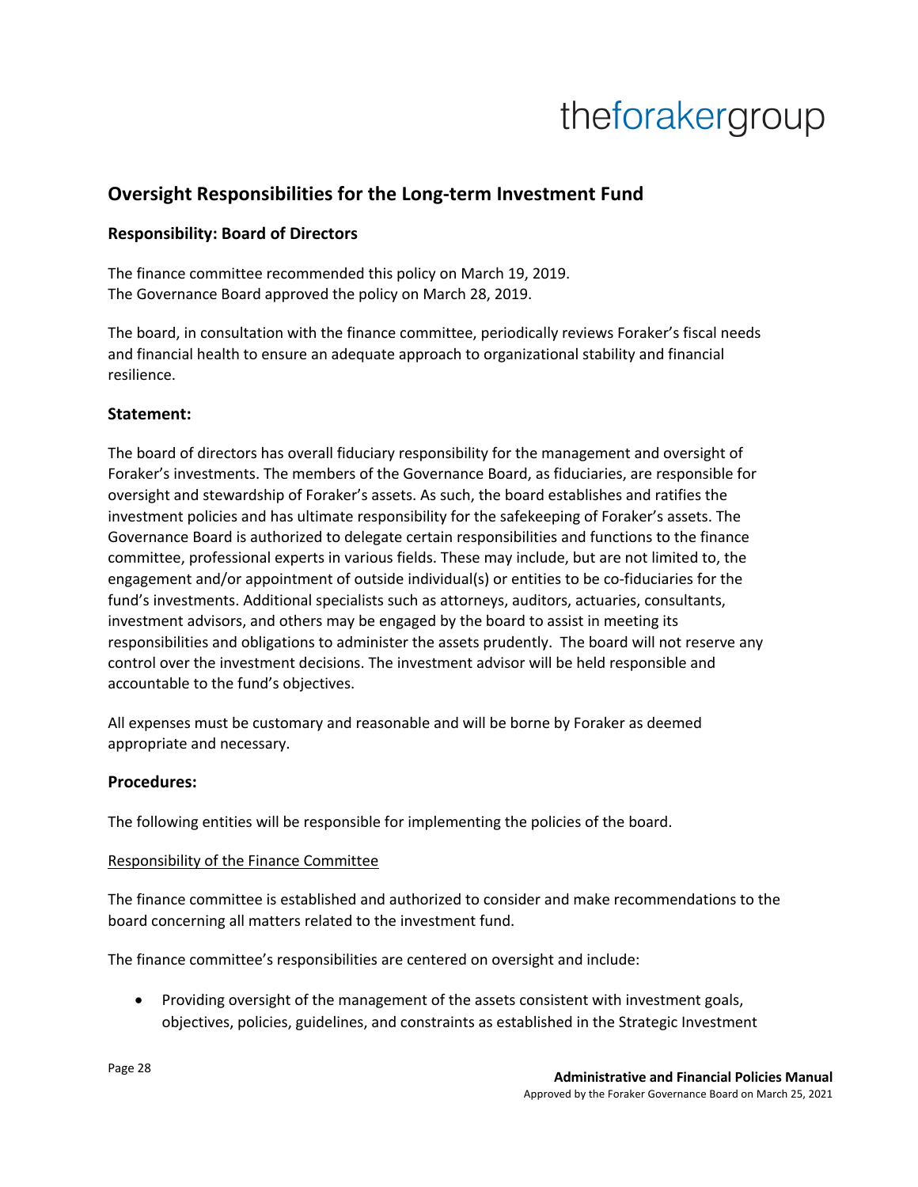## Oversight Responsibilities for the Long-term Investment Fund

### Responsibility: Board of Directors

The finance committee recommended this policy on March 19, 2019.
The Governance Board approved the policy on March 28, 2019.

The board, in consultation with the finance committee, periodically reviews Foraker's fiscal needs and financial health to ensure an adequate approach to organizational stability and financial resilience.

### Statement:

The board of directors has overall fiduciary responsibility for the management and oversight of Foraker's investments. The members of the Governance Board, as fiduciaries, are responsible for oversight and stewardship of Foraker's assets. As such, the board establishes and ratifies the investment policies and has ultimate responsibility for the safekeeping of Foraker's assets. The Governance Board is authorized to delegate certain responsibilities and functions to the finance committee, professional experts in various fields. These may include, but are not limited to, the engagement and/or appointment of outside individual(s) or entities to be co-fiduciaries for the fund's investments. Additional specialists such as attorneys, auditors, actuaries, consultants, investment advisors, and others may be engaged by the board to assist in meeting its responsibilities and obligations to administer the assets prudently. The board will not reserve any control over the investment decisions. The investment advisor will be held responsible and accountable to the fund's objectives.

All expenses must be customary and reasonable and will be borne by Foraker as deemed appropriate and necessary.

### Procedures:

The following entities will be responsible for implementing the policies of the board.

<u>Responsibility of the Finance Committee</u>

The finance committee is established and authorized to consider and make recommendations to the board concerning all matters related to the investment fund.

The finance committee's responsibilities are centered on oversight and include:

- Providing oversight of the management of the assets consistent with investment goals, objectives, policies, guidelines, and constraints as established in the Strategic Investment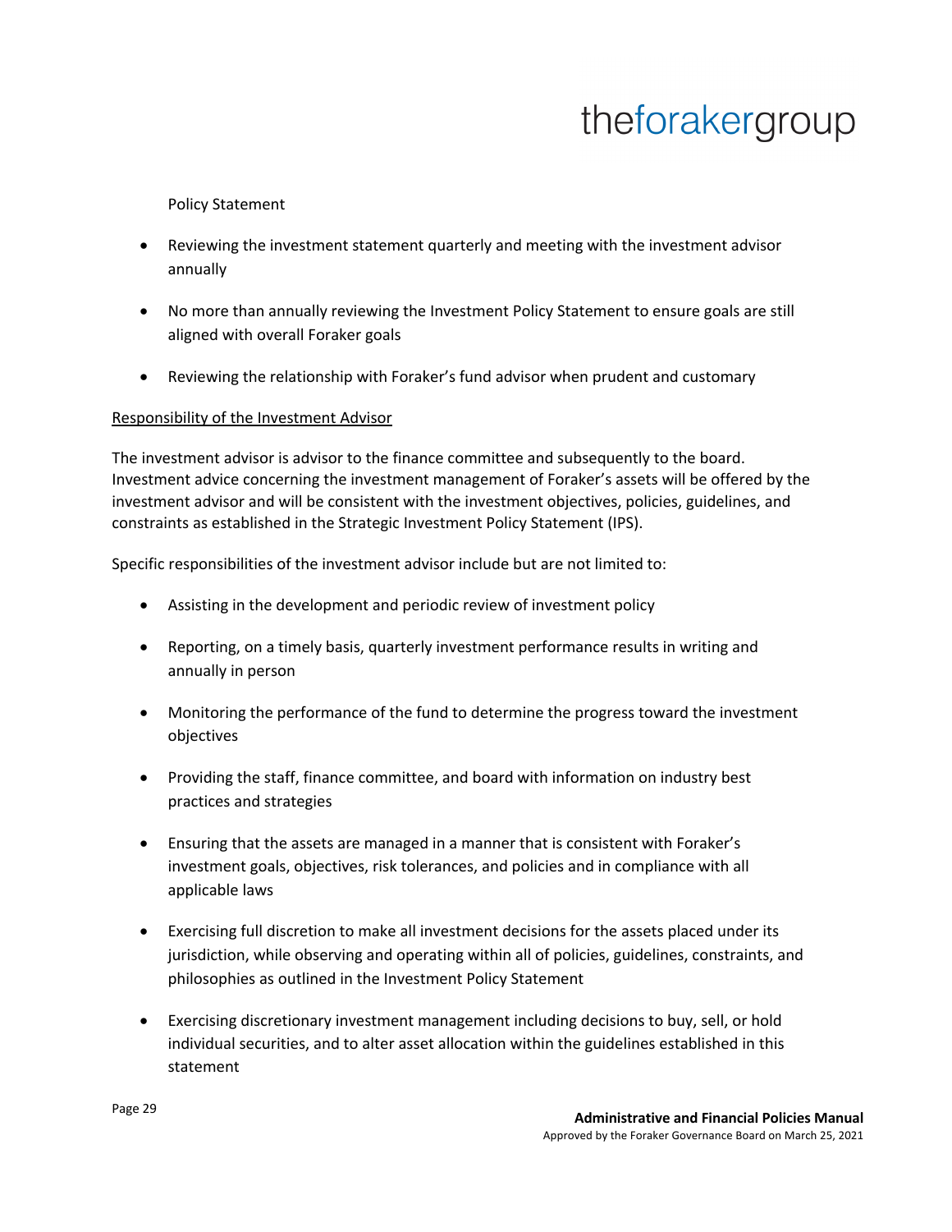Policy Statement

- Reviewing the investment statement quarterly and meeting with the investment advisor annually
- No more than annually reviewing the Investment Policy Statement to ensure goals are still aligned with overall Foraker goals
- Reviewing the relationship with Foraker's fund advisor when prudent and customary

<u>Responsibility of the Investment Advisor</u>

The investment advisor is advisor to the finance committee and subsequently to the board. Investment advice concerning the investment management of Foraker's assets will be offered by the investment advisor and will be consistent with the investment objectives, policies, guidelines, and constraints as established in the Strategic Investment Policy Statement (IPS).

Specific responsibilities of the investment advisor include but are not limited to:

- Assisting in the development and periodic review of investment policy
- Reporting, on a timely basis, quarterly investment performance results in writing and annually in person
- Monitoring the performance of the fund to determine the progress toward the investment objectives
- Providing the staff, finance committee, and board with information on industry best practices and strategies
- Ensuring that the assets are managed in a manner that is consistent with Foraker's investment goals, objectives, risk tolerances, and policies and in compliance with all applicable laws
- Exercising full discretion to make all investment decisions for the assets placed under its jurisdiction, while observing and operating within all of policies, guidelines, constraints, and philosophies as outlined in the Investment Policy Statement
- Exercising discretionary investment management including decisions to buy, sell, or hold individual securities, and to alter asset allocation within the guidelines established in this statement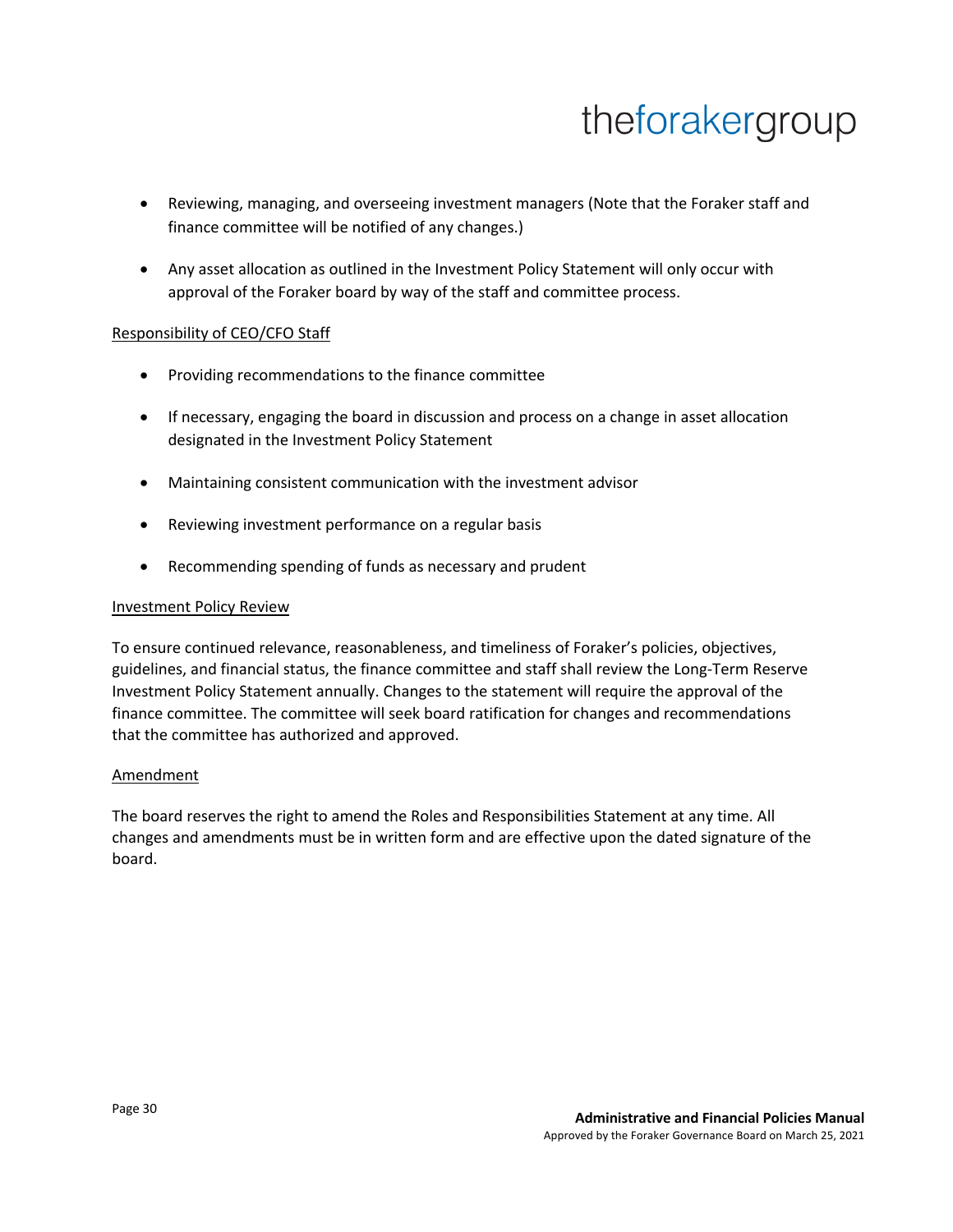- Reviewing, managing, and overseeing investment managers (Note that the Foraker staff and finance committee will be notified of any changes.)

- Any asset allocation as outlined in the Investment Policy Statement will only occur with approval of the Foraker board by way of the staff and committee process.

<u>Responsibility of CEO/CFO Staff</u>

- Providing recommendations to the finance committee

- If necessary, engaging the board in discussion and process on a change in asset allocation designated in the Investment Policy Statement

- Maintaining consistent communication with the investment advisor

- Reviewing investment performance on a regular basis

- Recommending spending of funds as necessary and prudent

<u>Investment Policy Review</u>

To ensure continued relevance, reasonableness, and timeliness of Foraker's policies, objectives, guidelines, and financial status, the finance committee and staff shall review the Long-Term Reserve Investment Policy Statement annually. Changes to the statement will require the approval of the finance committee. The committee will seek board ratification for changes and recommendations that the committee has authorized and approved.

<u>Amendment</u>

The board reserves the right to amend the Roles and Responsibilities Statement at any time. All changes and amendments must be in written form and are effective upon the dated signature of the board.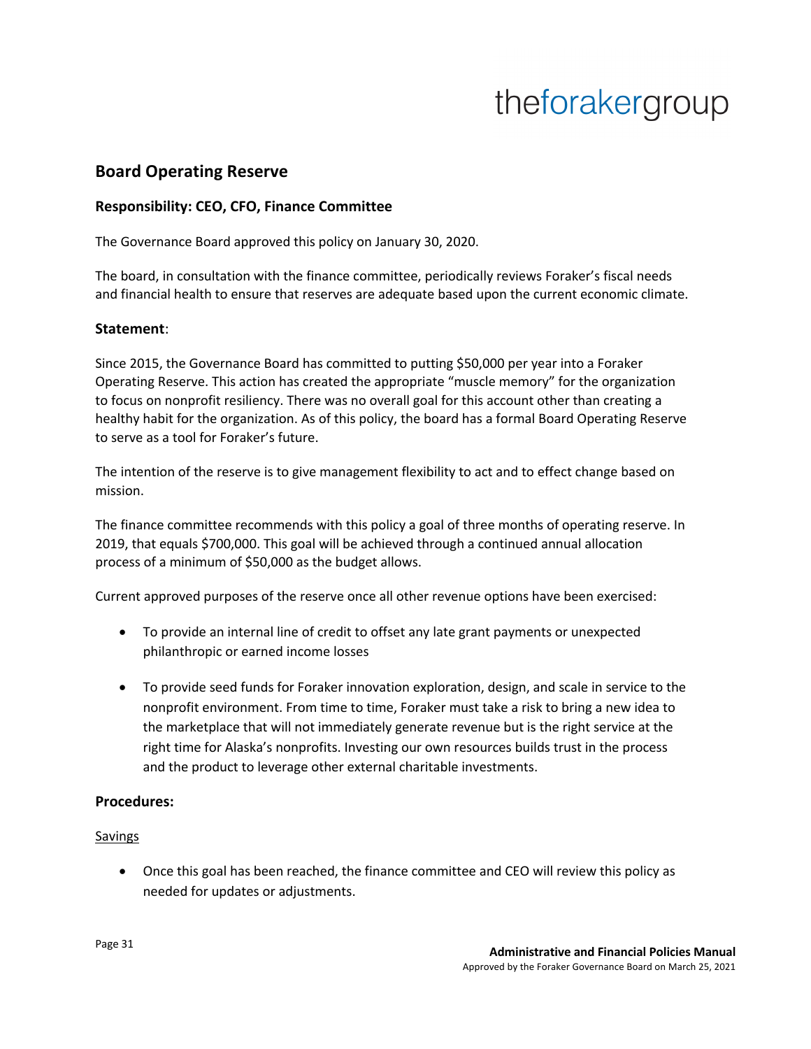## Board Operating Reserve

### Responsibility: CEO, CFO, Finance Committee

The Governance Board approved this policy on January 30, 2020.

The board, in consultation with the finance committee, periodically reviews Foraker's fiscal needs and financial health to ensure that reserves are adequate based upon the current economic climate.

### Statement:

Since 2015, the Governance Board has committed to putting $50,000 per year into a Foraker Operating Reserve. This action has created the appropriate "muscle memory" for the organization to focus on nonprofit resiliency. There was no overall goal for this account other than creating a healthy habit for the organization. As of this policy, the board has a formal Board Operating Reserve to serve as a tool for Foraker's future.

The intention of the reserve is to give management flexibility to act and to effect change based on mission.

The finance committee recommends with this policy a goal of three months of operating reserve. In 2019, that equals $700,000. This goal will be achieved through a continued annual allocation process of a minimum of $50,000 as the budget allows.

Current approved purposes of the reserve once all other revenue options have been exercised:

- To provide an internal line of credit to offset any late grant payments or unexpected philanthropic or earned income losses
- To provide seed funds for Foraker innovation exploration, design, and scale in service to the nonprofit environment. From time to time, Foraker must take a risk to bring a new idea to the marketplace that will not immediately generate revenue but is the right service at the right time for Alaska's nonprofits. Investing our own resources builds trust in the process and the product to leverage other external charitable investments.

### Procedures:

Savings

- Once this goal has been reached, the finance committee and CEO will review this policy as needed for updates or adjustments.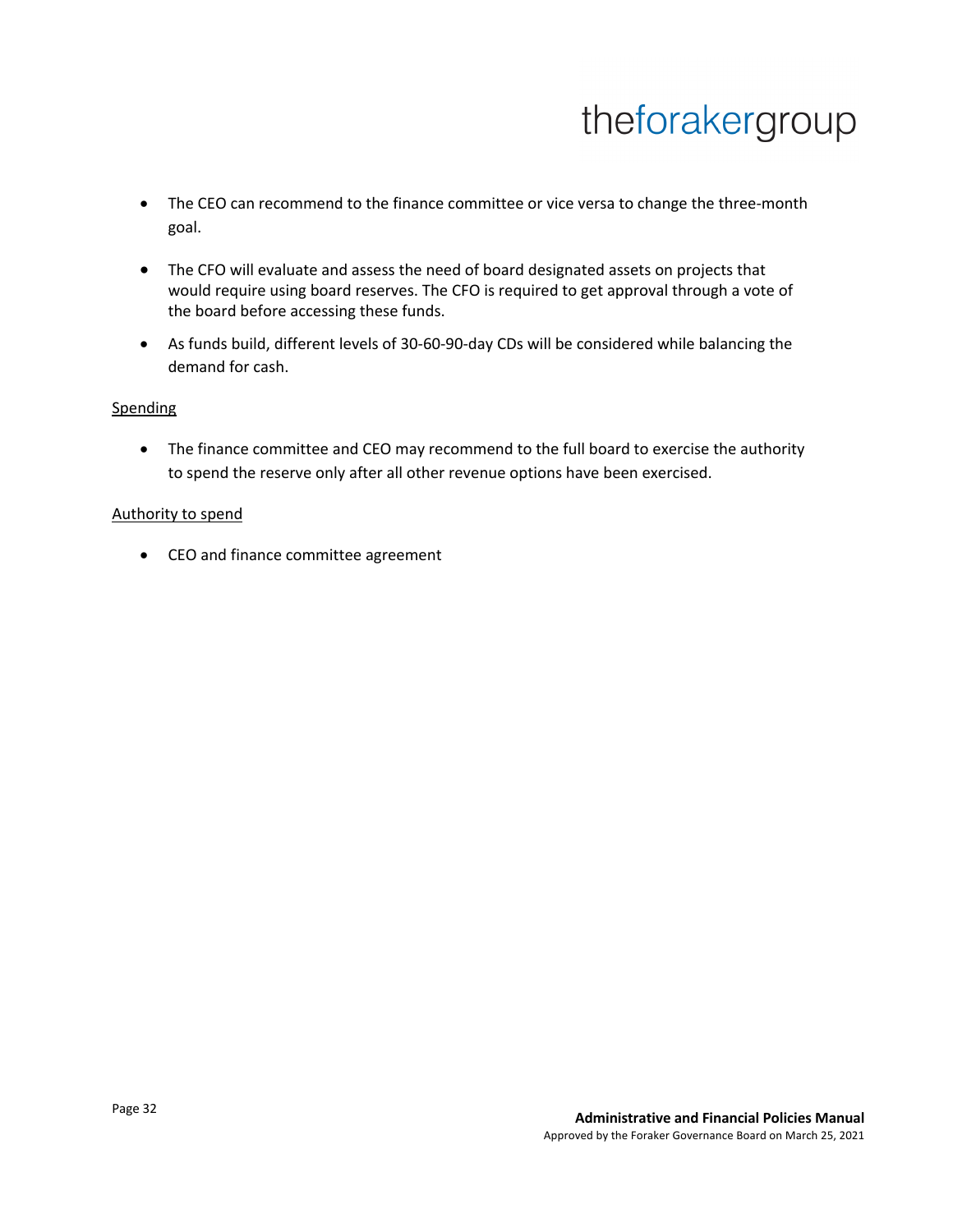- The CEO can recommend to the finance committee or vice versa to change the three-month goal.

- The CFO will evaluate and assess the need of board designated assets on projects that would require using board reserves. The CFO is required to get approval through a vote of the board before accessing these funds.

- As funds build, different levels of 30-60-90-day CDs will be considered while balancing the demand for cash.

<u>Spending</u>

- The finance committee and CEO may recommend to the full board to exercise the authority to spend the reserve only after all other revenue options have been exercised.

<u>Authority to spend</u>

- CEO and finance committee agreement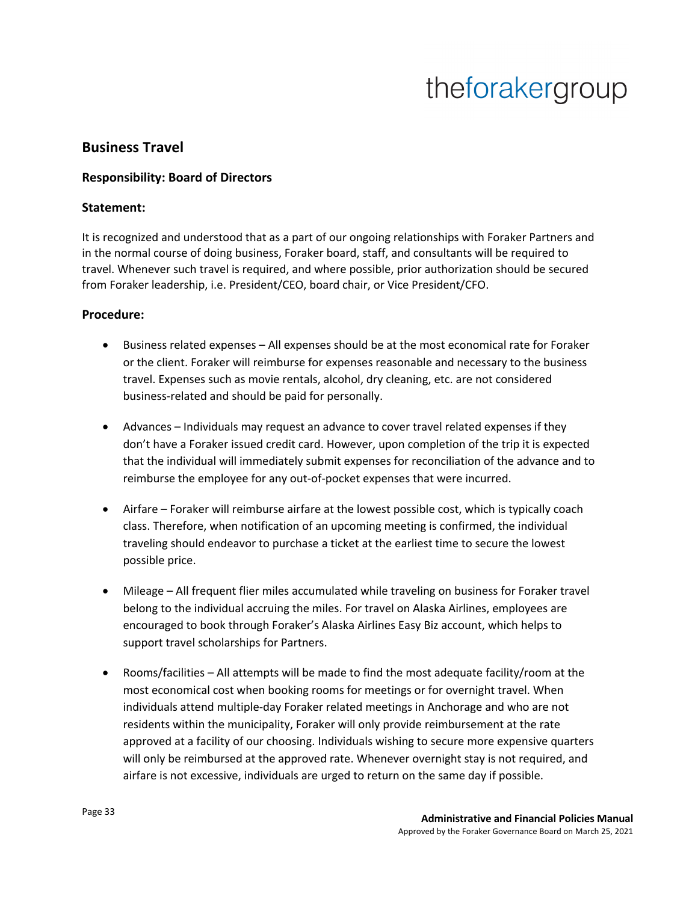## Business Travel

### Responsibility: Board of Directors

### Statement:

It is recognized and understood that as a part of our ongoing relationships with Foraker Partners and in the normal course of doing business, Foraker board, staff, and consultants will be required to travel. Whenever such travel is required, and where possible, prior authorization should be secured from Foraker leadership, i.e. President/CEO, board chair, or Vice President/CFO.

### Procedure:

- Business related expenses – All expenses should be at the most economical rate for Foraker or the client. Foraker will reimburse for expenses reasonable and necessary to the business travel. Expenses such as movie rentals, alcohol, dry cleaning, etc. are not considered business-related and should be paid for personally.

- Advances – Individuals may request an advance to cover travel related expenses if they don't have a Foraker issued credit card. However, upon completion of the trip it is expected that the individual will immediately submit expenses for reconciliation of the advance and to reimburse the employee for any out-of-pocket expenses that were incurred.

- Airfare – Foraker will reimburse airfare at the lowest possible cost, which is typically coach class. Therefore, when notification of an upcoming meeting is confirmed, the individual traveling should endeavor to purchase a ticket at the earliest time to secure the lowest possible price.

- Mileage – All frequent flier miles accumulated while traveling on business for Foraker travel belong to the individual accruing the miles. For travel on Alaska Airlines, employees are encouraged to book through Foraker's Alaska Airlines Easy Biz account, which helps to support travel scholarships for Partners.

- Rooms/facilities – All attempts will be made to find the most adequate facility/room at the most economical cost when booking rooms for meetings or for overnight travel. When individuals attend multiple-day Foraker related meetings in Anchorage and who are not residents within the municipality, Foraker will only provide reimbursement at the rate approved at a facility of our choosing. Individuals wishing to secure more expensive quarters will only be reimbursed at the approved rate. Whenever overnight stay is not required, and airfare is not excessive, individuals are urged to return on the same day if possible.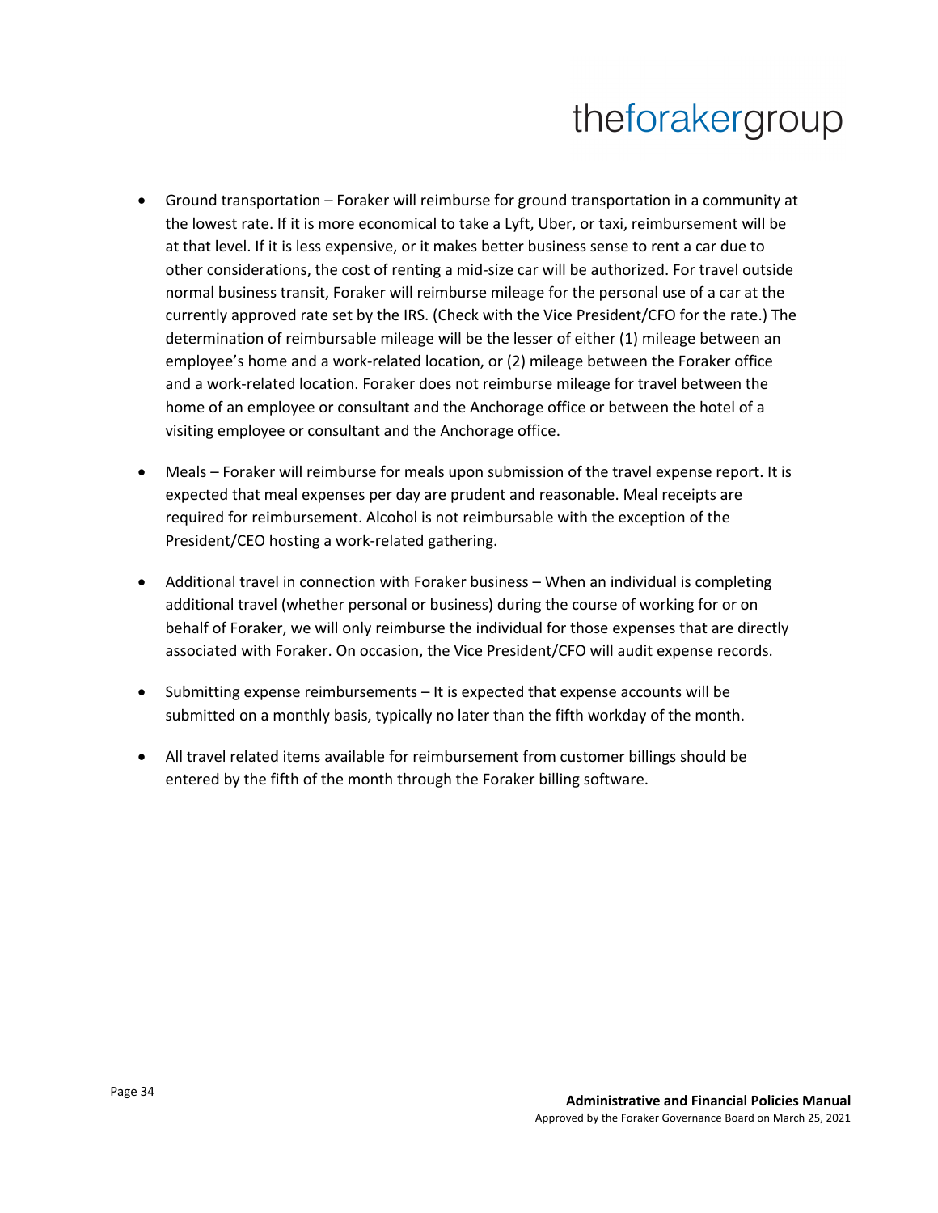- Ground transportation – Foraker will reimburse for ground transportation in a community at the lowest rate. If it is more economical to take a Lyft, Uber, or taxi, reimbursement will be at that level. If it is less expensive, or it makes better business sense to rent a car due to other considerations, the cost of renting a mid-size car will be authorized. For travel outside normal business transit, Foraker will reimburse mileage for the personal use of a car at the currently approved rate set by the IRS. (Check with the Vice President/CFO for the rate.) The determination of reimbursable mileage will be the lesser of either (1) mileage between an employee's home and a work-related location, or (2) mileage between the Foraker office and a work-related location. Foraker does not reimburse mileage for travel between the home of an employee or consultant and the Anchorage office or between the hotel of a visiting employee or consultant and the Anchorage office.

- Meals – Foraker will reimburse for meals upon submission of the travel expense report. It is expected that meal expenses per day are prudent and reasonable. Meal receipts are required for reimbursement. Alcohol is not reimbursable with the exception of the President/CEO hosting a work-related gathering.

- Additional travel in connection with Foraker business – When an individual is completing additional travel (whether personal or business) during the course of working for or on behalf of Foraker, we will only reimburse the individual for those expenses that are directly associated with Foraker. On occasion, the Vice President/CFO will audit expense records.

- Submitting expense reimbursements – It is expected that expense accounts will be submitted on a monthly basis, typically no later than the fifth workday of the month.

- All travel related items available for reimbursement from customer billings should be entered by the fifth of the month through the Foraker billing software.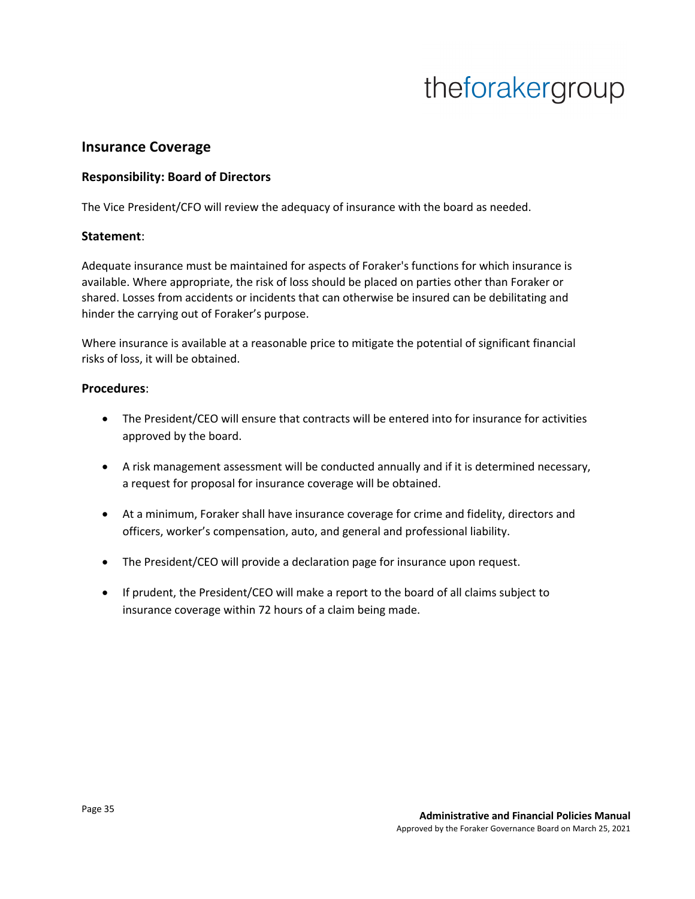## Insurance Coverage

### Responsibility: Board of Directors

The Vice President/CFO will review the adequacy of insurance with the board as needed.

### Statement:

Adequate insurance must be maintained for aspects of Foraker's functions for which insurance is available. Where appropriate, the risk of loss should be placed on parties other than Foraker or shared. Losses from accidents or incidents that can otherwise be insured can be debilitating and hinder the carrying out of Foraker's purpose.

Where insurance is available at a reasonable price to mitigate the potential of significant financial risks of loss, it will be obtained.

### Procedures:

- The President/CEO will ensure that contracts will be entered into for insurance for activities approved by the board.
- A risk management assessment will be conducted annually and if it is determined necessary, a request for proposal for insurance coverage will be obtained.
- At a minimum, Foraker shall have insurance coverage for crime and fidelity, directors and officers, worker's compensation, auto, and general and professional liability.
- The President/CEO will provide a declaration page for insurance upon request.
- If prudent, the President/CEO will make a report to the board of all claims subject to insurance coverage within 72 hours of a claim being made.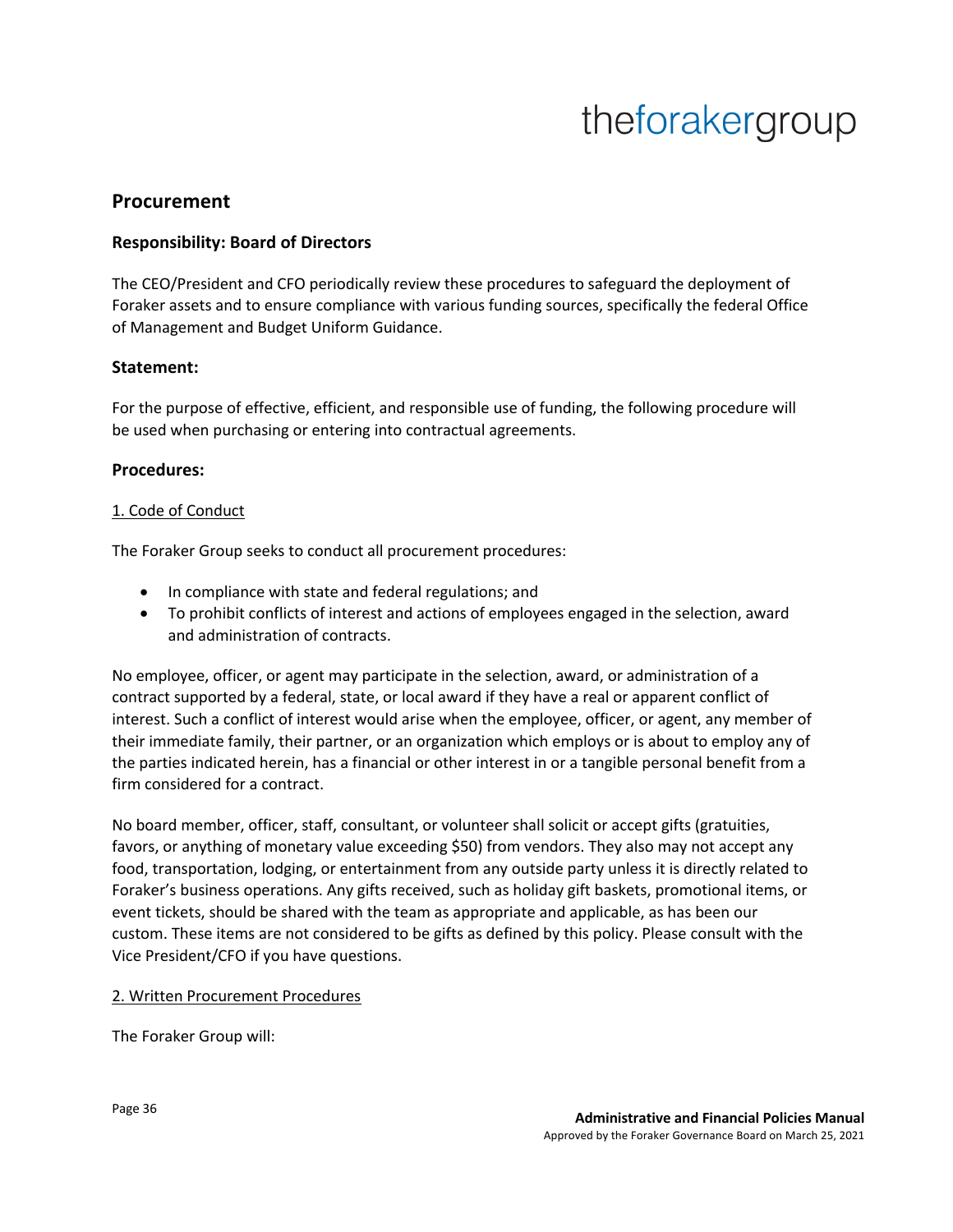## Procurement

### Responsibility: Board of Directors

The CEO/President and CFO periodically review these procedures to safeguard the deployment of Foraker assets and to ensure compliance with various funding sources, specifically the federal Office of Management and Budget Uniform Guidance.

### Statement:

For the purpose of effective, efficient, and responsible use of funding, the following procedure will be used when purchasing or entering into contractual agreements.

### Procedures:

1. Code of Conduct

The Foraker Group seeks to conduct all procurement procedures:

- In compliance with state and federal regulations; and
- To prohibit conflicts of interest and actions of employees engaged in the selection, award and administration of contracts.

No employee, officer, or agent may participate in the selection, award, or administration of a contract supported by a federal, state, or local award if they have a real or apparent conflict of interest. Such a conflict of interest would arise when the employee, officer, or agent, any member of their immediate family, their partner, or an organization which employs or is about to employ any of the parties indicated herein, has a financial or other interest in or a tangible personal benefit from a firm considered for a contract.

No board member, officer, staff, consultant, or volunteer shall solicit or accept gifts (gratuities, favors, or anything of monetary value exceeding $50) from vendors. They also may not accept any food, transportation, lodging, or entertainment from any outside party unless it is directly related to Foraker's business operations. Any gifts received, such as holiday gift baskets, promotional items, or event tickets, should be shared with the team as appropriate and applicable, as has been our custom. These items are not considered to be gifts as defined by this policy. Please consult with the Vice President/CFO if you have questions.

2. Written Procurement Procedures

The Foraker Group will: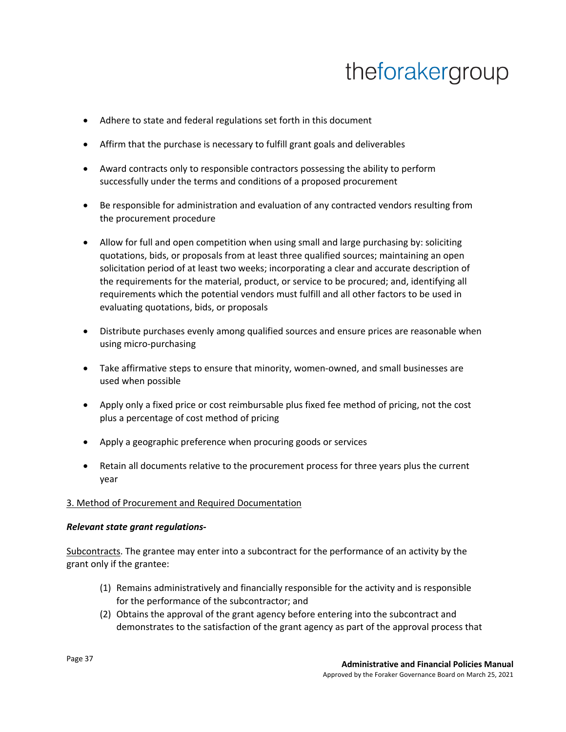- Adhere to state and federal regulations set forth in this document
- Affirm that the purchase is necessary to fulfill grant goals and deliverables
- Award contracts only to responsible contractors possessing the ability to perform successfully under the terms and conditions of a proposed procurement
- Be responsible for administration and evaluation of any contracted vendors resulting from the procurement procedure
- Allow for full and open competition when using small and large purchasing by: soliciting quotations, bids, or proposals from at least three qualified sources; maintaining an open solicitation period of at least two weeks; incorporating a clear and accurate description of the requirements for the material, product, or service to be procured; and, identifying all requirements which the potential vendors must fulfill and all other factors to be used in evaluating quotations, bids, or proposals
- Distribute purchases evenly among qualified sources and ensure prices are reasonable when using micro-purchasing
- Take affirmative steps to ensure that minority, women-owned, and small businesses are used when possible
- Apply only a fixed price or cost reimbursable plus fixed fee method of pricing, not the cost plus a percentage of cost method of pricing
- Apply a geographic preference when procuring goods or services
- Retain all documents relative to the procurement process for three years plus the current year

3. Method of Procurement and Required Documentation

***Relevant state grant regulations-***

Subcontracts. The grantee may enter into a subcontract for the performance of an activity by the grant only if the grantee:

(1) Remains administratively and financially responsible for the activity and is responsible for the performance of the subcontractor; and
(2) Obtains the approval of the grant agency before entering into the subcontract and demonstrates to the satisfaction of the grant agency as part of the approval process that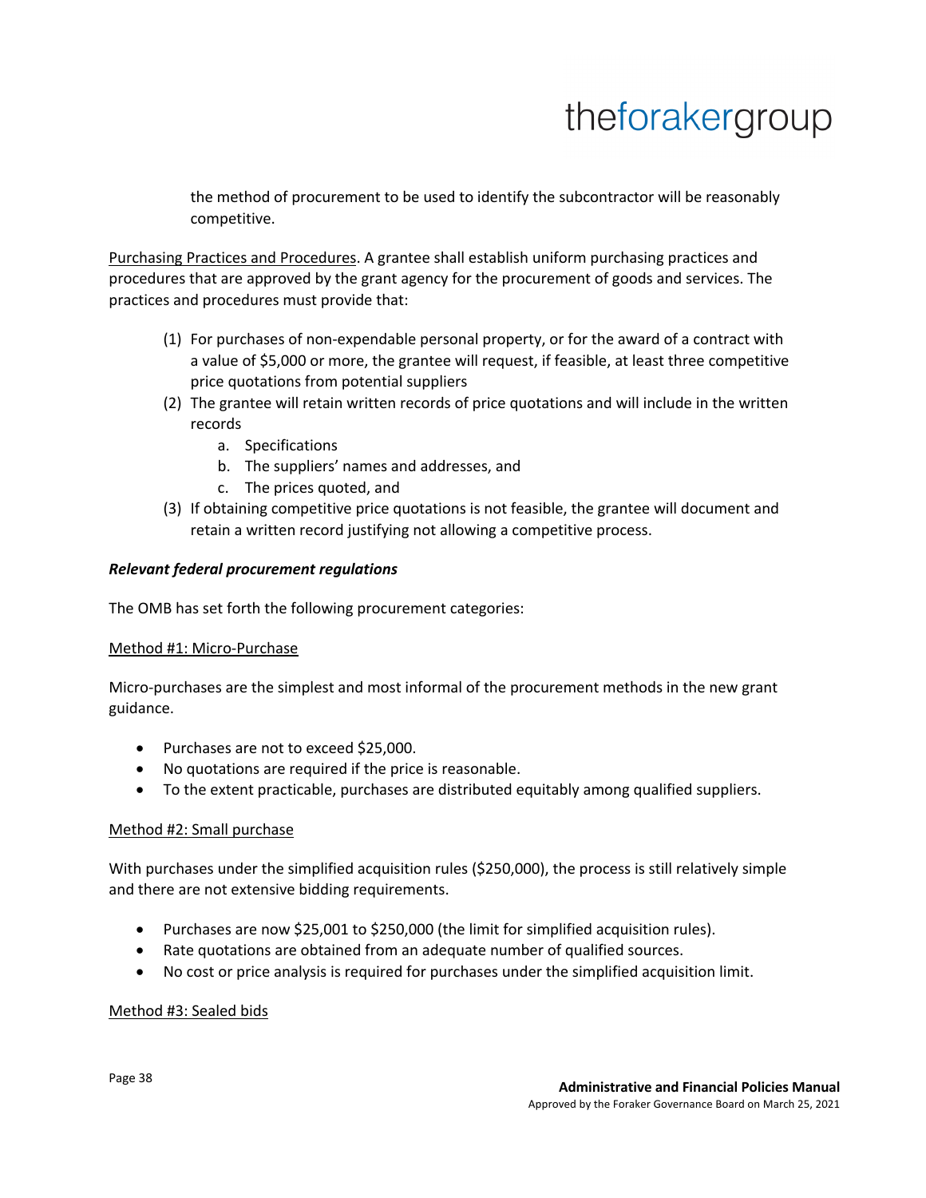the method of procurement to be used to identify the subcontractor will be reasonably competitive.

Purchasing Practices and Procedures. A grantee shall establish uniform purchasing practices and procedures that are approved by the grant agency for the procurement of goods and services. The practices and procedures must provide that:

(1) For purchases of non-expendable personal property, or for the award of a contract with a value of $5,000 or more, the grantee will request, if feasible, at least three competitive price quotations from potential suppliers
(2) The grantee will retain written records of price quotations and will include in the written records
    a. Specifications
    b. The suppliers' names and addresses, and
    c. The prices quoted, and
(3) If obtaining competitive price quotations is not feasible, the grantee will document and retain a written record justifying not allowing a competitive process.

***Relevant federal procurement regulations***

The OMB has set forth the following procurement categories:

Method #1: Micro-Purchase

Micro-purchases are the simplest and most informal of the procurement methods in the new grant guidance.

- Purchases are not to exceed $25,000.
- No quotations are required if the price is reasonable.
- To the extent practicable, purchases are distributed equitably among qualified suppliers.

Method #2: Small purchase

With purchases under the simplified acquisition rules ($250,000), the process is still relatively simple and there are not extensive bidding requirements.

- Purchases are now $25,001 to $250,000 (the limit for simplified acquisition rules).
- Rate quotations are obtained from an adequate number of qualified sources.
- No cost or price analysis is required for purchases under the simplified acquisition limit.

Method #3: Sealed bids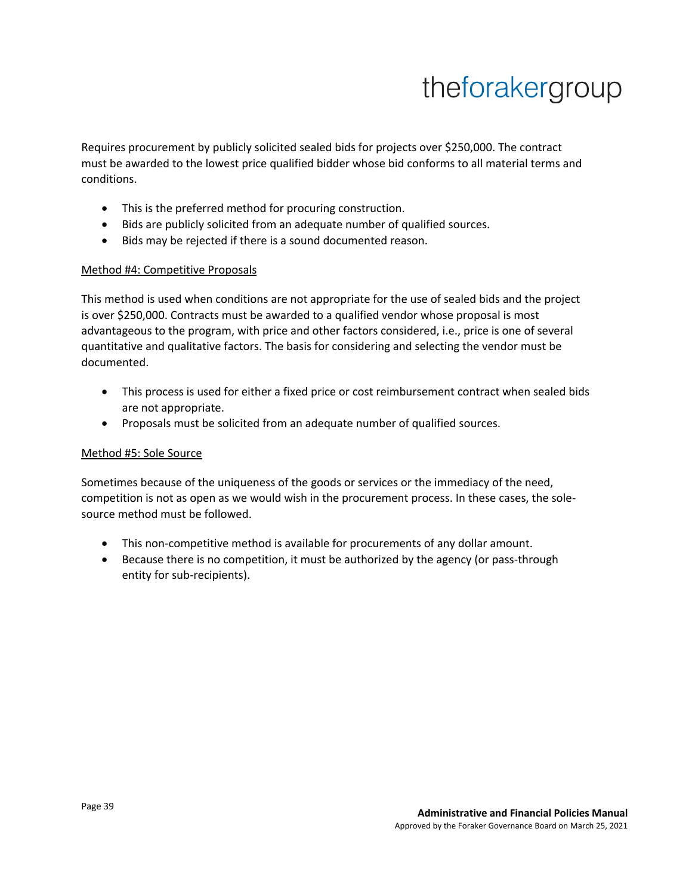Requires procurement by publicly solicited sealed bids for projects over $250,000. The contract must be awarded to the lowest price qualified bidder whose bid conforms to all material terms and conditions.

- This is the preferred method for procuring construction.
- Bids are publicly solicited from an adequate number of qualified sources.
- Bids may be rejected if there is a sound documented reason.

Method #4: Competitive Proposals

This method is used when conditions are not appropriate for the use of sealed bids and the project is over $250,000. Contracts must be awarded to a qualified vendor whose proposal is most advantageous to the program, with price and other factors considered, i.e., price is one of several quantitative and qualitative factors. The basis for considering and selecting the vendor must be documented.

- This process is used for either a fixed price or cost reimbursement contract when sealed bids are not appropriate.
- Proposals must be solicited from an adequate number of qualified sources.

Method #5: Sole Source

Sometimes because of the uniqueness of the goods or services or the immediacy of the need, competition is not as open as we would wish in the procurement process. In these cases, the sole-source method must be followed.

- This non-competitive method is available for procurements of any dollar amount.
- Because there is no competition, it must be authorized by the agency (or pass-through entity for sub-recipients).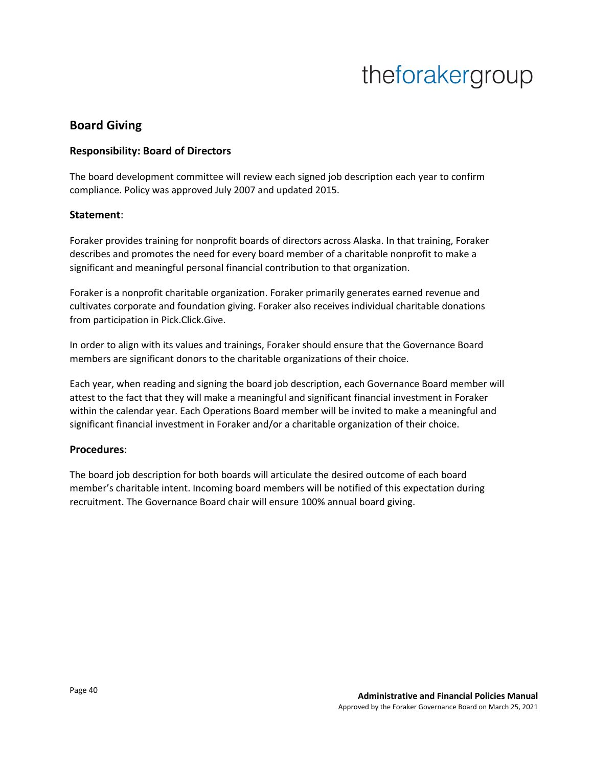## Board Giving

### Responsibility: Board of Directors

The board development committee will review each signed job description each year to confirm compliance. Policy was approved July 2007 and updated 2015.

### Statement:

Foraker provides training for nonprofit boards of directors across Alaska. In that training, Foraker describes and promotes the need for every board member of a charitable nonprofit to make a significant and meaningful personal financial contribution to that organization.

Foraker is a nonprofit charitable organization. Foraker primarily generates earned revenue and cultivates corporate and foundation giving. Foraker also receives individual charitable donations from participation in Pick.Click.Give.

In order to align with its values and trainings, Foraker should ensure that the Governance Board members are significant donors to the charitable organizations of their choice.

Each year, when reading and signing the board job description, each Governance Board member will attest to the fact that they will make a meaningful and significant financial investment in Foraker within the calendar year. Each Operations Board member will be invited to make a meaningful and significant financial investment in Foraker and/or a charitable organization of their choice.

### Procedures:

The board job description for both boards will articulate the desired outcome of each board member's charitable intent. Incoming board members will be notified of this expectation during recruitment. The Governance Board chair will ensure 100% annual board giving.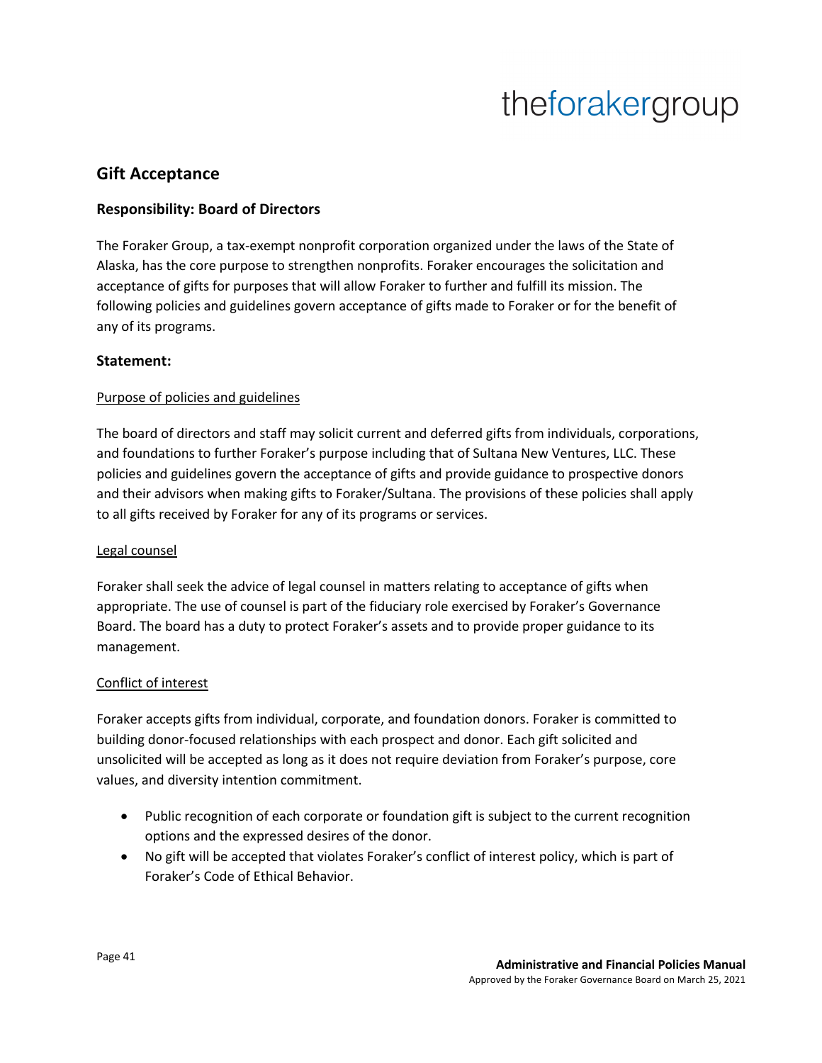## Gift Acceptance

### Responsibility: Board of Directors

The Foraker Group, a tax-exempt nonprofit corporation organized under the laws of the State of Alaska, has the core purpose to strengthen nonprofits. Foraker encourages the solicitation and acceptance of gifts for purposes that will allow Foraker to further and fulfill its mission. The following policies and guidelines govern acceptance of gifts made to Foraker or for the benefit of any of its programs.

### Statement:

<u>Purpose of policies and guidelines</u>

The board of directors and staff may solicit current and deferred gifts from individuals, corporations, and foundations to further Foraker's purpose including that of Sultana New Ventures, LLC. These policies and guidelines govern the acceptance of gifts and provide guidance to prospective donors and their advisors when making gifts to Foraker/Sultana. The provisions of these policies shall apply to all gifts received by Foraker for any of its programs or services.

<u>Legal counsel</u>

Foraker shall seek the advice of legal counsel in matters relating to acceptance of gifts when appropriate. The use of counsel is part of the fiduciary role exercised by Foraker's Governance Board. The board has a duty to protect Foraker's assets and to provide proper guidance to its management.

<u>Conflict of interest</u>

Foraker accepts gifts from individual, corporate, and foundation donors. Foraker is committed to building donor-focused relationships with each prospect and donor. Each gift solicited and unsolicited will be accepted as long as it does not require deviation from Foraker's purpose, core values, and diversity intention commitment.

- Public recognition of each corporate or foundation gift is subject to the current recognition options and the expressed desires of the donor.
- No gift will be accepted that violates Foraker's conflict of interest policy, which is part of Foraker's Code of Ethical Behavior.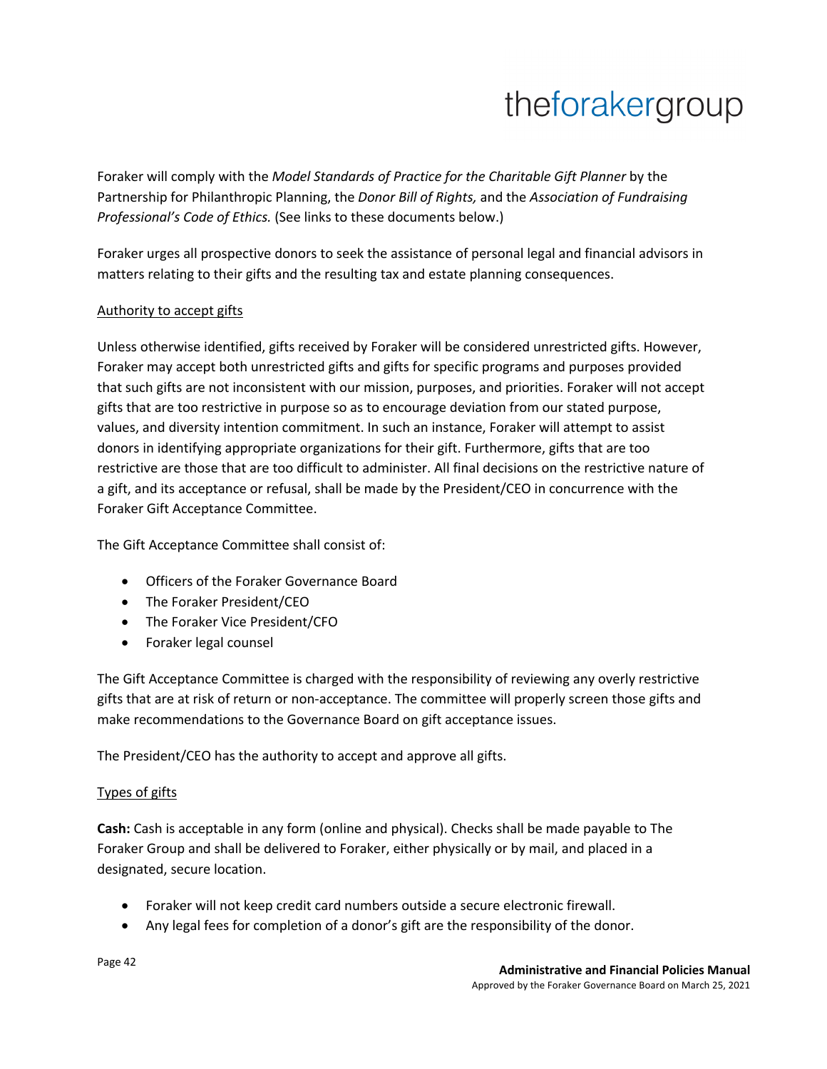Foraker will comply with the *Model Standards of Practice for the Charitable Gift Planner* by the Partnership for Philanthropic Planning, the *Donor Bill of Rights,* and the *Association of Fundraising Professional's Code of Ethics.* (See links to these documents below.)

Foraker urges all prospective donors to seek the assistance of personal legal and financial advisors in matters relating to their gifts and the resulting tax and estate planning consequences.

<u>Authority to accept gifts</u>

Unless otherwise identified, gifts received by Foraker will be considered unrestricted gifts. However, Foraker may accept both unrestricted gifts and gifts for specific programs and purposes provided that such gifts are not inconsistent with our mission, purposes, and priorities. Foraker will not accept gifts that are too restrictive in purpose so as to encourage deviation from our stated purpose, values, and diversity intention commitment. In such an instance, Foraker will attempt to assist donors in identifying appropriate organizations for their gift. Furthermore, gifts that are too restrictive are those that are too difficult to administer. All final decisions on the restrictive nature of a gift, and its acceptance or refusal, shall be made by the President/CEO in concurrence with the Foraker Gift Acceptance Committee.

The Gift Acceptance Committee shall consist of:

- Officers of the Foraker Governance Board
- The Foraker President/CEO
- The Foraker Vice President/CFO
- Foraker legal counsel

The Gift Acceptance Committee is charged with the responsibility of reviewing any overly restrictive gifts that are at risk of return or non-acceptance. The committee will properly screen those gifts and make recommendations to the Governance Board on gift acceptance issues.

The President/CEO has the authority to accept and approve all gifts.

<u>Types of gifts</u>

**Cash:** Cash is acceptable in any form (online and physical). Checks shall be made payable to The Foraker Group and shall be delivered to Foraker, either physically or by mail, and placed in a designated, secure location.

- Foraker will not keep credit card numbers outside a secure electronic firewall.
- Any legal fees for completion of a donor's gift are the responsibility of the donor.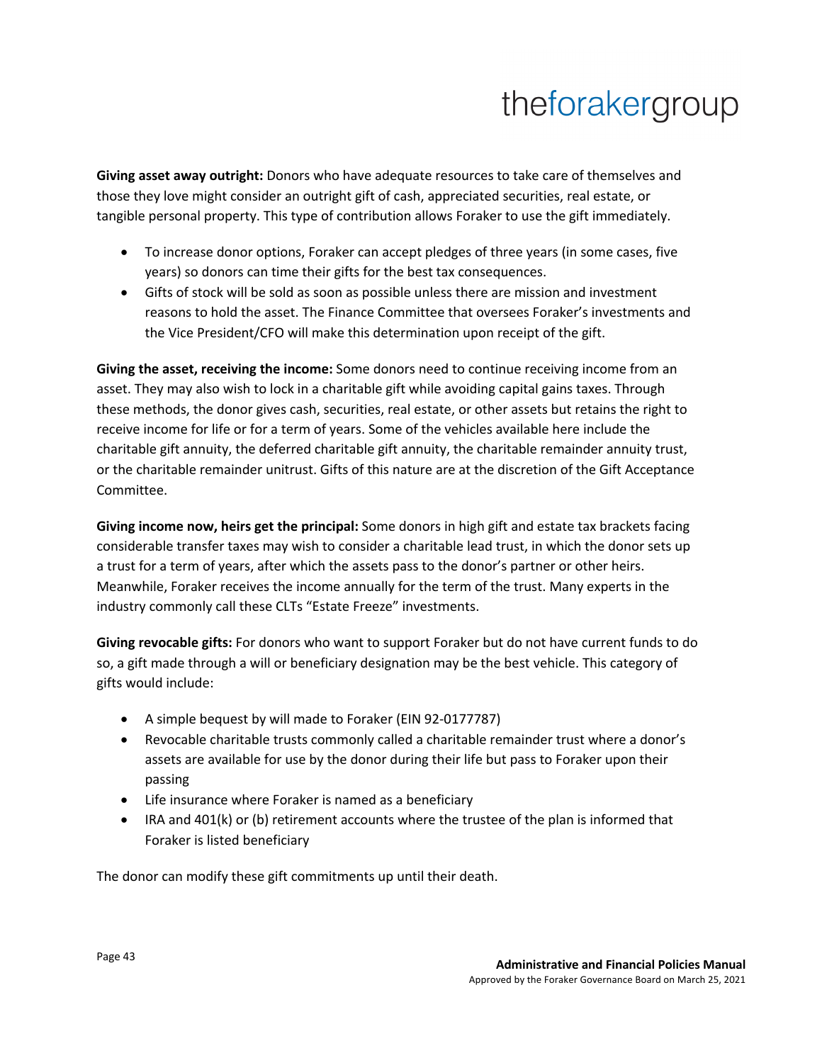**Giving asset away outright:** Donors who have adequate resources to take care of themselves and those they love might consider an outright gift of cash, appreciated securities, real estate, or tangible personal property. This type of contribution allows Foraker to use the gift immediately.

- To increase donor options, Foraker can accept pledges of three years (in some cases, five years) so donors can time their gifts for the best tax consequences.
- Gifts of stock will be sold as soon as possible unless there are mission and investment reasons to hold the asset. The Finance Committee that oversees Foraker's investments and the Vice President/CFO will make this determination upon receipt of the gift.

**Giving the asset, receiving the income:** Some donors need to continue receiving income from an asset. They may also wish to lock in a charitable gift while avoiding capital gains taxes. Through these methods, the donor gives cash, securities, real estate, or other assets but retains the right to receive income for life or for a term of years. Some of the vehicles available here include the charitable gift annuity, the deferred charitable gift annuity, the charitable remainder annuity trust, or the charitable remainder unitrust. Gifts of this nature are at the discretion of the Gift Acceptance Committee.

**Giving income now, heirs get the principal:** Some donors in high gift and estate tax brackets facing considerable transfer taxes may wish to consider a charitable lead trust, in which the donor sets up a trust for a term of years, after which the assets pass to the donor's partner or other heirs. Meanwhile, Foraker receives the income annually for the term of the trust. Many experts in the industry commonly call these CLTs "Estate Freeze" investments.

**Giving revocable gifts:** For donors who want to support Foraker but do not have current funds to do so, a gift made through a will or beneficiary designation may be the best vehicle. This category of gifts would include:

- A simple bequest by will made to Foraker (EIN 92-0177787)
- Revocable charitable trusts commonly called a charitable remainder trust where a donor's assets are available for use by the donor during their life but pass to Foraker upon their passing
- Life insurance where Foraker is named as a beneficiary
- IRA and 401(k) or (b) retirement accounts where the trustee of the plan is informed that Foraker is listed beneficiary

The donor can modify these gift commitments up until their death.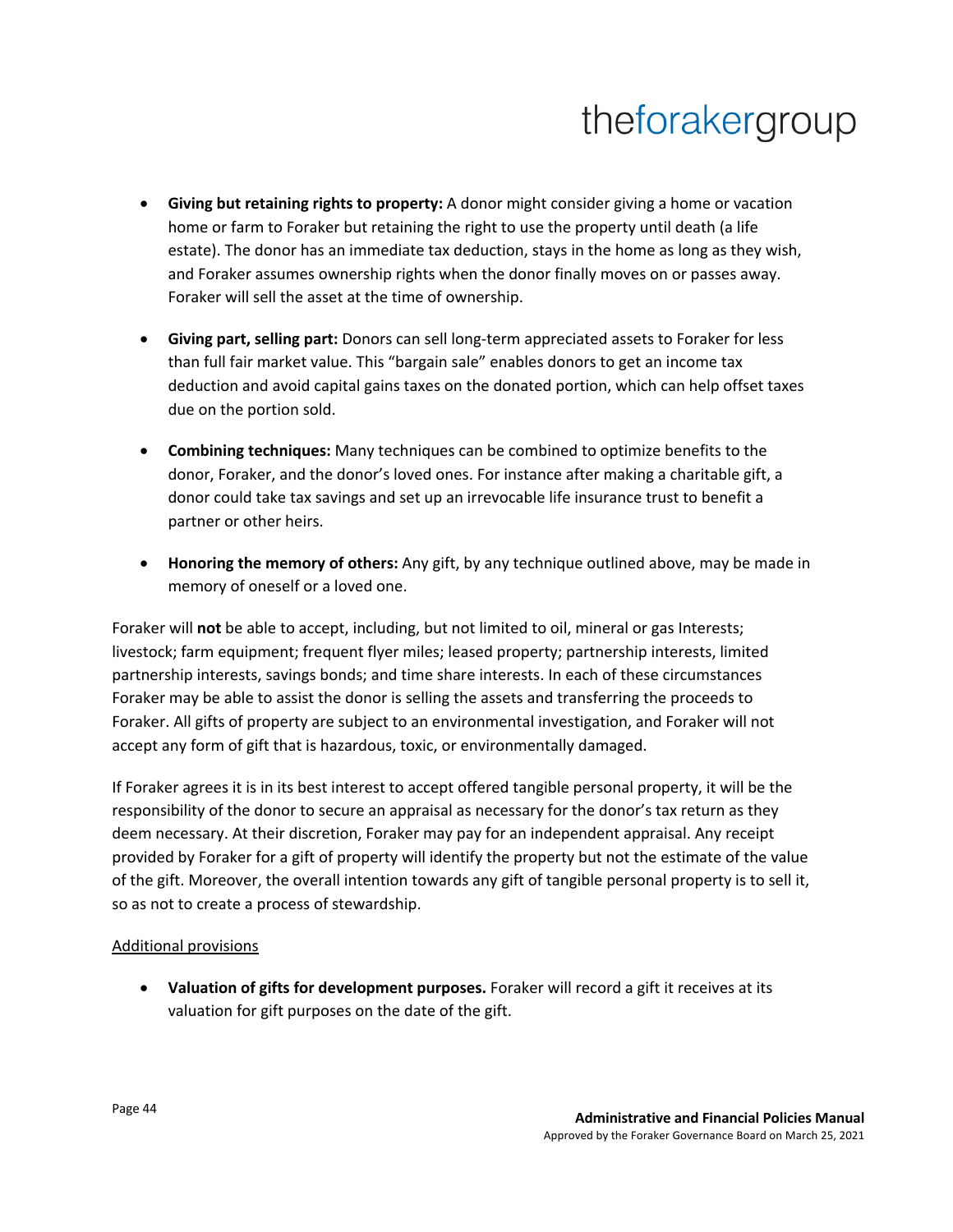- **Giving but retaining rights to property:** A donor might consider giving a home or vacation home or farm to Foraker but retaining the right to use the property until death (a life estate). The donor has an immediate tax deduction, stays in the home as long as they wish, and Foraker assumes ownership rights when the donor finally moves on or passes away. Foraker will sell the asset at the time of ownership.

- **Giving part, selling part:** Donors can sell long-term appreciated assets to Foraker for less than full fair market value. This "bargain sale" enables donors to get an income tax deduction and avoid capital gains taxes on the donated portion, which can help offset taxes due on the portion sold.

- **Combining techniques:** Many techniques can be combined to optimize benefits to the donor, Foraker, and the donor's loved ones. For instance after making a charitable gift, a donor could take tax savings and set up an irrevocable life insurance trust to benefit a partner or other heirs.

- **Honoring the memory of others:** Any gift, by any technique outlined above, may be made in memory of oneself or a loved one.

Foraker will **not** be able to accept, including, but not limited to oil, mineral or gas Interests; livestock; farm equipment; frequent flyer miles; leased property; partnership interests, limited partnership interests, savings bonds; and time share interests. In each of these circumstances Foraker may be able to assist the donor is selling the assets and transferring the proceeds to Foraker. All gifts of property are subject to an environmental investigation, and Foraker will not accept any form of gift that is hazardous, toxic, or environmentally damaged.

If Foraker agrees it is in its best interest to accept offered tangible personal property, it will be the responsibility of the donor to secure an appraisal as necessary for the donor's tax return as they deem necessary. At their discretion, Foraker may pay for an independent appraisal. Any receipt provided by Foraker for a gift of property will identify the property but not the estimate of the value of the gift. Moreover, the overall intention towards any gift of tangible personal property is to sell it, so as not to create a process of stewardship.

Additional provisions

- **Valuation of gifts for development purposes.** Foraker will record a gift it receives at its valuation for gift purposes on the date of the gift.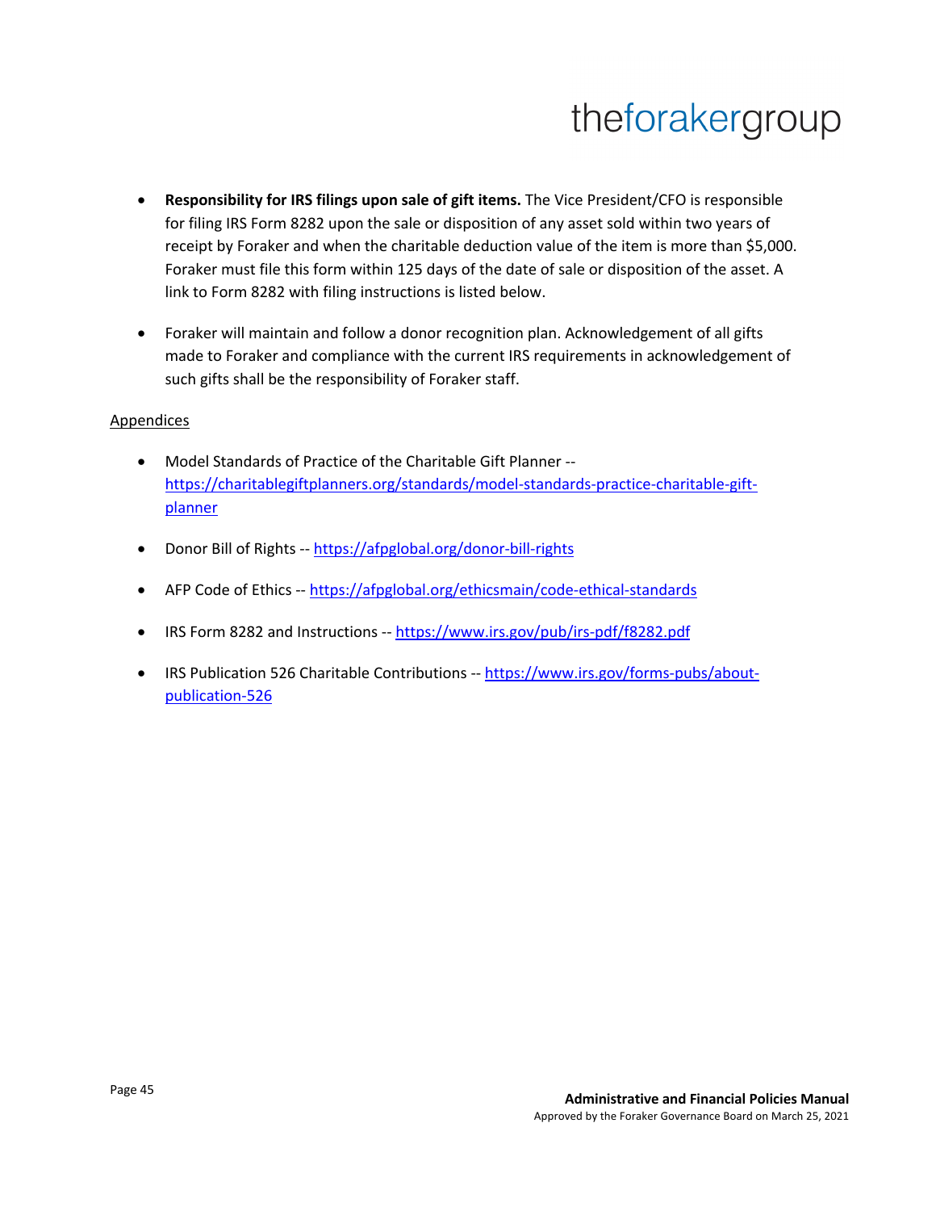- **Responsibility for IRS filings upon sale of gift items.** The Vice President/CFO is responsible for filing IRS Form 8282 upon the sale or disposition of any asset sold within two years of receipt by Foraker and when the charitable deduction value of the item is more than $5,000. Foraker must file this form within 125 days of the date of sale or disposition of the asset. A link to Form 8282 with filing instructions is listed below.

- Foraker will maintain and follow a donor recognition plan. Acknowledgement of all gifts made to Foraker and compliance with the current IRS requirements in acknowledgement of such gifts shall be the responsibility of Foraker staff.

Appendices

- Model Standards of Practice of the Charitable Gift Planner -- https://charitablegiftplanners.org/standards/model-standards-practice-charitable-gift-planner

- Donor Bill of Rights -- https://afpglobal.org/donor-bill-rights

- AFP Code of Ethics -- https://afpglobal.org/ethicsmain/code-ethical-standards

- IRS Form 8282 and Instructions -- https://www.irs.gov/pub/irs-pdf/f8282.pdf

- IRS Publication 526 Charitable Contributions -- https://www.irs.gov/forms-pubs/about-publication-526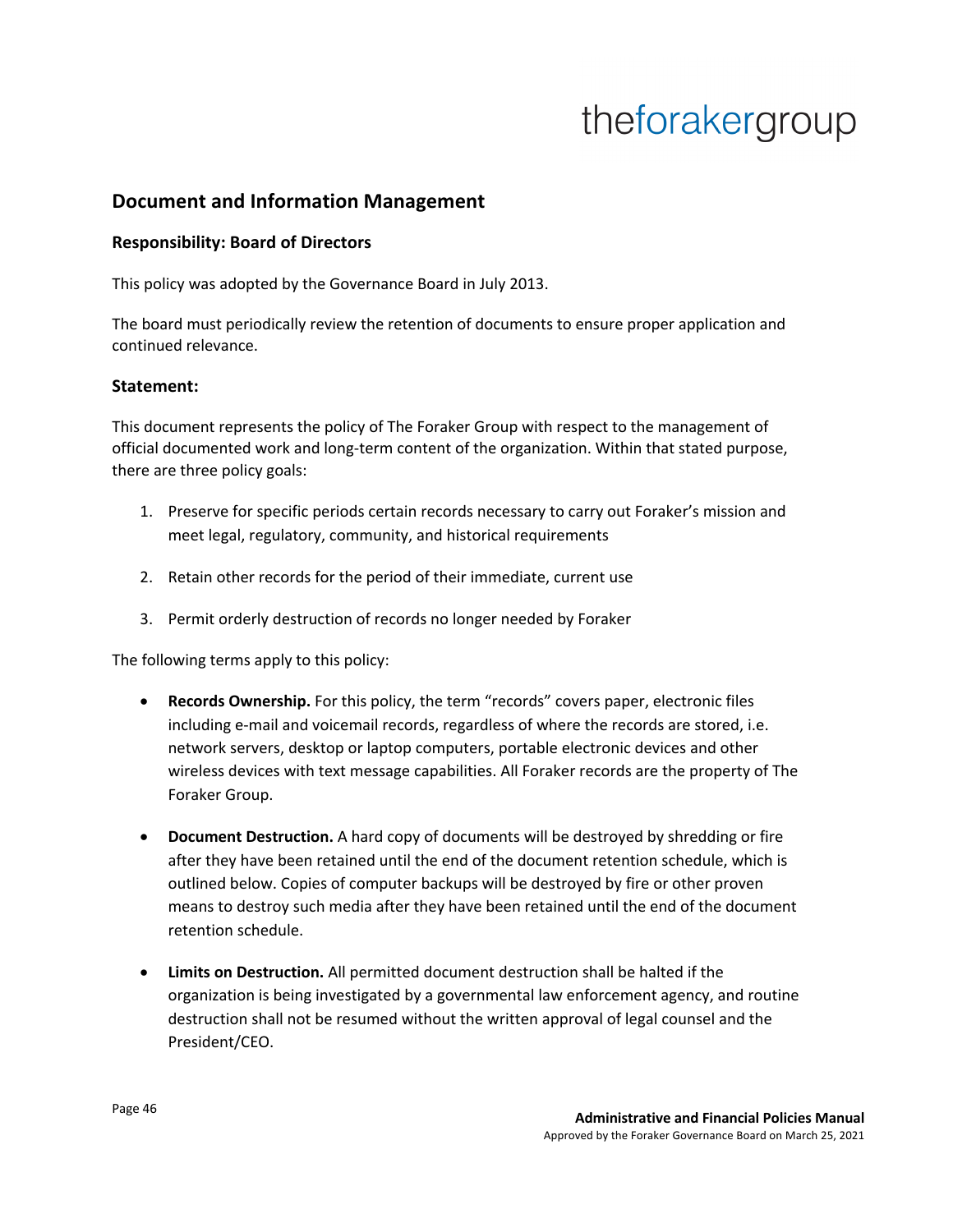## Document and Information Management

### Responsibility: Board of Directors

This policy was adopted by the Governance Board in July 2013.

The board must periodically review the retention of documents to ensure proper application and continued relevance.

### Statement:

This document represents the policy of The Foraker Group with respect to the management of official documented work and long-term content of the organization. Within that stated purpose, there are three policy goals:

1. Preserve for specific periods certain records necessary to carry out Foraker's mission and meet legal, regulatory, community, and historical requirements

2. Retain other records for the period of their immediate, current use

3. Permit orderly destruction of records no longer needed by Foraker

The following terms apply to this policy:

- **Records Ownership.** For this policy, the term "records" covers paper, electronic files including e-mail and voicemail records, regardless of where the records are stored, i.e. network servers, desktop or laptop computers, portable electronic devices and other wireless devices with text message capabilities. All Foraker records are the property of The Foraker Group.

- **Document Destruction.** A hard copy of documents will be destroyed by shredding or fire after they have been retained until the end of the document retention schedule, which is outlined below. Copies of computer backups will be destroyed by fire or other proven means to destroy such media after they have been retained until the end of the document retention schedule.

- **Limits on Destruction.** All permitted document destruction shall be halted if the organization is being investigated by a governmental law enforcement agency, and routine destruction shall not be resumed without the written approval of legal counsel and the President/CEO.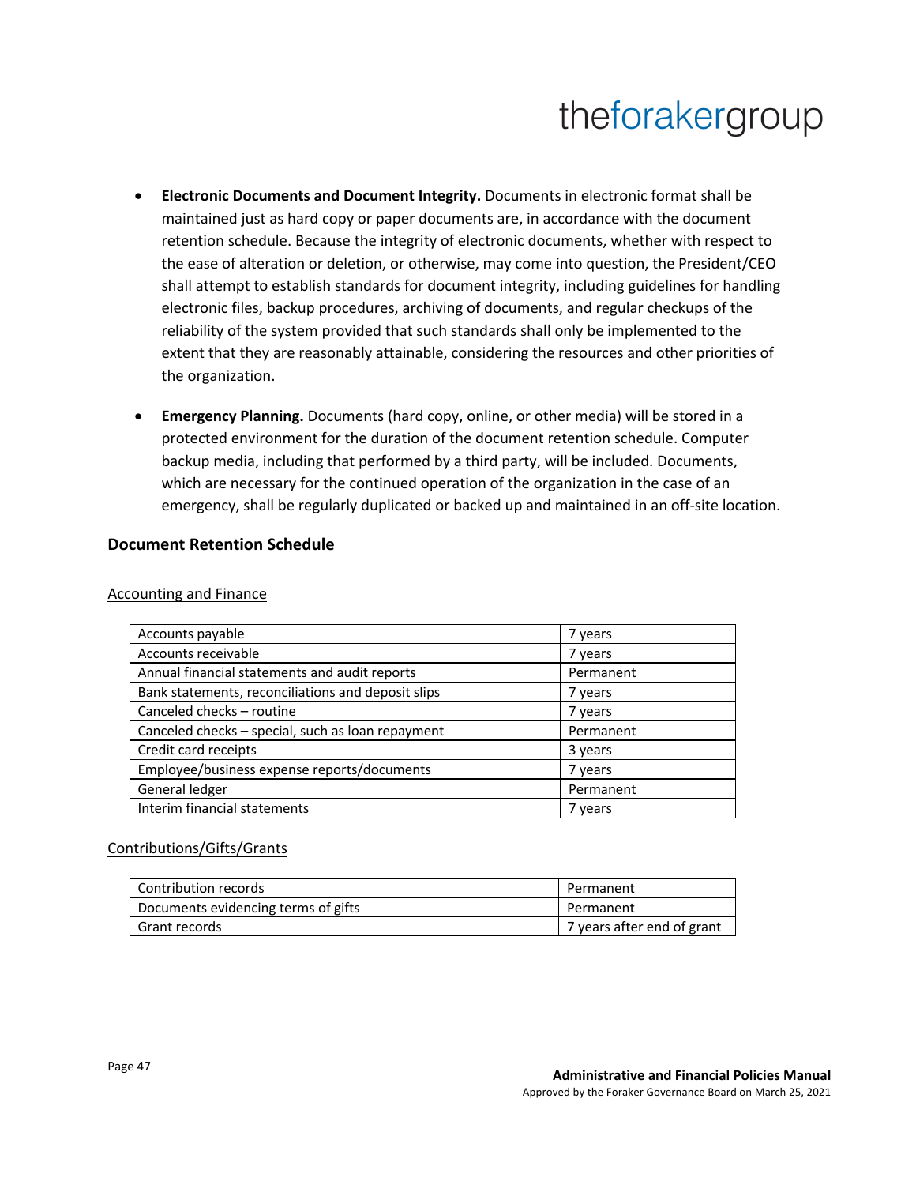- **Electronic Documents and Document Integrity.** Documents in electronic format shall be maintained just as hard copy or paper documents are, in accordance with the document retention schedule. Because the integrity of electronic documents, whether with respect to the ease of alteration or deletion, or otherwise, may come into question, the President/CEO shall attempt to establish standards for document integrity, including guidelines for handling electronic files, backup procedures, archiving of documents, and regular checkups of the reliability of the system provided that such standards shall only be implemented to the extent that they are reasonably attainable, considering the resources and other priorities of the organization.

- **Emergency Planning.** Documents (hard copy, online, or other media) will be stored in a protected environment for the duration of the document retention schedule. Computer backup media, including that performed by a third party, will be included. Documents, which are necessary for the continued operation of the organization in the case of an emergency, shall be regularly duplicated or backed up and maintained in an off-site location.

### Document Retention Schedule

Accounting and Finance

| | |
|---|---|
| Accounts payable | 7 years |
| Accounts receivable | 7 years |
| Annual financial statements and audit reports | Permanent |
| Bank statements, reconciliations and deposit slips | 7 years |
| Canceled checks – routine | 7 years |
| Canceled checks – special, such as loan repayment | Permanent |
| Credit card receipts | 3 years |
| Employee/business expense reports/documents | 7 years |
| General ledger | Permanent |
| Interim financial statements | 7 years |

Contributions/Gifts/Grants

| | |
|---|---|
| Contribution records | Permanent |
| Documents evidencing terms of gifts | Permanent |
| Grant records | 7 years after end of grant |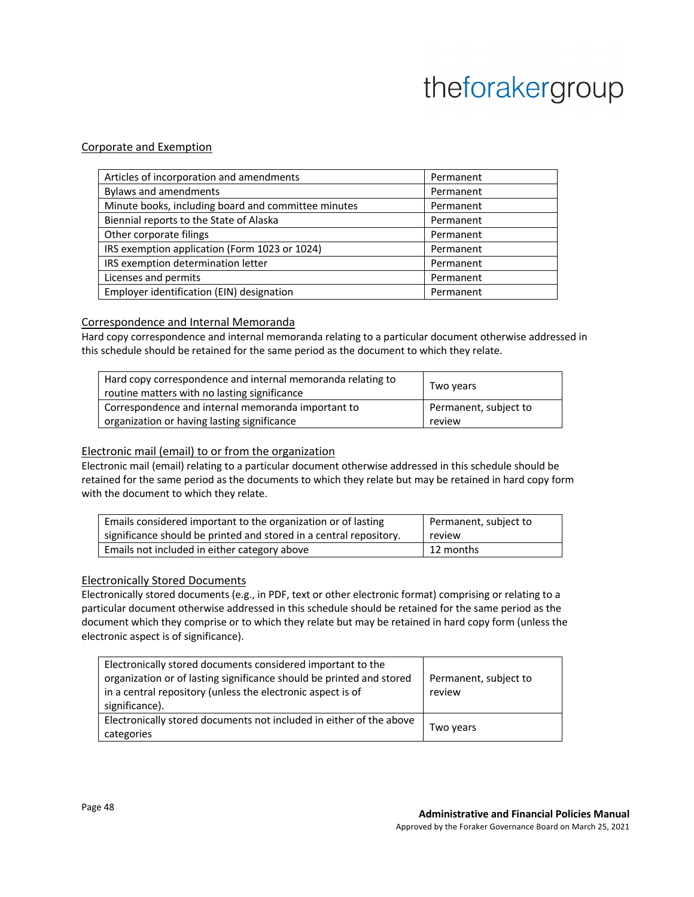### Corporate and Exemption

| | |
|---|---|
| Articles of incorporation and amendments | Permanent |
| Bylaws and amendments | Permanent |
| Minute books, including board and committee minutes | Permanent |
| Biennial reports to the State of Alaska | Permanent |
| Other corporate filings | Permanent |
| IRS exemption application (Form 1023 or 1024) | Permanent |
| IRS exemption determination letter | Permanent |
| Licenses and permits | Permanent |
| Employer identification (EIN) designation | Permanent |

### Correspondence and Internal Memoranda

Hard copy correspondence and internal memoranda relating to a particular document otherwise addressed in this schedule should be retained for the same period as the document to which they relate.

| | |
|---|---|
| Hard copy correspondence and internal memoranda relating to routine matters with no lasting significance | Two years |
| Correspondence and internal memoranda important to organization or having lasting significance | Permanent, subject to review |

### Electronic mail (email) to or from the organization

Electronic mail (email) relating to a particular document otherwise addressed in this schedule should be retained for the same period as the documents to which they relate but may be retained in hard copy form with the document to which they relate.

| | |
|---|---|
| Emails considered important to the organization or of lasting significance should be printed and stored in a central repository. | Permanent, subject to review |
| Emails not included in either category above | 12 months |

### Electronically Stored Documents

Electronically stored documents (e.g., in PDF, text or other electronic format) comprising or relating to a particular document otherwise addressed in this schedule should be retained for the same period as the document which they comprise or to which they relate but may be retained in hard copy form (unless the electronic aspect is of significance).

| | |
|---|---|
| Electronically stored documents considered important to the organization or of lasting significance should be printed and stored in a central repository (unless the electronic aspect is of significance). | Permanent, subject to review |
| Electronically stored documents not included in either of the above categories | Two years |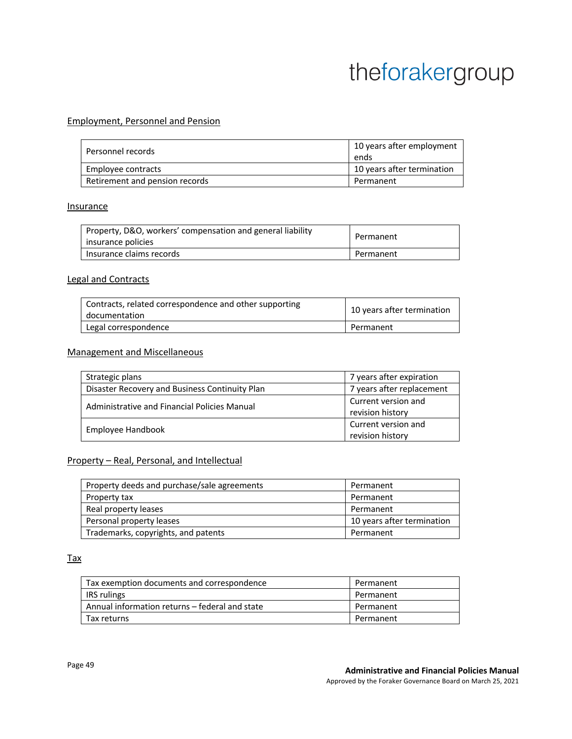Employment, Personnel and Pension

| Personnel records | 10 years after employment ends |
|---|---|
| Employee contracts | 10 years after termination |
| Retirement and pension records | Permanent |

Insurance

| Property, D&O, workers' compensation and general liability insurance policies | Permanent |
|---|---|
| Insurance claims records | Permanent |

Legal and Contracts

| Contracts, related correspondence and other supporting documentation | 10 years after termination |
|---|---|
| Legal correspondence | Permanent |

Management and Miscellaneous

| Strategic plans | 7 years after expiration |
|---|---|
| Disaster Recovery and Business Continuity Plan | 7 years after replacement |
| Administrative and Financial Policies Manual | Current version and revision history |
| Employee Handbook | Current version and revision history |

Property – Real, Personal, and Intellectual

| Property deeds and purchase/sale agreements | Permanent |
|---|---|
| Property tax | Permanent |
| Real property leases | Permanent |
| Personal property leases | 10 years after termination |
| Trademarks, copyrights, and patents | Permanent |

Tax

| Tax exemption documents and correspondence | Permanent |
|---|---|
| IRS rulings | Permanent |
| Annual information returns – federal and state | Permanent |
| Tax returns | Permanent |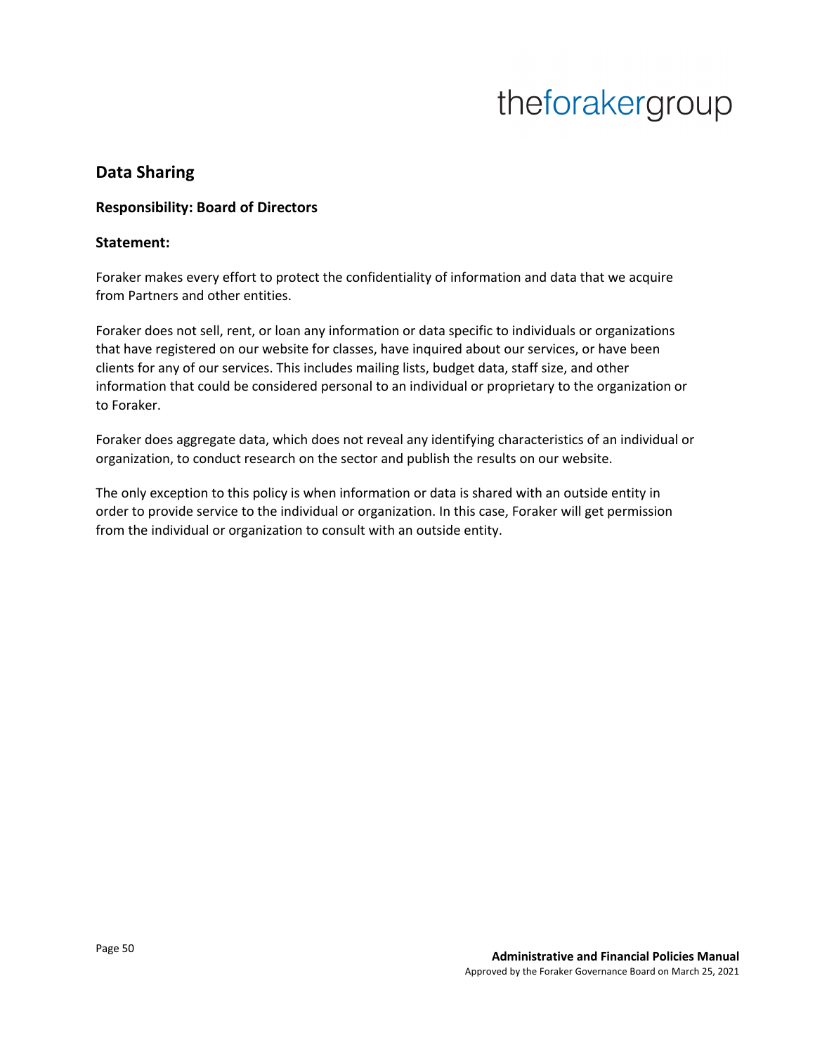## Data Sharing

**Responsibility: Board of Directors**

**Statement:**

Foraker makes every effort to protect the confidentiality of information and data that we acquire from Partners and other entities.

Foraker does not sell, rent, or loan any information or data specific to individuals or organizations that have registered on our website for classes, have inquired about our services, or have been clients for any of our services. This includes mailing lists, budget data, staff size, and other information that could be considered personal to an individual or proprietary to the organization or to Foraker.

Foraker does aggregate data, which does not reveal any identifying characteristics of an individual or organization, to conduct research on the sector and publish the results on our website.

The only exception to this policy is when information or data is shared with an outside entity in order to provide service to the individual or organization. In this case, Foraker will get permission from the individual or organization to consult with an outside entity.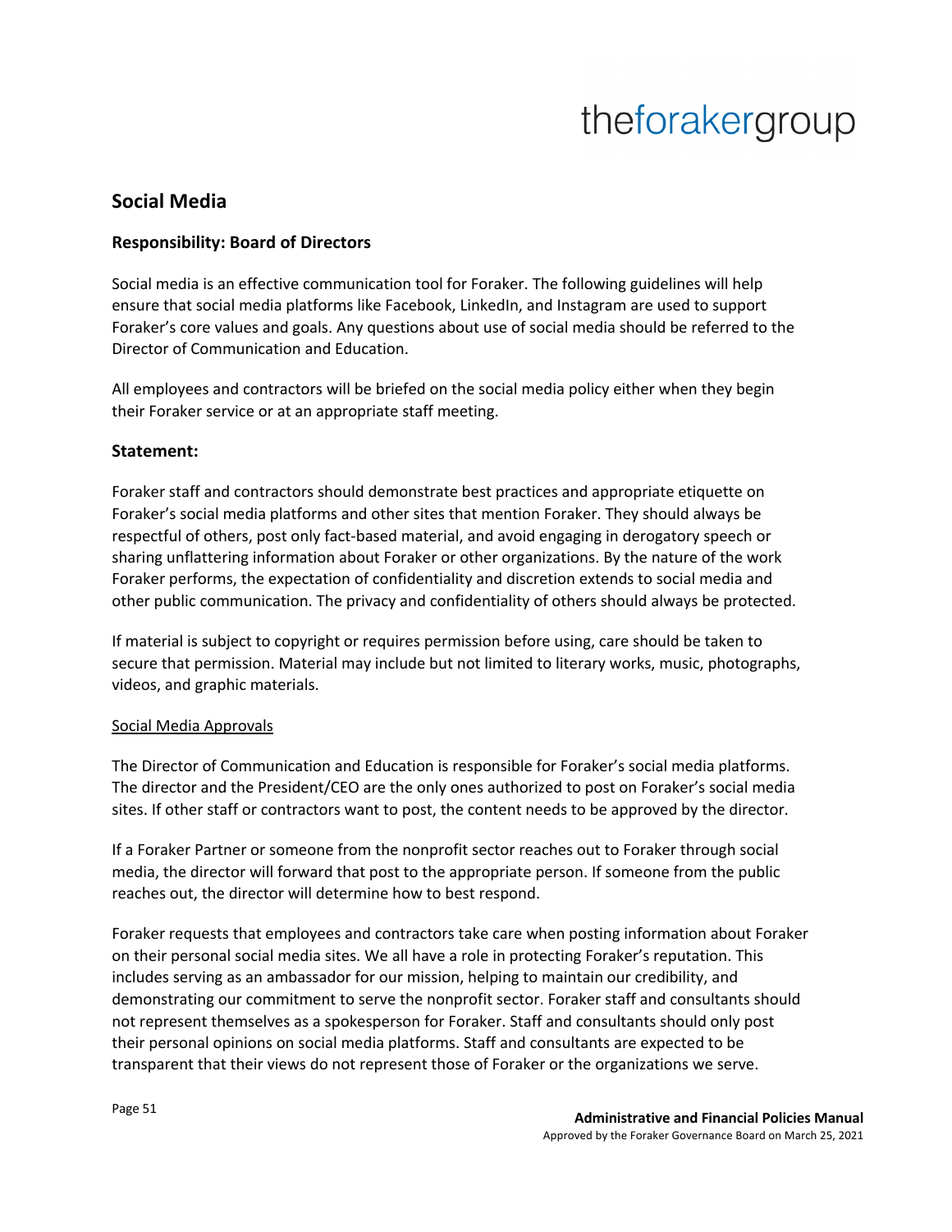## Social Media

### Responsibility: Board of Directors

Social media is an effective communication tool for Foraker. The following guidelines will help ensure that social media platforms like Facebook, LinkedIn, and Instagram are used to support Foraker's core values and goals. Any questions about use of social media should be referred to the Director of Communication and Education.

All employees and contractors will be briefed on the social media policy either when they begin their Foraker service or at an appropriate staff meeting.

### Statement:

Foraker staff and contractors should demonstrate best practices and appropriate etiquette on Foraker's social media platforms and other sites that mention Foraker. They should always be respectful of others, post only fact-based material, and avoid engaging in derogatory speech or sharing unflattering information about Foraker or other organizations. By the nature of the work Foraker performs, the expectation of confidentiality and discretion extends to social media and other public communication. The privacy and confidentiality of others should always be protected.

If material is subject to copyright or requires permission before using, care should be taken to secure that permission. Material may include but not limited to literary works, music, photographs, videos, and graphic materials.

<u>Social Media Approvals</u>

The Director of Communication and Education is responsible for Foraker's social media platforms. The director and the President/CEO are the only ones authorized to post on Foraker's social media sites. If other staff or contractors want to post, the content needs to be approved by the director.

If a Foraker Partner or someone from the nonprofit sector reaches out to Foraker through social media, the director will forward that post to the appropriate person. If someone from the public reaches out, the director will determine how to best respond.

Foraker requests that employees and contractors take care when posting information about Foraker on their personal social media sites. We all have a role in protecting Foraker's reputation. This includes serving as an ambassador for our mission, helping to maintain our credibility, and demonstrating our commitment to serve the nonprofit sector. Foraker staff and consultants should not represent themselves as a spokesperson for Foraker. Staff and consultants should only post their personal opinions on social media platforms. Staff and consultants are expected to be transparent that their views do not represent those of Foraker or the organizations we serve.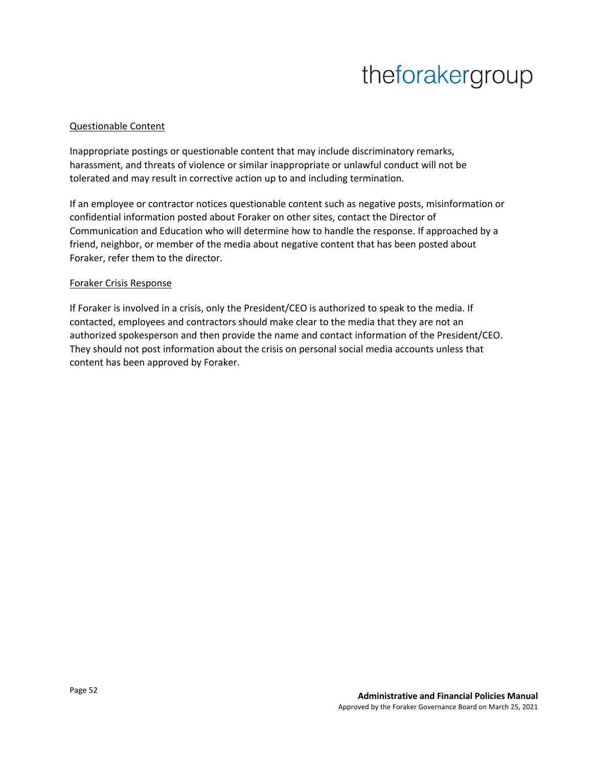## Questionable Content

Inappropriate postings or questionable content that may include discriminatory remarks, harassment, and threats of violence or similar inappropriate or unlawful conduct will not be tolerated and may result in corrective action up to and including termination.

If an employee or contractor notices questionable content such as negative posts, misinformation or confidential information posted about Foraker on other sites, contact the Director of Communication and Education who will determine how to handle the response. If approached by a friend, neighbor, or member of the media about negative content that has been posted about Foraker, refer them to the director.

## Foraker Crisis Response

If Foraker is involved in a crisis, only the President/CEO is authorized to speak to the media. If contacted, employees and contractors should make clear to the media that they are not an authorized spokesperson and then provide the name and contact information of the President/CEO. They should not post information about the crisis on personal social media accounts unless that content has been approved by Foraker.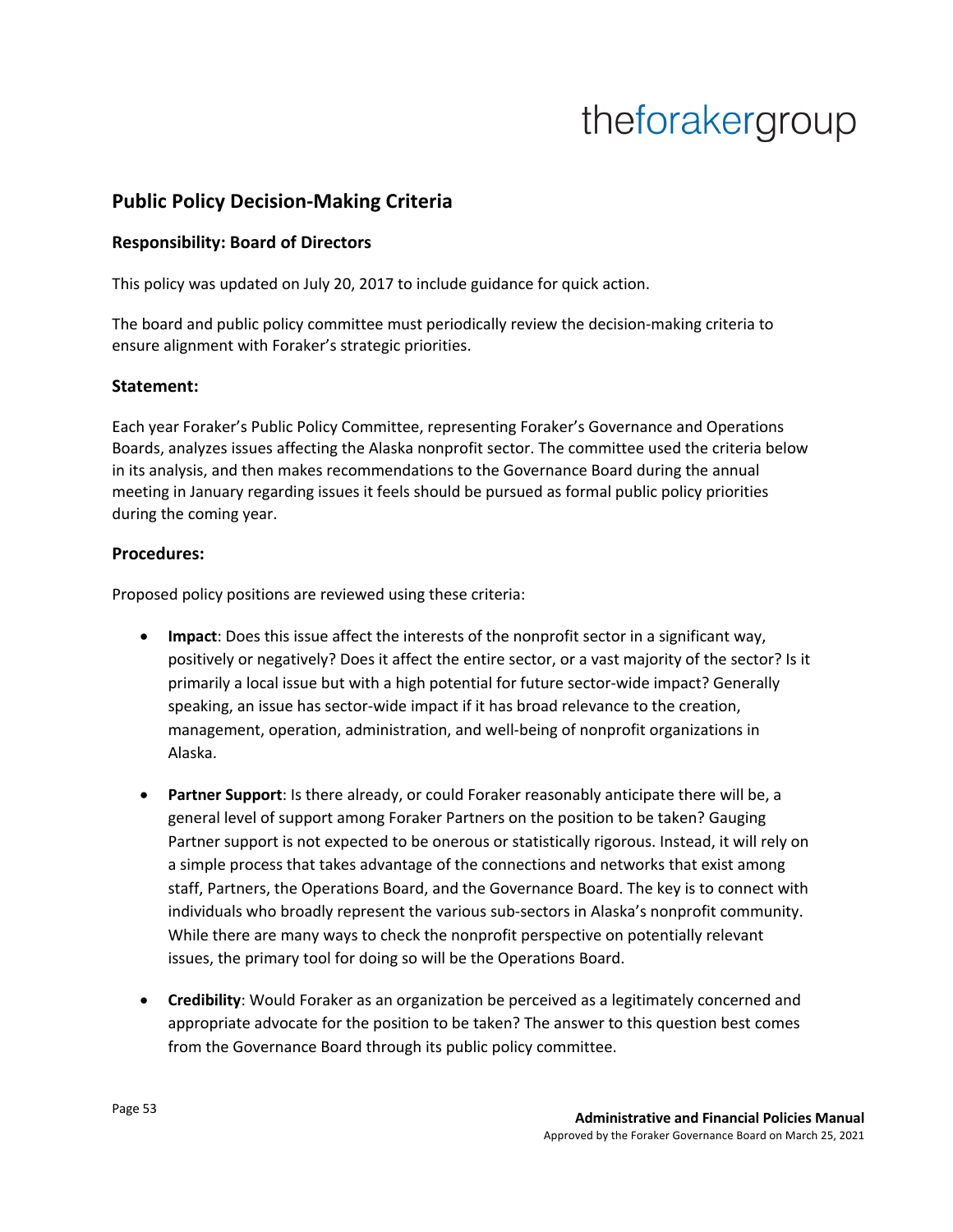## Public Policy Decision-Making Criteria

### Responsibility: Board of Directors

This policy was updated on July 20, 2017 to include guidance for quick action.

The board and public policy committee must periodically review the decision-making criteria to ensure alignment with Foraker's strategic priorities.

### Statement:

Each year Foraker's Public Policy Committee, representing Foraker's Governance and Operations Boards, analyzes issues affecting the Alaska nonprofit sector. The committee used the criteria below in its analysis, and then makes recommendations to the Governance Board during the annual meeting in January regarding issues it feels should be pursued as formal public policy priorities during the coming year.

### Procedures:

Proposed policy positions are reviewed using these criteria:

- **Impact**: Does this issue affect the interests of the nonprofit sector in a significant way, positively or negatively? Does it affect the entire sector, or a vast majority of the sector? Is it primarily a local issue but with a high potential for future sector-wide impact? Generally speaking, an issue has sector-wide impact if it has broad relevance to the creation, management, operation, administration, and well-being of nonprofit organizations in Alaska.

- **Partner Support**: Is there already, or could Foraker reasonably anticipate there will be, a general level of support among Foraker Partners on the position to be taken? Gauging Partner support is not expected to be onerous or statistically rigorous. Instead, it will rely on a simple process that takes advantage of the connections and networks that exist among staff, Partners, the Operations Board, and the Governance Board. The key is to connect with individuals who broadly represent the various sub-sectors in Alaska's nonprofit community. While there are many ways to check the nonprofit perspective on potentially relevant issues, the primary tool for doing so will be the Operations Board.

- **Credibility**: Would Foraker as an organization be perceived as a legitimately concerned and appropriate advocate for the position to be taken? The answer to this question best comes from the Governance Board through its public policy committee.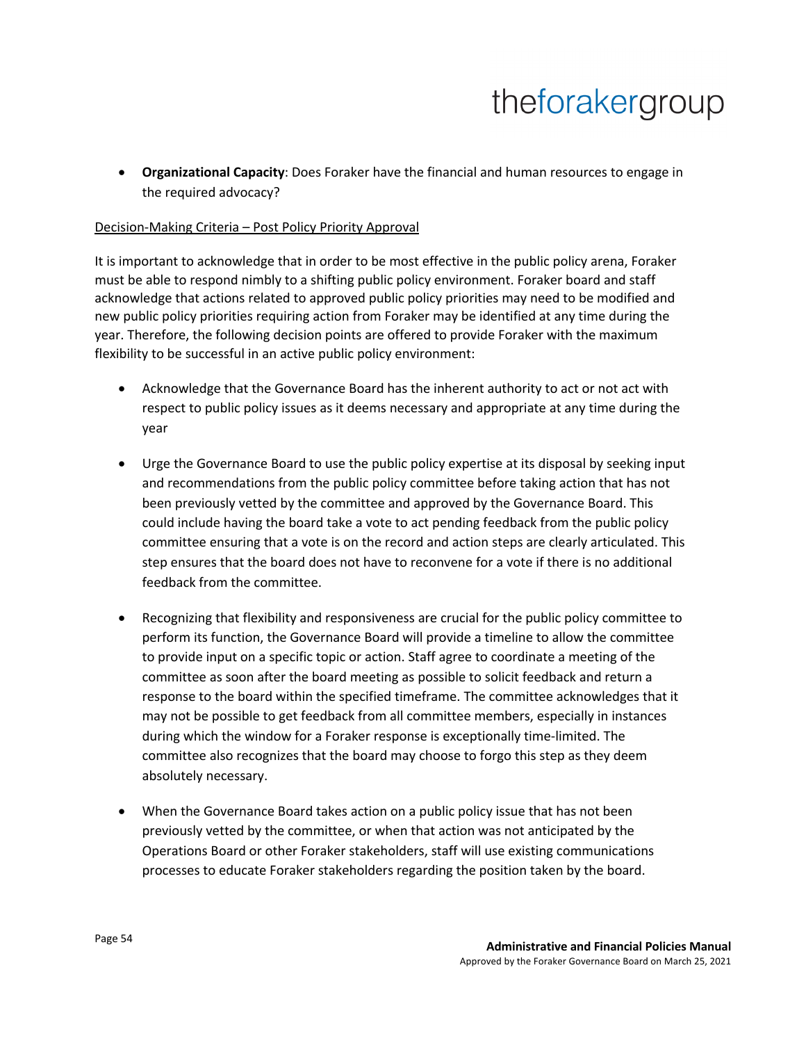- **Organizational Capacity**: Does Foraker have the financial and human resources to engage in the required advocacy?

Decision-Making Criteria – Post Policy Priority Approval

It is important to acknowledge that in order to be most effective in the public policy arena, Foraker must be able to respond nimbly to a shifting public policy environment. Foraker board and staff acknowledge that actions related to approved public policy priorities may need to be modified and new public policy priorities requiring action from Foraker may be identified at any time during the year. Therefore, the following decision points are offered to provide Foraker with the maximum flexibility to be successful in an active public policy environment:

- Acknowledge that the Governance Board has the inherent authority to act or not act with respect to public policy issues as it deems necessary and appropriate at any time during the year

- Urge the Governance Board to use the public policy expertise at its disposal by seeking input and recommendations from the public policy committee before taking action that has not been previously vetted by the committee and approved by the Governance Board. This could include having the board take a vote to act pending feedback from the public policy committee ensuring that a vote is on the record and action steps are clearly articulated. This step ensures that the board does not have to reconvene for a vote if there is no additional feedback from the committee.

- Recognizing that flexibility and responsiveness are crucial for the public policy committee to perform its function, the Governance Board will provide a timeline to allow the committee to provide input on a specific topic or action. Staff agree to coordinate a meeting of the committee as soon after the board meeting as possible to solicit feedback and return a response to the board within the specified timeframe. The committee acknowledges that it may not be possible to get feedback from all committee members, especially in instances during which the window for a Foraker response is exceptionally time-limited. The committee also recognizes that the board may choose to forgo this step as they deem absolutely necessary.

- When the Governance Board takes action on a public policy issue that has not been previously vetted by the committee, or when that action was not anticipated by the Operations Board or other Foraker stakeholders, staff will use existing communications processes to educate Foraker stakeholders regarding the position taken by the board.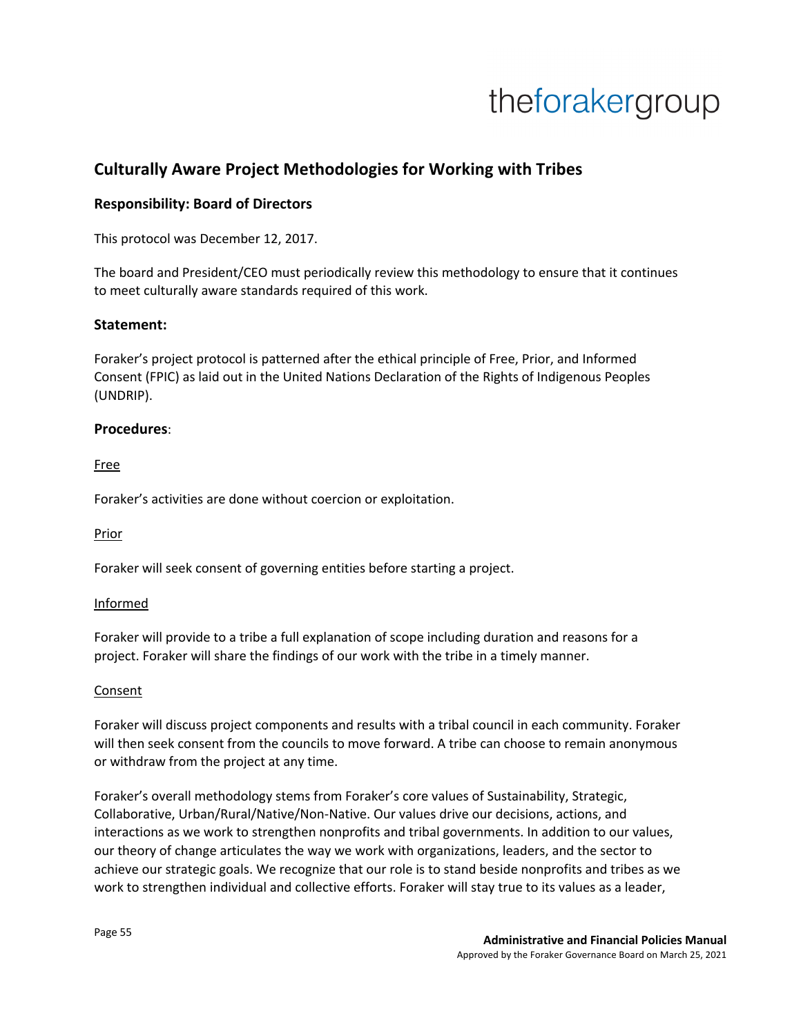## Culturally Aware Project Methodologies for Working with Tribes

### Responsibility: Board of Directors

This protocol was December 12, 2017.

The board and President/CEO must periodically review this methodology to ensure that it continues to meet culturally aware standards required of this work.

### Statement:

Foraker's project protocol is patterned after the ethical principle of Free, Prior, and Informed Consent (FPIC) as laid out in the United Nations Declaration of the Rights of Indigenous Peoples (UNDRIP).

### Procedures:

<u>Free</u>

Foraker's activities are done without coercion or exploitation.

<u>Prior</u>

Foraker will seek consent of governing entities before starting a project.

<u>Informed</u>

Foraker will provide to a tribe a full explanation of scope including duration and reasons for a project. Foraker will share the findings of our work with the tribe in a timely manner.

<u>Consent</u>

Foraker will discuss project components and results with a tribal council in each community. Foraker will then seek consent from the councils to move forward. A tribe can choose to remain anonymous or withdraw from the project at any time.

Foraker's overall methodology stems from Foraker's core values of Sustainability, Strategic, Collaborative, Urban/Rural/Native/Non-Native. Our values drive our decisions, actions, and interactions as we work to strengthen nonprofits and tribal governments. In addition to our values, our theory of change articulates the way we work with organizations, leaders, and the sector to achieve our strategic goals. We recognize that our role is to stand beside nonprofits and tribes as we work to strengthen individual and collective efforts. Foraker will stay true to its values as a leader,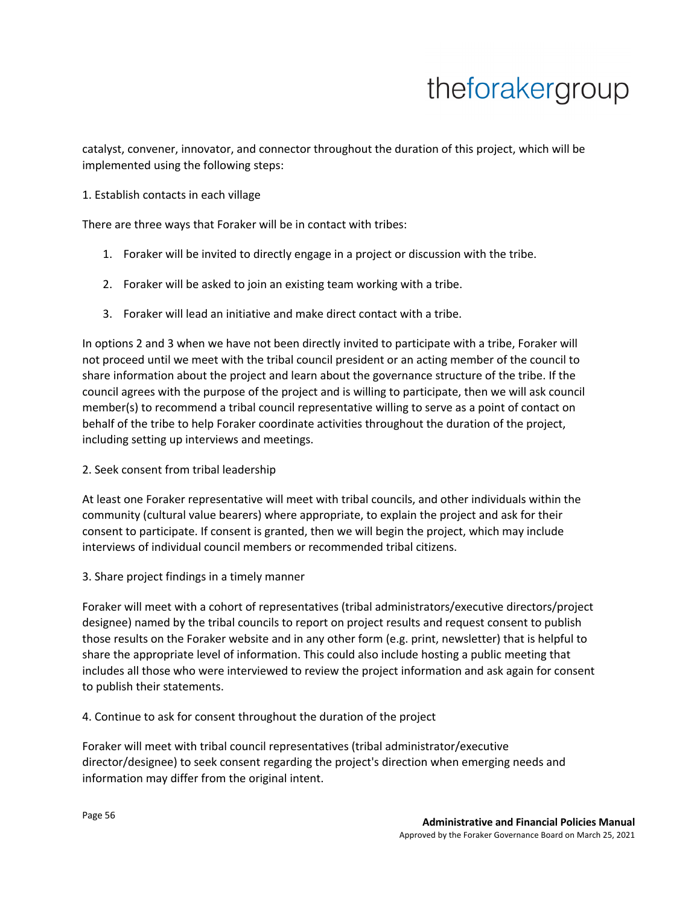catalyst, convener, innovator, and connector throughout the duration of this project, which will be implemented using the following steps:

1. Establish contacts in each village

There are three ways that Foraker will be in contact with tribes:

1. Foraker will be invited to directly engage in a project or discussion with the tribe.
2. Foraker will be asked to join an existing team working with a tribe.
3. Foraker will lead an initiative and make direct contact with a tribe.

In options 2 and 3 when we have not been directly invited to participate with a tribe, Foraker will not proceed until we meet with the tribal council president or an acting member of the council to share information about the project and learn about the governance structure of the tribe. If the council agrees with the purpose of the project and is willing to participate, then we will ask council member(s) to recommend a tribal council representative willing to serve as a point of contact on behalf of the tribe to help Foraker coordinate activities throughout the duration of the project, including setting up interviews and meetings.

2. Seek consent from tribal leadership

At least one Foraker representative will meet with tribal councils, and other individuals within the community (cultural value bearers) where appropriate, to explain the project and ask for their consent to participate. If consent is granted, then we will begin the project, which may include interviews of individual council members or recommended tribal citizens.

3. Share project findings in a timely manner

Foraker will meet with a cohort of representatives (tribal administrators/executive directors/project designee) named by the tribal councils to report on project results and request consent to publish those results on the Foraker website and in any other form (e.g. print, newsletter) that is helpful to share the appropriate level of information. This could also include hosting a public meeting that includes all those who were interviewed to review the project information and ask again for consent to publish their statements.

4. Continue to ask for consent throughout the duration of the project

Foraker will meet with tribal council representatives (tribal administrator/executive director/designee) to seek consent regarding the project's direction when emerging needs and information may differ from the original intent.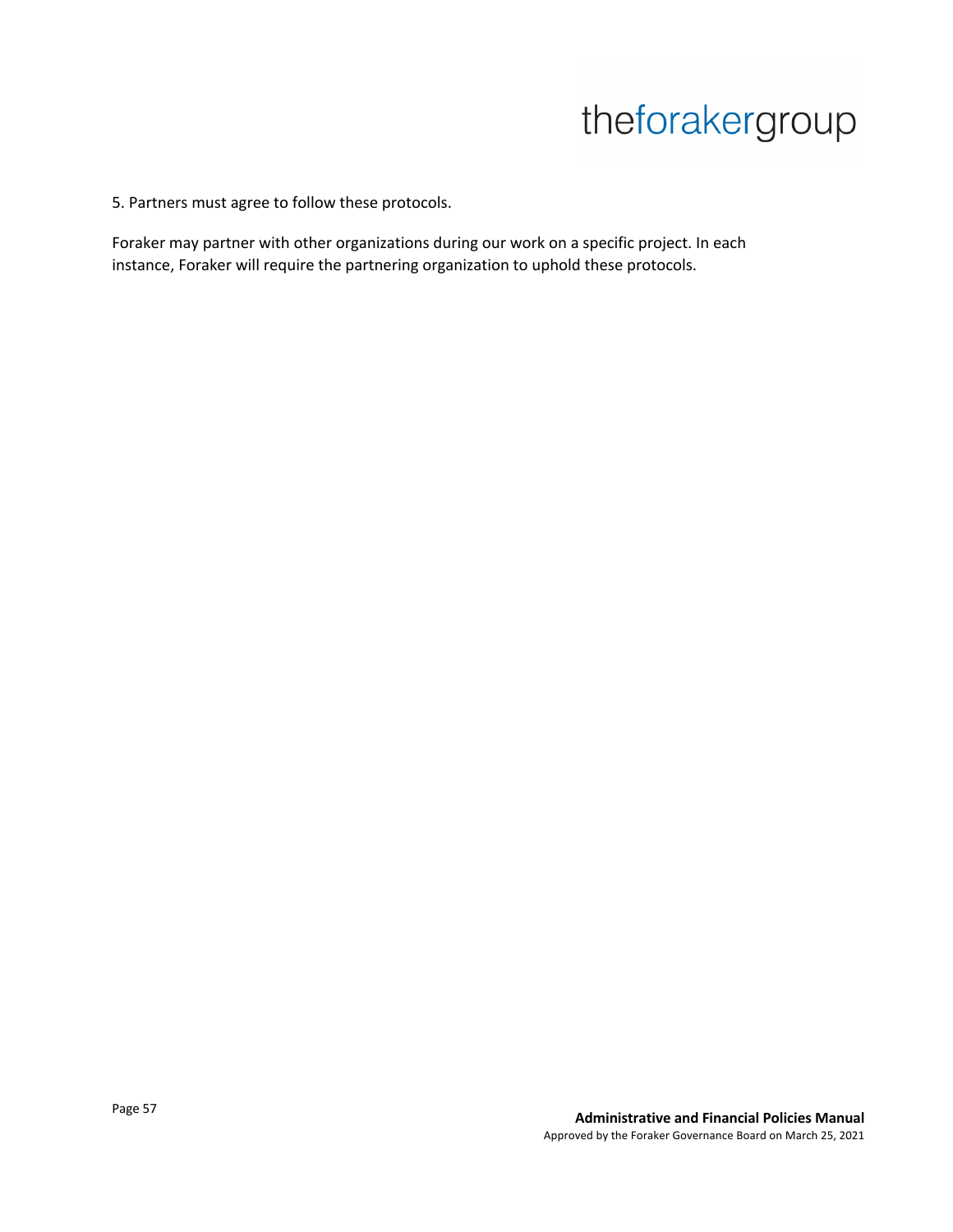5. Partners must agree to follow these protocols.

Foraker may partner with other organizations during our work on a specific project. In each instance, Foraker will require the partnering organization to uphold these protocols.